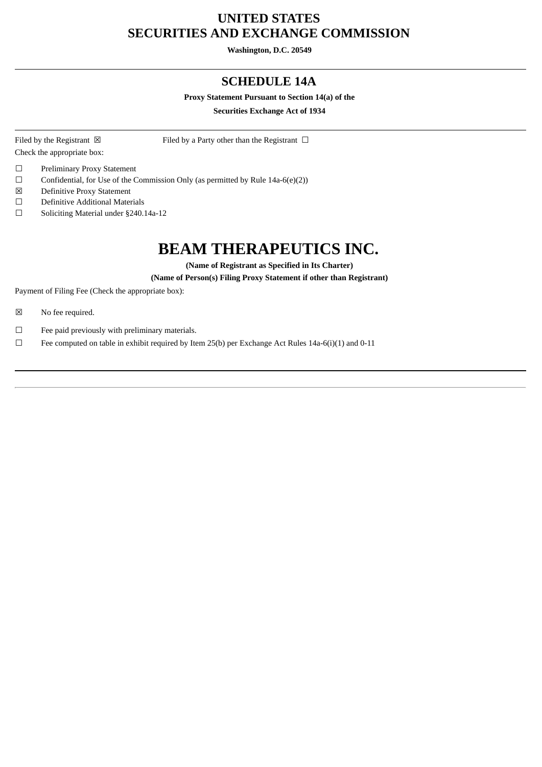# UNITED STATES
# SECURITIES AND EXCHANGE COMMISSION

**Washington, D.C. 20549**

---

## SCHEDULE 14A

**Proxy Statement Pursuant to Section 14(a) of the**

**Securities Exchange Act of 1934**

---

Filed by the Registrant ☒ Filed by a Party other than the Registrant ☐

Check the appropriate box:

☐ Preliminary Proxy Statement

☐ Confidential, for Use of the Commission Only (as permitted by Rule 14a-6(e)(2))

☒ Definitive Proxy Statement

☐ Definitive Additional Materials

☐ Soliciting Material under §240.14a-12

# BEAM THERAPEUTICS INC.

**(Name of Registrant as Specified in Its Charter)**

**(Name of Person(s) Filing Proxy Statement if other than Registrant)**

Payment of Filing Fee (Check the appropriate box):

☒ No fee required.

☐ Fee paid previously with preliminary materials.

☐ Fee computed on table in exhibit required by Item 25(b) per Exchange Act Rules 14a-6(i)(1) and 0-11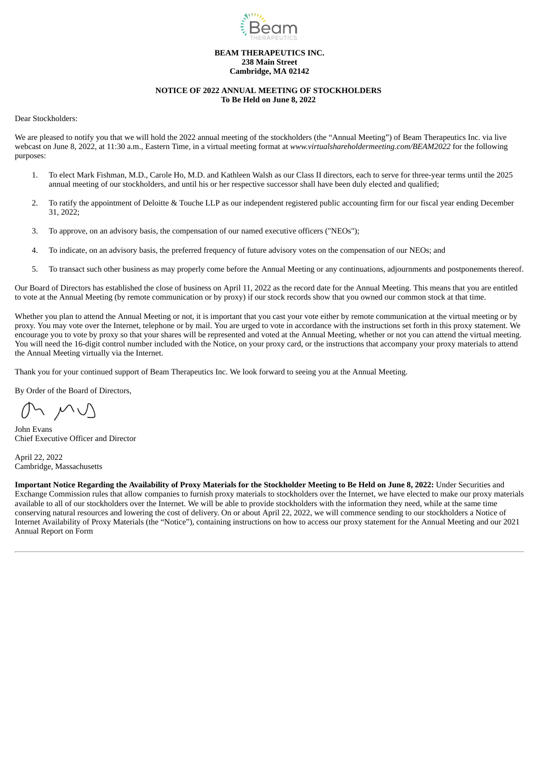**BEAM THERAPEUTICS INC.**
**238 Main Street**
**Cambridge, MA 02142**

**NOTICE OF 2022 ANNUAL MEETING OF STOCKHOLDERS**
**To Be Held on June 8, 2022**

Dear Stockholders:

We are pleased to notify you that we will hold the 2022 annual meeting of the stockholders (the "Annual Meeting") of Beam Therapeutics Inc. via live webcast on June 8, 2022, at 11:30 a.m., Eastern Time, in a virtual meeting format at *www.virtualshareholdermeeting.com/BEAM2022* for the following purposes:

1. To elect Mark Fishman, M.D., Carole Ho, M.D. and Kathleen Walsh as our Class II directors, each to serve for three-year terms until the 2025 annual meeting of our stockholders, and until his or her respective successor shall have been duly elected and qualified;

2. To ratify the appointment of Deloitte & Touche LLP as our independent registered public accounting firm for our fiscal year ending December 31, 2022;

3. To approve, on an advisory basis, the compensation of our named executive officers ("NEOs");

4. To indicate, on an advisory basis, the preferred frequency of future advisory votes on the compensation of our NEOs; and

5. To transact such other business as may properly come before the Annual Meeting or any continuations, adjournments and postponements thereof.

Our Board of Directors has established the close of business on April 11, 2022 as the record date for the Annual Meeting. This means that you are entitled to vote at the Annual Meeting (by remote communication or by proxy) if our stock records show that you owned our common stock at that time.

Whether you plan to attend the Annual Meeting or not, it is important that you cast your vote either by remote communication at the virtual meeting or by proxy. You may vote over the Internet, telephone or by mail. You are urged to vote in accordance with the instructions set forth in this proxy statement. We encourage you to vote by proxy so that your shares will be represented and voted at the Annual Meeting, whether or not you can attend the virtual meeting. You will need the 16-digit control number included with the Notice, on your proxy card, or the instructions that accompany your proxy materials to attend the Annual Meeting virtually via the Internet.

Thank you for your continued support of Beam Therapeutics Inc. We look forward to seeing you at the Annual Meeting.

By Order of the Board of Directors,

John Evans
Chief Executive Officer and Director

April 22, 2022
Cambridge, Massachusetts

**Important Notice Regarding the Availability of Proxy Materials for the Stockholder Meeting to Be Held on June 8, 2022:** Under Securities and Exchange Commission rules that allow companies to furnish proxy materials to stockholders over the Internet, we have elected to make our proxy materials available to all of our stockholders over the Internet. We will be able to provide stockholders with the information they need, while at the same time conserving natural resources and lowering the cost of delivery. On or about April 22, 2022, we will commence sending to our stockholders a Notice of Internet Availability of Proxy Materials (the "Notice"), containing instructions on how to access our proxy statement for the Annual Meeting and our 2021 Annual Report on Form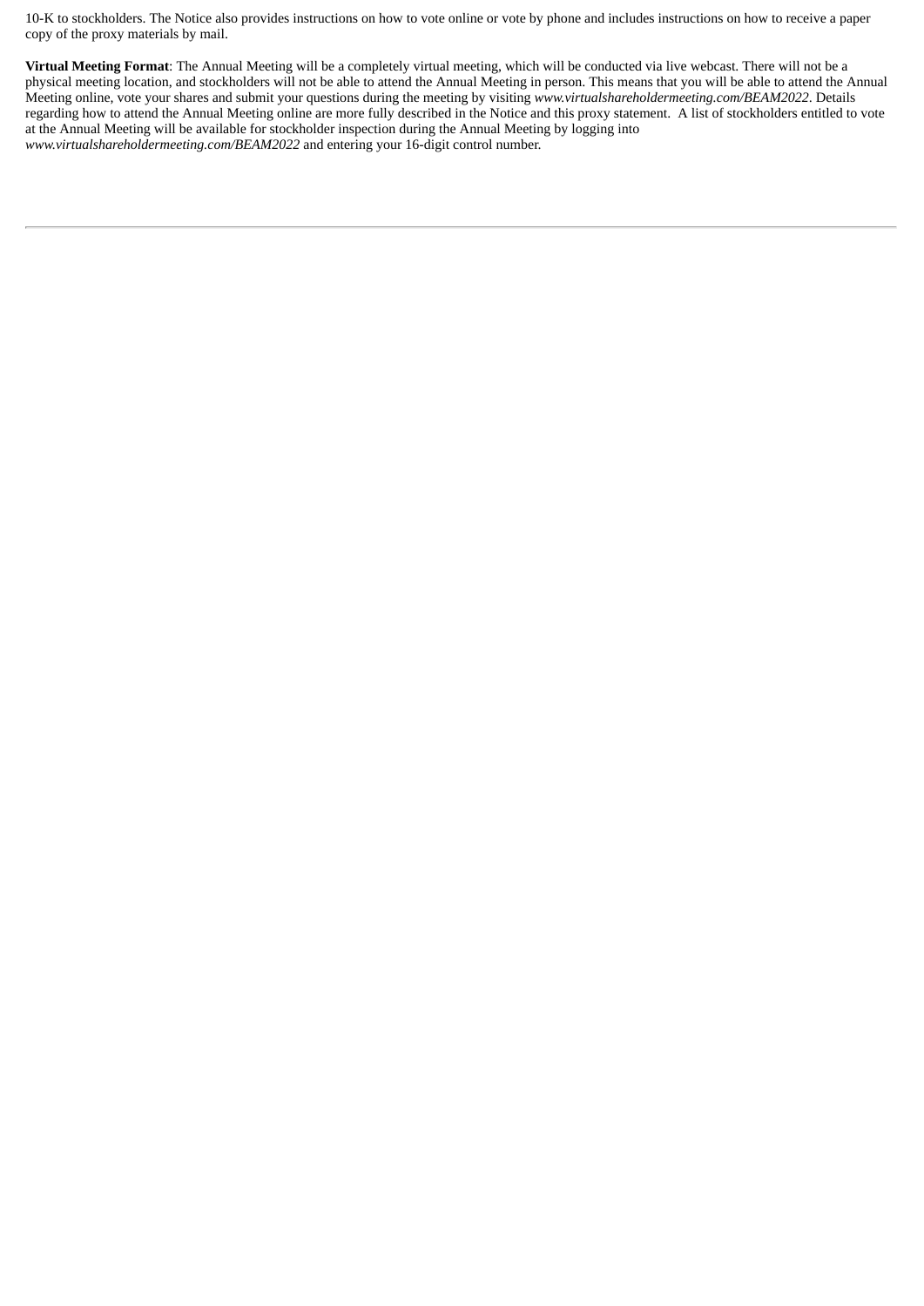10-K to stockholders. The Notice also provides instructions on how to vote online or vote by phone and includes instructions on how to receive a paper copy of the proxy materials by mail.

**Virtual Meeting Format**: The Annual Meeting will be a completely virtual meeting, which will be conducted via live webcast. There will not be a physical meeting location, and stockholders will not be able to attend the Annual Meeting in person. This means that you will be able to attend the Annual Meeting online, vote your shares and submit your questions during the meeting by visiting *www.virtualshareholdermeeting.com/BEAM2022*. Details regarding how to attend the Annual Meeting online are more fully described in the Notice and this proxy statement. A list of stockholders entitled to vote at the Annual Meeting will be available for stockholder inspection during the Annual Meeting by logging into *www.virtualshareholdermeeting.com/BEAM2022* and entering your 16-digit control number.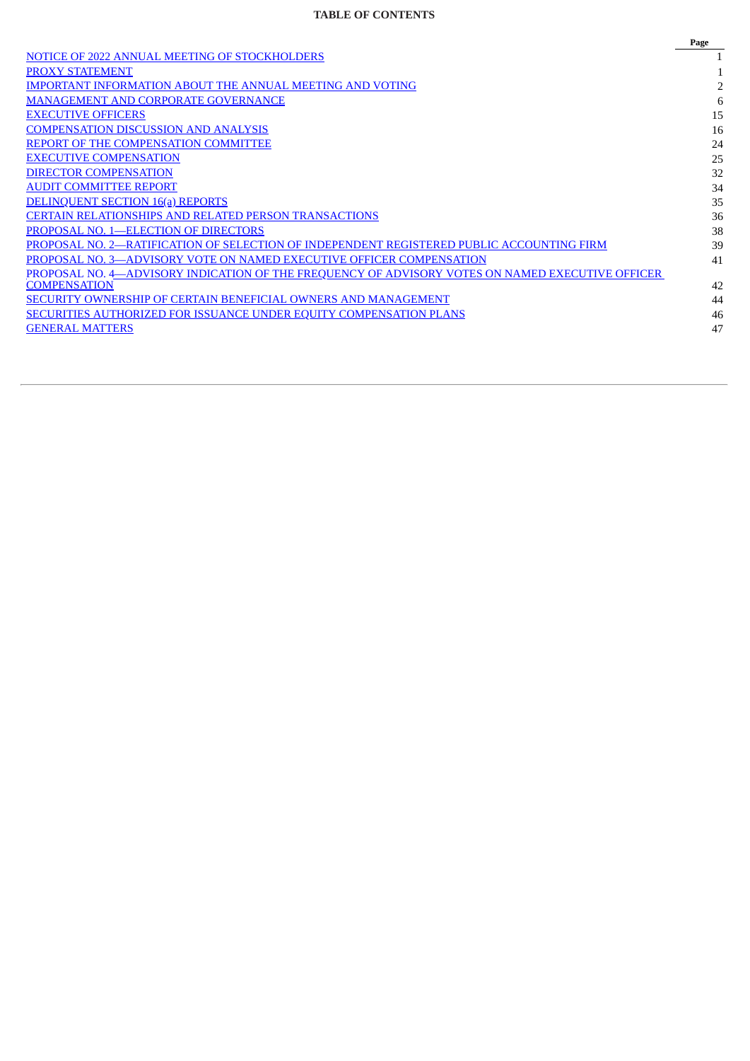# TABLE OF CONTENTS

| | Page |
|---|---|
| NOTICE OF 2022 ANNUAL MEETING OF STOCKHOLDERS | 1 |
| PROXY STATEMENT | 1 |
| IMPORTANT INFORMATION ABOUT THE ANNUAL MEETING AND VOTING | 2 |
| MANAGEMENT AND CORPORATE GOVERNANCE | 6 |
| EXECUTIVE OFFICERS | 15 |
| COMPENSATION DISCUSSION AND ANALYSIS | 16 |
| REPORT OF THE COMPENSATION COMMITTEE | 24 |
| EXECUTIVE COMPENSATION | 25 |
| DIRECTOR COMPENSATION | 32 |
| AUDIT COMMITTEE REPORT | 34 |
| DELINQUENT SECTION 16(a) REPORTS | 35 |
| CERTAIN RELATIONSHIPS AND RELATED PERSON TRANSACTIONS | 36 |
| PROPOSAL NO. 1—ELECTION OF DIRECTORS | 38 |
| PROPOSAL NO. 2—RATIFICATION OF SELECTION OF INDEPENDENT REGISTERED PUBLIC ACCOUNTING FIRM | 39 |
| PROPOSAL NO. 3—ADVISORY VOTE ON NAMED EXECUTIVE OFFICER COMPENSATION | 41 |
| PROPOSAL NO. 4—ADVISORY INDICATION OF THE FREQUENCY OF ADVISORY VOTES ON NAMED EXECUTIVE OFFICER COMPENSATION | 42 |
| SECURITY OWNERSHIP OF CERTAIN BENEFICIAL OWNERS AND MANAGEMENT | 44 |
| SECURITIES AUTHORIZED FOR ISSUANCE UNDER EQUITY COMPENSATION PLANS | 46 |
| GENERAL MATTERS | 47 |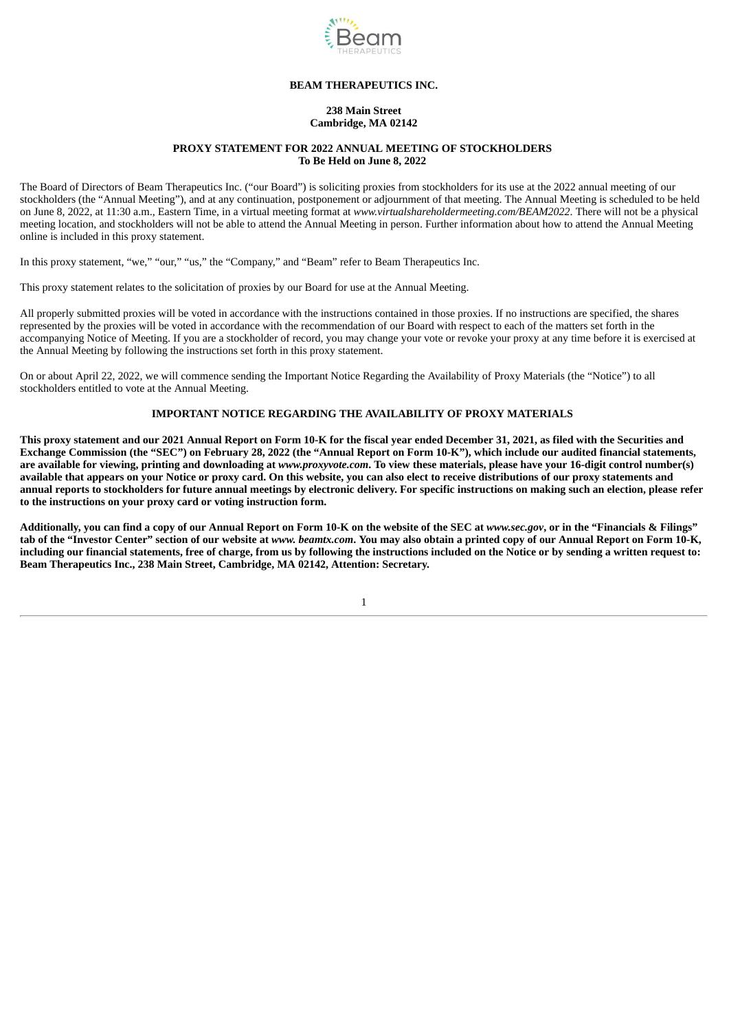**BEAM THERAPEUTICS INC.**

**238 Main Street**
**Cambridge, MA 02142**

**PROXY STATEMENT FOR 2022 ANNUAL MEETING OF STOCKHOLDERS**
**To Be Held on June 8, 2022**

The Board of Directors of Beam Therapeutics Inc. ("our Board") is soliciting proxies from stockholders for its use at the 2022 annual meeting of our stockholders (the "Annual Meeting"), and at any continuation, postponement or adjournment of that meeting. The Annual Meeting is scheduled to be held on June 8, 2022, at 11:30 a.m., Eastern Time, in a virtual meeting format at *www.virtualshareholdermeeting.com/BEAM2022*. There will not be a physical meeting location, and stockholders will not be able to attend the Annual Meeting in person. Further information about how to attend the Annual Meeting online is included in this proxy statement.

In this proxy statement, "we," "our," "us," the "Company," and "Beam" refer to Beam Therapeutics Inc.

This proxy statement relates to the solicitation of proxies by our Board for use at the Annual Meeting.

All properly submitted proxies will be voted in accordance with the instructions contained in those proxies. If no instructions are specified, the shares represented by the proxies will be voted in accordance with the recommendation of our Board with respect to each of the matters set forth in the accompanying Notice of Meeting. If you are a stockholder of record, you may change your vote or revoke your proxy at any time before it is exercised at the Annual Meeting by following the instructions set forth in this proxy statement.

On or about April 22, 2022, we will commence sending the Important Notice Regarding the Availability of Proxy Materials (the "Notice") to all stockholders entitled to vote at the Annual Meeting.

**IMPORTANT NOTICE REGARDING THE AVAILABILITY OF PROXY MATERIALS**

**This proxy statement and our 2021 Annual Report on Form 10-K for the fiscal year ended December 31, 2021, as filed with the Securities and Exchange Commission (the "SEC") on February 28, 2022 (the "Annual Report on Form 10-K"), which include our audited financial statements, are available for viewing, printing and downloading at *www.proxyvote.com*. To view these materials, please have your 16-digit control number(s) available that appears on your Notice or proxy card. On this website, you can also elect to receive distributions of our proxy statements and annual reports to stockholders for future annual meetings by electronic delivery. For specific instructions on making such an election, please refer to the instructions on your proxy card or voting instruction form.**

**Additionally, you can find a copy of our Annual Report on Form 10-K on the website of the SEC at *www.sec.gov*, or in the "Financials & Filings" tab of the "Investor Center" section of our website at *www. beamtx.com*. You may also obtain a printed copy of our Annual Report on Form 10-K, including our financial statements, free of charge, from us by following the instructions included on the Notice or by sending a written request to: Beam Therapeutics Inc., 238 Main Street, Cambridge, MA 02142, Attention: Secretary.**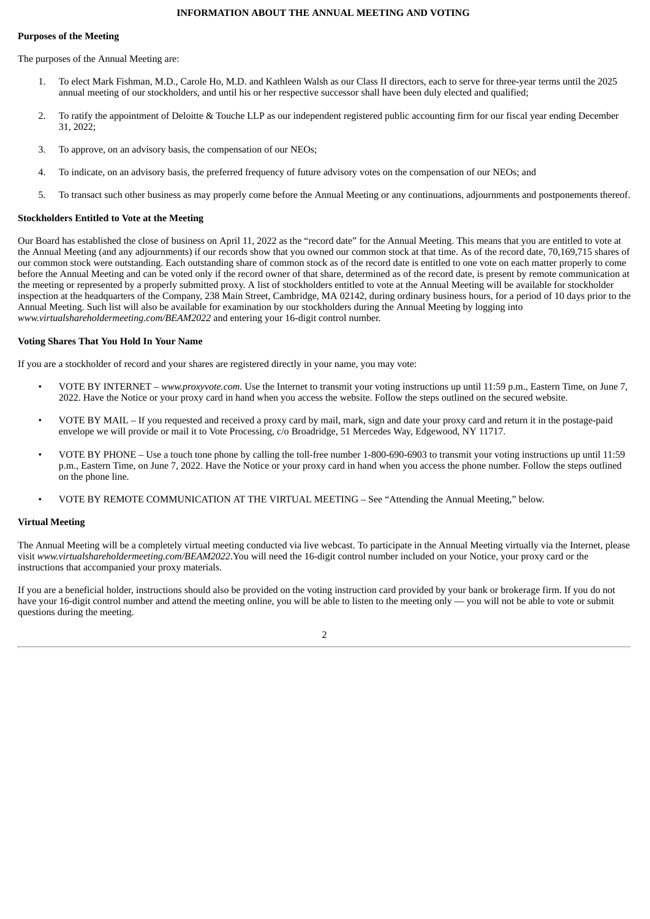## INFORMATION ABOUT THE ANNUAL MEETING AND VOTING

**Purposes of the Meeting**

The purposes of the Annual Meeting are:

1. To elect Mark Fishman, M.D., Carole Ho, M.D. and Kathleen Walsh as our Class II directors, each to serve for three-year terms until the 2025 annual meeting of our stockholders, and until his or her respective successor shall have been duly elected and qualified;

2. To ratify the appointment of Deloitte & Touche LLP as our independent registered public accounting firm for our fiscal year ending December 31, 2022;

3. To approve, on an advisory basis, the compensation of our NEOs;

4. To indicate, on an advisory basis, the preferred frequency of future advisory votes on the compensation of our NEOs; and

5. To transact such other business as may properly come before the Annual Meeting or any continuations, adjournments and postponements thereof.

**Stockholders Entitled to Vote at the Meeting**

Our Board has established the close of business on April 11, 2022 as the "record date" for the Annual Meeting. This means that you are entitled to vote at the Annual Meeting (and any adjournments) if our records show that you owned our common stock at that time. As of the record date, 70,169,715 shares of our common stock were outstanding. Each outstanding share of common stock as of the record date is entitled to one vote on each matter properly to come before the Annual Meeting and can be voted only if the record owner of that share, determined as of the record date, is present by remote communication at the meeting or represented by a properly submitted proxy. A list of stockholders entitled to vote at the Annual Meeting will be available for stockholder inspection at the headquarters of the Company, 238 Main Street, Cambridge, MA 02142, during ordinary business hours, for a period of 10 days prior to the Annual Meeting. Such list will also be available for examination by our stockholders during the Annual Meeting by logging into *www.virtualshareholdermeeting.com/BEAM2022* and entering your 16-digit control number.

**Voting Shares That You Hold In Your Name**

If you are a stockholder of record and your shares are registered directly in your name, you may vote:

- VOTE BY INTERNET – *www.proxyvote.com*. Use the Internet to transmit your voting instructions up until 11:59 p.m., Eastern Time, on June 7, 2022. Have the Notice or your proxy card in hand when you access the website. Follow the steps outlined on the secured website.

- VOTE BY MAIL – If you requested and received a proxy card by mail, mark, sign and date your proxy card and return it in the postage-paid envelope we will provide or mail it to Vote Processing, c/o Broadridge, 51 Mercedes Way, Edgewood, NY 11717.

- VOTE BY PHONE – Use a touch tone phone by calling the toll-free number 1-800-690-6903 to transmit your voting instructions up until 11:59 p.m., Eastern Time, on June 7, 2022. Have the Notice or your proxy card in hand when you access the phone number. Follow the steps outlined on the phone line.

- VOTE BY REMOTE COMMUNICATION AT THE VIRTUAL MEETING – See "Attending the Annual Meeting," below.

**Virtual Meeting**

The Annual Meeting will be a completely virtual meeting conducted via live webcast. To participate in the Annual Meeting virtually via the Internet, please visit *www.virtualshareholdermeeting.com/BEAM2022*.You will need the 16-digit control number included on your Notice, your proxy card or the instructions that accompanied your proxy materials.

If you are a beneficial holder, instructions should also be provided on the voting instruction card provided by your bank or brokerage firm. If you do not have your 16-digit control number and attend the meeting online, you will be able to listen to the meeting only — you will not be able to vote or submit questions during the meeting.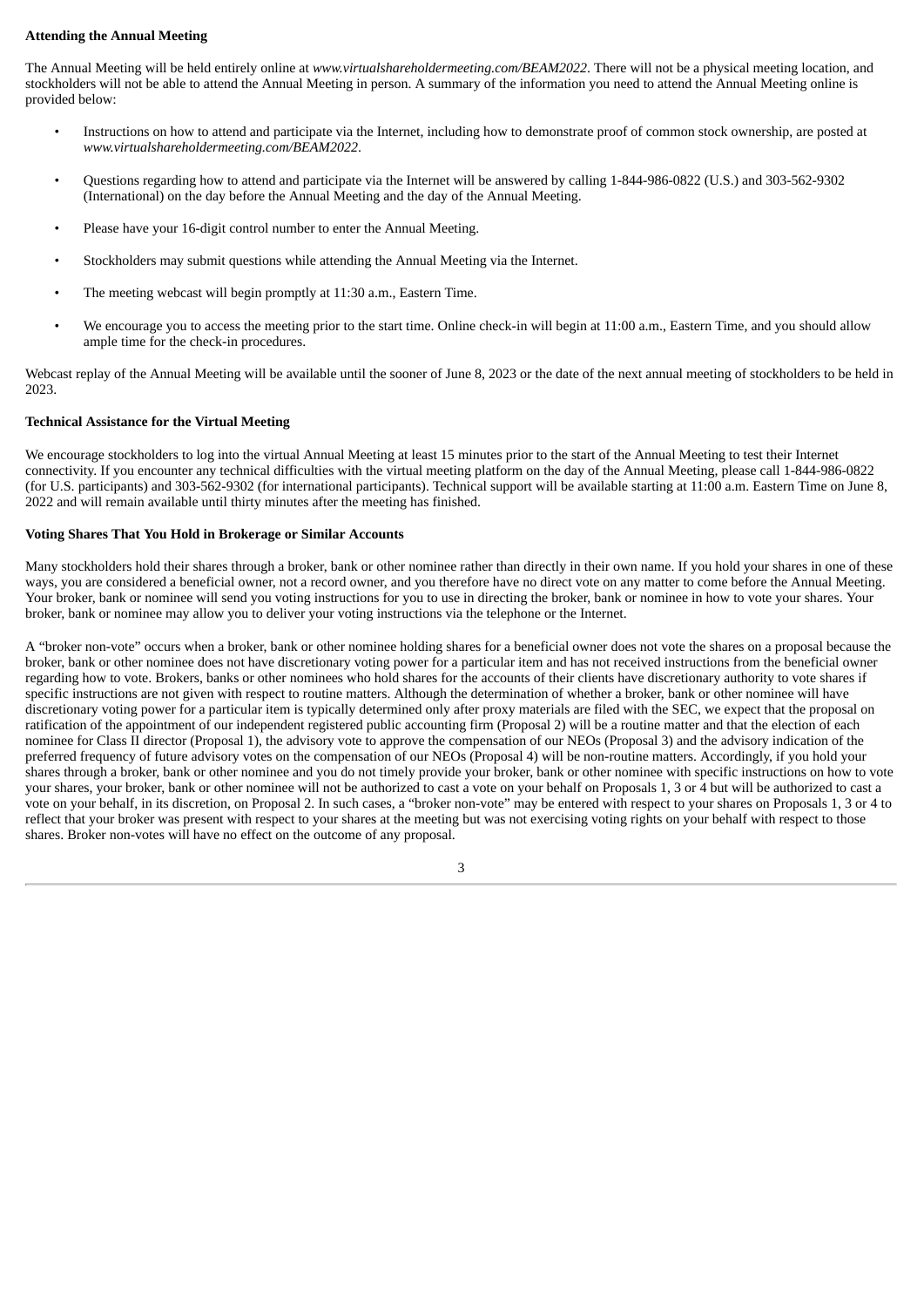**Attending the Annual Meeting**

The Annual Meeting will be held entirely online at *www.virtualshareholdermeeting.com/BEAM2022*. There will not be a physical meeting location, and stockholders will not be able to attend the Annual Meeting in person. A summary of the information you need to attend the Annual Meeting online is provided below:

- Instructions on how to attend and participate via the Internet, including how to demonstrate proof of common stock ownership, are posted at *www.virtualshareholdermeeting.com/BEAM2022*.
- Questions regarding how to attend and participate via the Internet will be answered by calling 1-844-986-0822 (U.S.) and 303-562-9302 (International) on the day before the Annual Meeting and the day of the Annual Meeting.
- Please have your 16-digit control number to enter the Annual Meeting.
- Stockholders may submit questions while attending the Annual Meeting via the Internet.
- The meeting webcast will begin promptly at 11:30 a.m., Eastern Time.
- We encourage you to access the meeting prior to the start time. Online check-in will begin at 11:00 a.m., Eastern Time, and you should allow ample time for the check-in procedures.

Webcast replay of the Annual Meeting will be available until the sooner of June 8, 2023 or the date of the next annual meeting of stockholders to be held in 2023.

**Technical Assistance for the Virtual Meeting**

We encourage stockholders to log into the virtual Annual Meeting at least 15 minutes prior to the start of the Annual Meeting to test their Internet connectivity. If you encounter any technical difficulties with the virtual meeting platform on the day of the Annual Meeting, please call 1-844-986-0822 (for U.S. participants) and 303-562-9302 (for international participants). Technical support will be available starting at 11:00 a.m. Eastern Time on June 8, 2022 and will remain available until thirty minutes after the meeting has finished.

**Voting Shares That You Hold in Brokerage or Similar Accounts**

Many stockholders hold their shares through a broker, bank or other nominee rather than directly in their own name. If you hold your shares in one of these ways, you are considered a beneficial owner, not a record owner, and you therefore have no direct vote on any matter to come before the Annual Meeting. Your broker, bank or nominee will send you voting instructions for you to use in directing the broker, bank or nominee in how to vote your shares. Your broker, bank or nominee may allow you to deliver your voting instructions via the telephone or the Internet.

A "broker non-vote" occurs when a broker, bank or other nominee holding shares for a beneficial owner does not vote the shares on a proposal because the broker, bank or other nominee does not have discretionary voting power for a particular item and has not received instructions from the beneficial owner regarding how to vote. Brokers, banks or other nominees who hold shares for the accounts of their clients have discretionary authority to vote shares if specific instructions are not given with respect to routine matters. Although the determination of whether a broker, bank or other nominee will have discretionary voting power for a particular item is typically determined only after proxy materials are filed with the SEC, we expect that the proposal on ratification of the appointment of our independent registered public accounting firm (Proposal 2) will be a routine matter and that the election of each nominee for Class II director (Proposal 1), the advisory vote to approve the compensation of our NEOs (Proposal 3) and the advisory indication of the preferred frequency of future advisory votes on the compensation of our NEOs (Proposal 4) will be non-routine matters. Accordingly, if you hold your shares through a broker, bank or other nominee and you do not timely provide your broker, bank or other nominee with specific instructions on how to vote your shares, your broker, bank or other nominee will not be authorized to cast a vote on your behalf on Proposals 1, 3 or 4 but will be authorized to cast a vote on your behalf, in its discretion, on Proposal 2. In such cases, a "broker non-vote" may be entered with respect to your shares on Proposals 1, 3 or 4 to reflect that your broker was present with respect to your shares at the meeting but was not exercising voting rights on your behalf with respect to those shares. Broker non-votes will have no effect on the outcome of any proposal.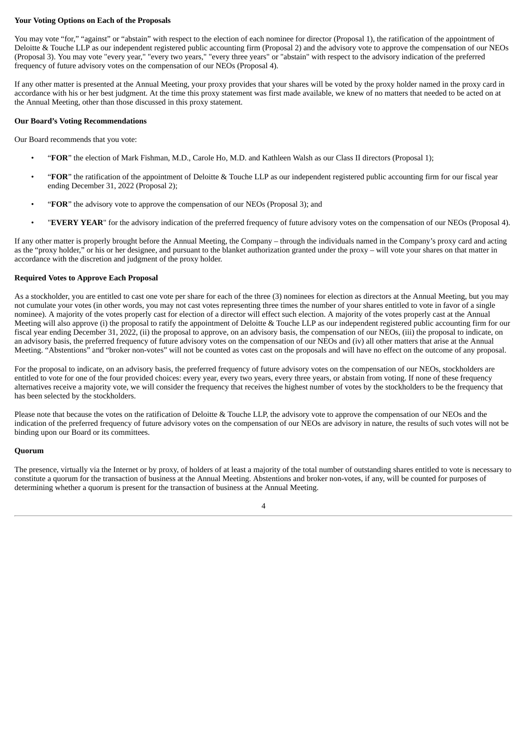**Your Voting Options on Each of the Proposals**

You may vote "for," "against" or "abstain" with respect to the election of each nominee for director (Proposal 1), the ratification of the appointment of Deloitte & Touche LLP as our independent registered public accounting firm (Proposal 2) and the advisory vote to approve the compensation of our NEOs (Proposal 3). You may vote "every year," "every two years," "every three years" or "abstain" with respect to the advisory indication of the preferred frequency of future advisory votes on the compensation of our NEOs (Proposal 4).

If any other matter is presented at the Annual Meeting, your proxy provides that your shares will be voted by the proxy holder named in the proxy card in accordance with his or her best judgment. At the time this proxy statement was first made available, we knew of no matters that needed to be acted on at the Annual Meeting, other than those discussed in this proxy statement.

**Our Board's Voting Recommendations**

Our Board recommends that you vote:

- "**FOR**" the election of Mark Fishman, M.D., Carole Ho, M.D. and Kathleen Walsh as our Class II directors (Proposal 1);
- "**FOR**" the ratification of the appointment of Deloitte & Touche LLP as our independent registered public accounting firm for our fiscal year ending December 31, 2022 (Proposal 2);
- "**FOR**" the advisory vote to approve the compensation of our NEOs (Proposal 3); and
- "**EVERY YEAR**" for the advisory indication of the preferred frequency of future advisory votes on the compensation of our NEOs (Proposal 4).

If any other matter is properly brought before the Annual Meeting, the Company – through the individuals named in the Company's proxy card and acting as the "proxy holder," or his or her designee, and pursuant to the blanket authorization granted under the proxy – will vote your shares on that matter in accordance with the discretion and judgment of the proxy holder.

**Required Votes to Approve Each Proposal**

As a stockholder, you are entitled to cast one vote per share for each of the three (3) nominees for election as directors at the Annual Meeting, but you may not cumulate your votes (in other words, you may not cast votes representing three times the number of your shares entitled to vote in favor of a single nominee). A majority of the votes properly cast for election of a director will effect such election. A majority of the votes properly cast at the Annual Meeting will also approve (i) the proposal to ratify the appointment of Deloitte & Touche LLP as our independent registered public accounting firm for our fiscal year ending December 31, 2022, (ii) the proposal to approve, on an advisory basis, the compensation of our NEOs, (iii) the proposal to indicate, on an advisory basis, the preferred frequency of future advisory votes on the compensation of our NEOs and (iv) all other matters that arise at the Annual Meeting. "Abstentions" and "broker non-votes" will not be counted as votes cast on the proposals and will have no effect on the outcome of any proposal.

For the proposal to indicate, on an advisory basis, the preferred frequency of future advisory votes on the compensation of our NEOs, stockholders are entitled to vote for one of the four provided choices: every year, every two years, every three years, or abstain from voting. If none of these frequency alternatives receive a majority vote, we will consider the frequency that receives the highest number of votes by the stockholders to be the frequency that has been selected by the stockholders.

Please note that because the votes on the ratification of Deloitte & Touche LLP, the advisory vote to approve the compensation of our NEOs and the indication of the preferred frequency of future advisory votes on the compensation of our NEOs are advisory in nature, the results of such votes will not be binding upon our Board or its committees.

**Quorum**

The presence, virtually via the Internet or by proxy, of holders of at least a majority of the total number of outstanding shares entitled to vote is necessary to constitute a quorum for the transaction of business at the Annual Meeting. Abstentions and broker non-votes, if any, will be counted for purposes of determining whether a quorum is present for the transaction of business at the Annual Meeting.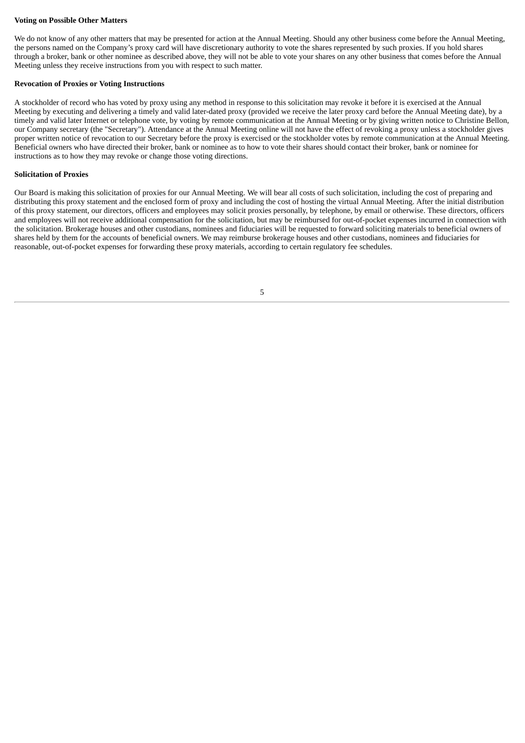**Voting on Possible Other Matters**

We do not know of any other matters that may be presented for action at the Annual Meeting. Should any other business come before the Annual Meeting, the persons named on the Company's proxy card will have discretionary authority to vote the shares represented by such proxies. If you hold shares through a broker, bank or other nominee as described above, they will not be able to vote your shares on any other business that comes before the Annual Meeting unless they receive instructions from you with respect to such matter.

**Revocation of Proxies or Voting Instructions**

A stockholder of record who has voted by proxy using any method in response to this solicitation may revoke it before it is exercised at the Annual Meeting by executing and delivering a timely and valid later-dated proxy (provided we receive the later proxy card before the Annual Meeting date), by a timely and valid later Internet or telephone vote, by voting by remote communication at the Annual Meeting or by giving written notice to Christine Bellon, our Company secretary (the "Secretary"). Attendance at the Annual Meeting online will not have the effect of revoking a proxy unless a stockholder gives proper written notice of revocation to our Secretary before the proxy is exercised or the stockholder votes by remote communication at the Annual Meeting. Beneficial owners who have directed their broker, bank or nominee as to how to vote their shares should contact their broker, bank or nominee for instructions as to how they may revoke or change those voting directions.

**Solicitation of Proxies**

Our Board is making this solicitation of proxies for our Annual Meeting. We will bear all costs of such solicitation, including the cost of preparing and distributing this proxy statement and the enclosed form of proxy and including the cost of hosting the virtual Annual Meeting. After the initial distribution of this proxy statement, our directors, officers and employees may solicit proxies personally, by telephone, by email or otherwise. These directors, officers and employees will not receive additional compensation for the solicitation, but may be reimbursed for out-of-pocket expenses incurred in connection with the solicitation. Brokerage houses and other custodians, nominees and fiduciaries will be requested to forward soliciting materials to beneficial owners of shares held by them for the accounts of beneficial owners. We may reimburse brokerage houses and other custodians, nominees and fiduciaries for reasonable, out-of-pocket expenses for forwarding these proxy materials, according to certain regulatory fee schedules.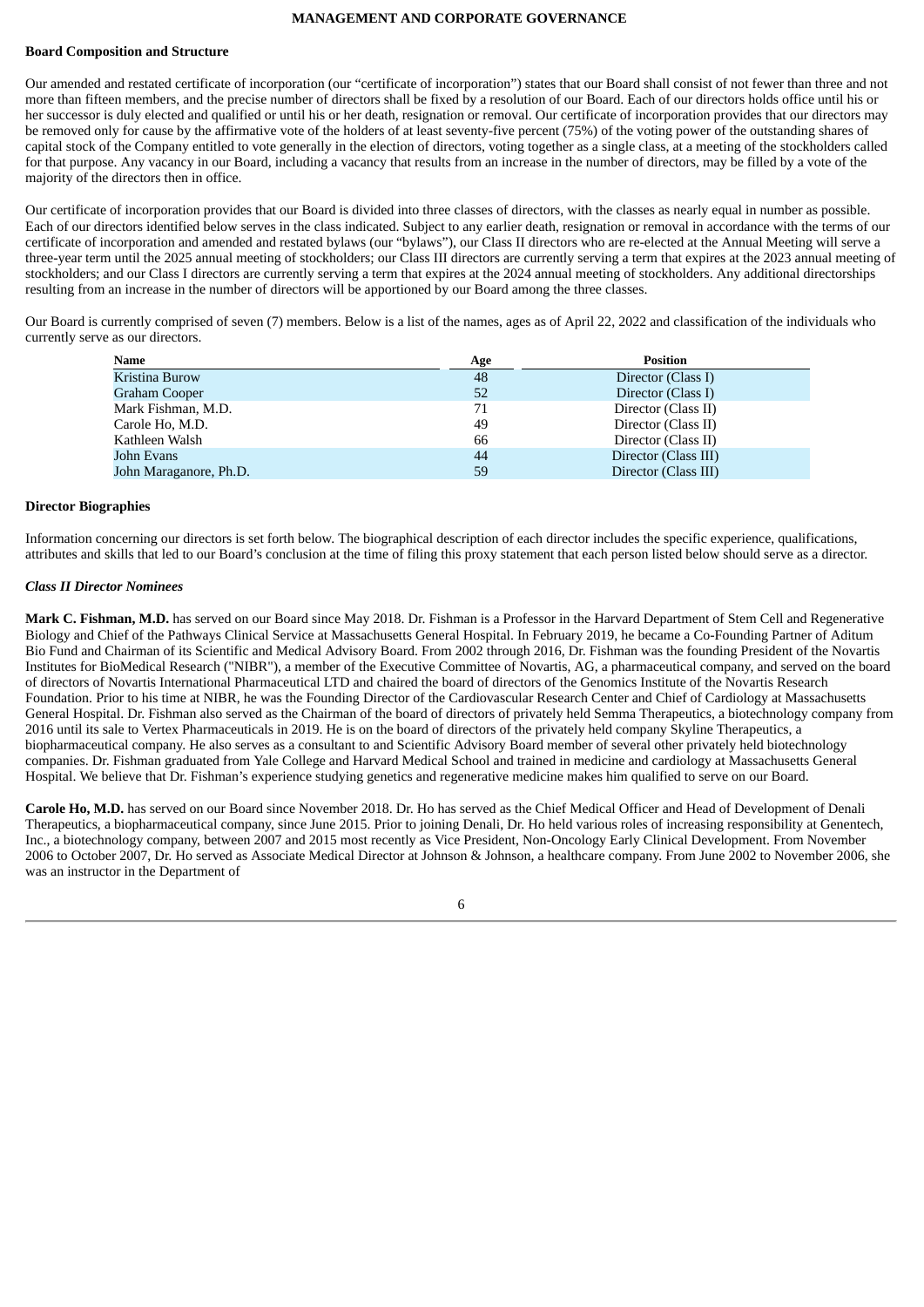## MANAGEMENT AND CORPORATE GOVERNANCE

### Board Composition and Structure

Our amended and restated certificate of incorporation (our "certificate of incorporation") states that our Board shall consist of not fewer than three and not more than fifteen members, and the precise number of directors shall be fixed by a resolution of our Board. Each of our directors holds office until his or her successor is duly elected and qualified or until his or her death, resignation or removal. Our certificate of incorporation provides that our directors may be removed only for cause by the affirmative vote of the holders of at least seventy-five percent (75%) of the voting power of the outstanding shares of capital stock of the Company entitled to vote generally in the election of directors, voting together as a single class, at a meeting of the stockholders called for that purpose. Any vacancy in our Board, including a vacancy that results from an increase in the number of directors, may be filled by a vote of the majority of the directors then in office.

Our certificate of incorporation provides that our Board is divided into three classes of directors, with the classes as nearly equal in number as possible. Each of our directors identified below serves in the class indicated. Subject to any earlier death, resignation or removal in accordance with the terms of our certificate of incorporation and amended and restated bylaws (our "bylaws"), our Class II directors who are re-elected at the Annual Meeting will serve a three-year term until the 2025 annual meeting of stockholders; our Class III directors are currently serving a term that expires at the 2023 annual meeting of stockholders; and our Class I directors are currently serving a term that expires at the 2024 annual meeting of stockholders. Any additional directorships resulting from an increase in the number of directors will be apportioned by our Board among the three classes.

Our Board is currently comprised of seven (7) members. Below is a list of the names, ages as of April 22, 2022 and classification of the individuals who currently serve as our directors.

| Name | Age | Position |
|---|---|---|
| Kristina Burow | 48 | Director (Class I) |
| Graham Cooper | 52 | Director (Class I) |
| Mark Fishman, M.D. | 71 | Director (Class II) |
| Carole Ho, M.D. | 49 | Director (Class II) |
| Kathleen Walsh | 66 | Director (Class II) |
| John Evans | 44 | Director (Class III) |
| John Maraganore, Ph.D. | 59 | Director (Class III) |

### Director Biographies

Information concerning our directors is set forth below. The biographical description of each director includes the specific experience, qualifications, attributes and skills that led to our Board's conclusion at the time of filing this proxy statement that each person listed below should serve as a director.

#### *Class II Director Nominees*

**Mark C. Fishman, M.D.** has served on our Board since May 2018. Dr. Fishman is a Professor in the Harvard Department of Stem Cell and Regenerative Biology and Chief of the Pathways Clinical Service at Massachusetts General Hospital. In February 2019, he became a Co-Founding Partner of Aditum Bio Fund and Chairman of its Scientific and Medical Advisory Board. From 2002 through 2016, Dr. Fishman was the founding President of the Novartis Institutes for BioMedical Research ("NIBR"), a member of the Executive Committee of Novartis, AG, a pharmaceutical company, and served on the board of directors of Novartis International Pharmaceutical LTD and chaired the board of directors of the Genomics Institute of the Novartis Research Foundation. Prior to his time at NIBR, he was the Founding Director of the Cardiovascular Research Center and Chief of Cardiology at Massachusetts General Hospital. Dr. Fishman also served as the Chairman of the board of directors of privately held Semma Therapeutics, a biotechnology company from 2016 until its sale to Vertex Pharmaceuticals in 2019. He is on the board of directors of the privately held company Skyline Therapeutics, a biopharmaceutical company. He also serves as a consultant to and Scientific Advisory Board member of several other privately held biotechnology companies. Dr. Fishman graduated from Yale College and Harvard Medical School and trained in medicine and cardiology at Massachusetts General Hospital. We believe that Dr. Fishman's experience studying genetics and regenerative medicine makes him qualified to serve on our Board.

**Carole Ho, M.D.** has served on our Board since November 2018. Dr. Ho has served as the Chief Medical Officer and Head of Development of Denali Therapeutics, a biopharmaceutical company, since June 2015. Prior to joining Denali, Dr. Ho held various roles of increasing responsibility at Genentech, Inc., a biotechnology company, between 2007 and 2015 most recently as Vice President, Non-Oncology Early Clinical Development. From November 2006 to October 2007, Dr. Ho served as Associate Medical Director at Johnson & Johnson, a healthcare company. From June 2002 to November 2006, she was an instructor in the Department of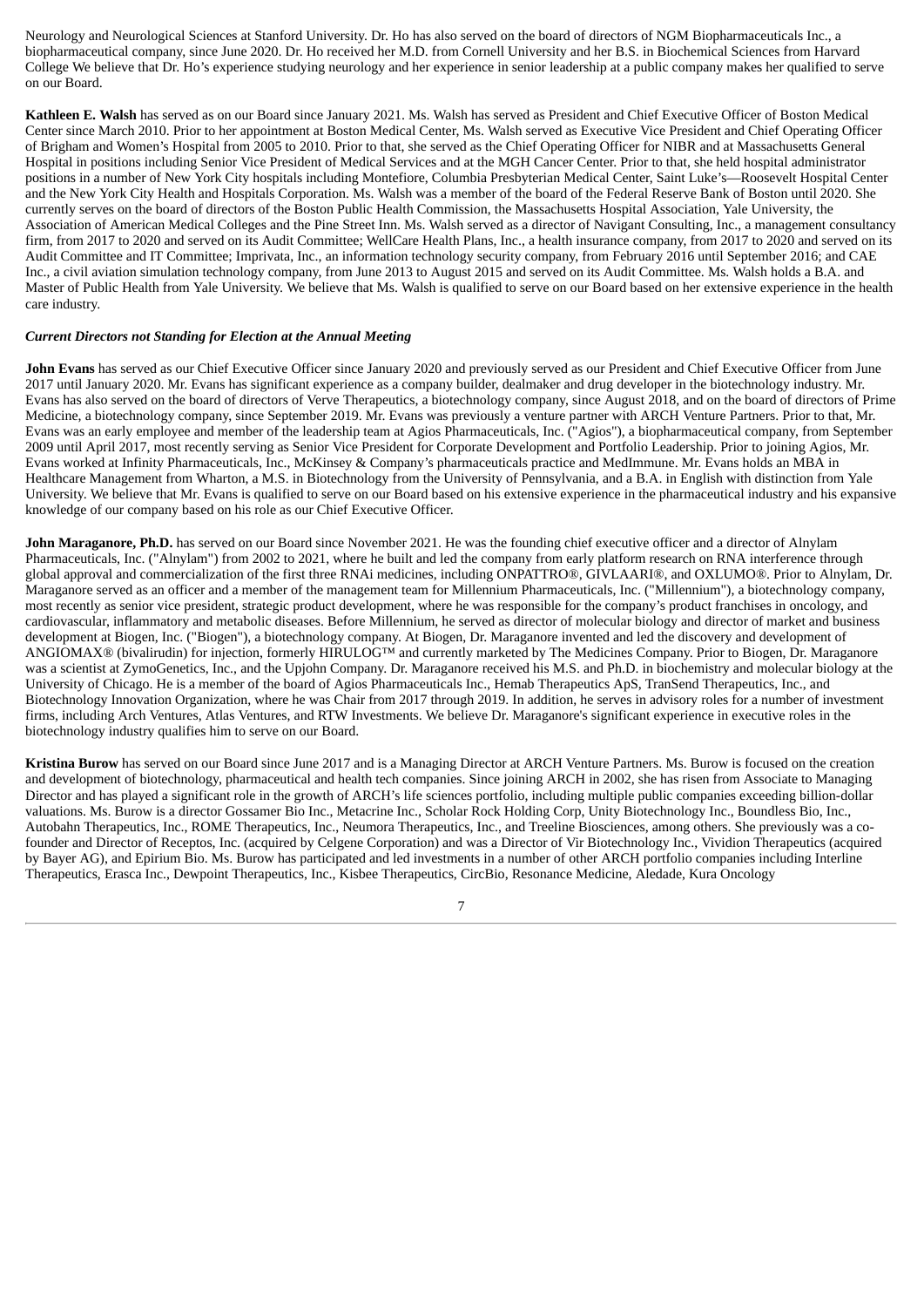Neurology and Neurological Sciences at Stanford University. Dr. Ho has also served on the board of directors of NGM Biopharmaceuticals Inc., a biopharmaceutical company, since June 2020. Dr. Ho received her M.D. from Cornell University and her B.S. in Biochemical Sciences from Harvard College We believe that Dr. Ho's experience studying neurology and her experience in senior leadership at a public company makes her qualified to serve on our Board.

**Kathleen E. Walsh** has served as on our Board since January 2021. Ms. Walsh has served as President and Chief Executive Officer of Boston Medical Center since March 2010. Prior to her appointment at Boston Medical Center, Ms. Walsh served as Executive Vice President and Chief Operating Officer of Brigham and Women's Hospital from 2005 to 2010. Prior to that, she served as the Chief Operating Officer for NIBR and at Massachusetts General Hospital in positions including Senior Vice President of Medical Services and at the MGH Cancer Center. Prior to that, she held hospital administrator positions in a number of New York City hospitals including Montefiore, Columbia Presbyterian Medical Center, Saint Luke's—Roosevelt Hospital Center and the New York City Health and Hospitals Corporation. Ms. Walsh was a member of the board of the Federal Reserve Bank of Boston until 2020. She currently serves on the board of directors of the Boston Public Health Commission, the Massachusetts Hospital Association, Yale University, the Association of American Medical Colleges and the Pine Street Inn. Ms. Walsh served as a director of Navigant Consulting, Inc., a management consultancy firm, from 2017 to 2020 and served on its Audit Committee; WellCare Health Plans, Inc., a health insurance company, from 2017 to 2020 and served on its Audit Committee and IT Committee; Imprivata, Inc., an information technology security company, from February 2016 until September 2016; and CAE Inc., a civil aviation simulation technology company, from June 2013 to August 2015 and served on its Audit Committee. Ms. Walsh holds a B.A. and Master of Public Health from Yale University. We believe that Ms. Walsh is qualified to serve on our Board based on her extensive experience in the health care industry.

***Current Directors not Standing for Election at the Annual Meeting***

**John Evans** has served as our Chief Executive Officer since January 2020 and previously served as our President and Chief Executive Officer from June 2017 until January 2020. Mr. Evans has significant experience as a company builder, dealmaker and drug developer in the biotechnology industry. Mr. Evans has also served on the board of directors of Verve Therapeutics, a biotechnology company, since August 2018, and on the board of directors of Prime Medicine, a biotechnology company, since September 2019. Mr. Evans was previously a venture partner with ARCH Venture Partners. Prior to that, Mr. Evans was an early employee and member of the leadership team at Agios Pharmaceuticals, Inc. ("Agios"), a biopharmaceutical company, from September 2009 until April 2017, most recently serving as Senior Vice President for Corporate Development and Portfolio Leadership. Prior to joining Agios, Mr. Evans worked at Infinity Pharmaceuticals, Inc., McKinsey & Company's pharmaceuticals practice and MedImmune. Mr. Evans holds an MBA in Healthcare Management from Wharton, a M.S. in Biotechnology from the University of Pennsylvania, and a B.A. in English with distinction from Yale University. We believe that Mr. Evans is qualified to serve on our Board based on his extensive experience in the pharmaceutical industry and his expansive knowledge of our company based on his role as our Chief Executive Officer.

**John Maraganore, Ph.D.** has served on our Board since November 2021. He was the founding chief executive officer and a director of Alnylam Pharmaceuticals, Inc. ("Alnylam") from 2002 to 2021, where he built and led the company from early platform research on RNA interference through global approval and commercialization of the first three RNAi medicines, including ONPATTRO®, GIVLAARI®, and OXLUMO®. Prior to Alnylam, Dr. Maraganore served as an officer and a member of the management team for Millennium Pharmaceuticals, Inc. ("Millennium"), a biotechnology company, most recently as senior vice president, strategic product development, where he was responsible for the company's product franchises in oncology, and cardiovascular, inflammatory and metabolic diseases. Before Millennium, he served as director of molecular biology and director of market and business development at Biogen, Inc. ("Biogen"), a biotechnology company. At Biogen, Dr. Maraganore invented and led the discovery and development of ANGIOMAX® (bivalirudin) for injection, formerly HIRULOG™ and currently marketed by The Medicines Company. Prior to Biogen, Dr. Maraganore was a scientist at ZymoGenetics, Inc., and the Upjohn Company. Dr. Maraganore received his M.S. and Ph.D. in biochemistry and molecular biology at the University of Chicago. He is a member of the board of Agios Pharmaceuticals Inc., Hemab Therapeutics ApS, TranSend Therapeutics, Inc., and Biotechnology Innovation Organization, where he was Chair from 2017 through 2019. In addition, he serves in advisory roles for a number of investment firms, including Arch Ventures, Atlas Ventures, and RTW Investments. We believe Dr. Maraganore's significant experience in executive roles in the biotechnology industry qualifies him to serve on our Board.

**Kristina Burow** has served on our Board since June 2017 and is a Managing Director at ARCH Venture Partners. Ms. Burow is focused on the creation and development of biotechnology, pharmaceutical and health tech companies. Since joining ARCH in 2002, she has risen from Associate to Managing Director and has played a significant role in the growth of ARCH's life sciences portfolio, including multiple public companies exceeding billion-dollar valuations. Ms. Burow is a director Gossamer Bio Inc., Metacrine Inc., Scholar Rock Holding Corp, Unity Biotechnology Inc., Boundless Bio, Inc., Autobahn Therapeutics, Inc., ROME Therapeutics, Inc., Neumora Therapeutics, Inc., and Treeline Biosciences, among others. She previously was a co-founder and Director of Receptos, Inc. (acquired by Celgene Corporation) and was a Director of Vir Biotechnology Inc., Vividion Therapeutics (acquired by Bayer AG), and Epirium Bio. Ms. Burow has participated and led investments in a number of other ARCH portfolio companies including Interline Therapeutics, Erasca Inc., Dewpoint Therapeutics, Inc., Kisbee Therapeutics, CircBio, Resonance Medicine, Aledade, Kura Oncology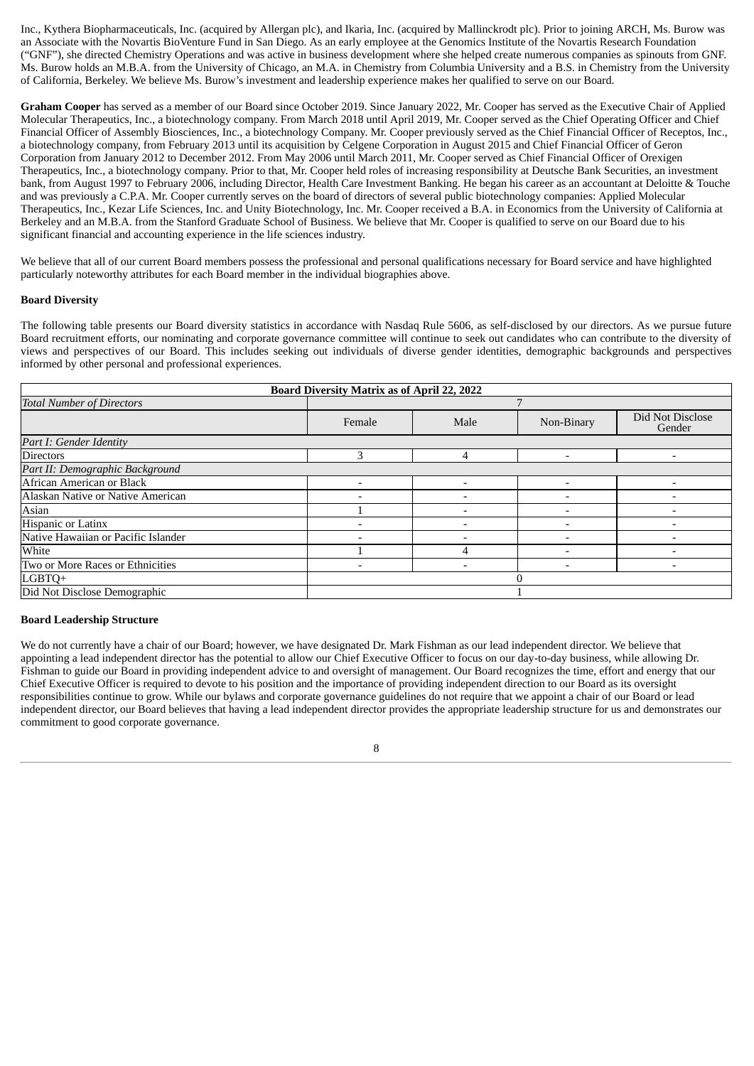Inc., Kythera Biopharmaceuticals, Inc. (acquired by Allergan plc), and Ikaria, Inc. (acquired by Mallinckrodt plc). Prior to joining ARCH, Ms. Burow was an Associate with the Novartis BioVenture Fund in San Diego. As an early employee at the Genomics Institute of the Novartis Research Foundation ("GNF"), she directed Chemistry Operations and was active in business development where she helped create numerous companies as spinouts from GNF. Ms. Burow holds an M.B.A. from the University of Chicago, an M.A. in Chemistry from Columbia University and a B.S. in Chemistry from the University of California, Berkeley. We believe Ms. Burow's investment and leadership experience makes her qualified to serve on our Board.

**Graham Cooper** has served as a member of our Board since October 2019. Since January 2022, Mr. Cooper has served as the Executive Chair of Applied Molecular Therapeutics, Inc., a biotechnology company. From March 2018 until April 2019, Mr. Cooper served as the Chief Operating Officer and Chief Financial Officer of Assembly Biosciences, Inc., a biotechnology Company. Mr. Cooper previously served as the Chief Financial Officer of Receptos, Inc., a biotechnology company, from February 2013 until its acquisition by Celgene Corporation in August 2015 and Chief Financial Officer of Geron Corporation from January 2012 to December 2012. From May 2006 until March 2011, Mr. Cooper served as Chief Financial Officer of Orexigen Therapeutics, Inc., a biotechnology company. Prior to that, Mr. Cooper held roles of increasing responsibility at Deutsche Bank Securities, an investment bank, from August 1997 to February 2006, including Director, Health Care Investment Banking. He began his career as an accountant at Deloitte & Touche and was previously a C.P.A. Mr. Cooper currently serves on the board of directors of several public biotechnology companies: Applied Molecular Therapeutics, Inc., Kezar Life Sciences, Inc. and Unity Biotechnology, Inc. Mr. Cooper received a B.A. in Economics from the University of California at Berkeley and an M.B.A. from the Stanford Graduate School of Business. We believe that Mr. Cooper is qualified to serve on our Board due to his significant financial and accounting experience in the life sciences industry.

We believe that all of our current Board members possess the professional and personal qualifications necessary for Board service and have highlighted particularly noteworthy attributes for each Board member in the individual biographies above.

**Board Diversity**

The following table presents our Board diversity statistics in accordance with Nasdaq Rule 5606, as self-disclosed by our directors. As we pursue future Board recruitment efforts, our nominating and corporate governance committee will continue to seek out candidates who can contribute to the diversity of views and perspectives of our Board. This includes seeking out individuals of diverse gender identities, demographic backgrounds and perspectives informed by other personal and professional experiences.

| **Board Diversity Matrix as of April 22, 2022** | | | | |
|---|---|---|---|---|
| *Total Number of Directors* | 7 | | | |
| | Female | Male | Non-Binary | Did Not Disclose Gender |
| *Part I: Gender Identity* | | | | |
| Directors | 3 | 4 | - | - |
| *Part II: Demographic Background* | | | | |
| African American or Black | - | - | - | - |
| Alaskan Native or Native American | - | - | - | - |
| Asian | 1 | - | - | - |
| Hispanic or Latinx | - | - | - | - |
| Native Hawaiian or Pacific Islander | - | - | - | - |
| White | 1 | 4 | - | - |
| Two or More Races or Ethnicities | - | - | - | - |
| LGBTQ+ | 0 | | | |
| Did Not Disclose Demographic | 1 | | | |

**Board Leadership Structure**

We do not currently have a chair of our Board; however, we have designated Dr. Mark Fishman as our lead independent director. We believe that appointing a lead independent director has the potential to allow our Chief Executive Officer to focus on our day-to-day business, while allowing Dr. Fishman to guide our Board in providing independent advice to and oversight of management. Our Board recognizes the time, effort and energy that our Chief Executive Officer is required to devote to his position and the importance of providing independent direction to our Board as its oversight responsibilities continue to grow. While our bylaws and corporate governance guidelines do not require that we appoint a chair of our Board or lead independent director, our Board believes that having a lead independent director provides the appropriate leadership structure for us and demonstrates our commitment to good corporate governance.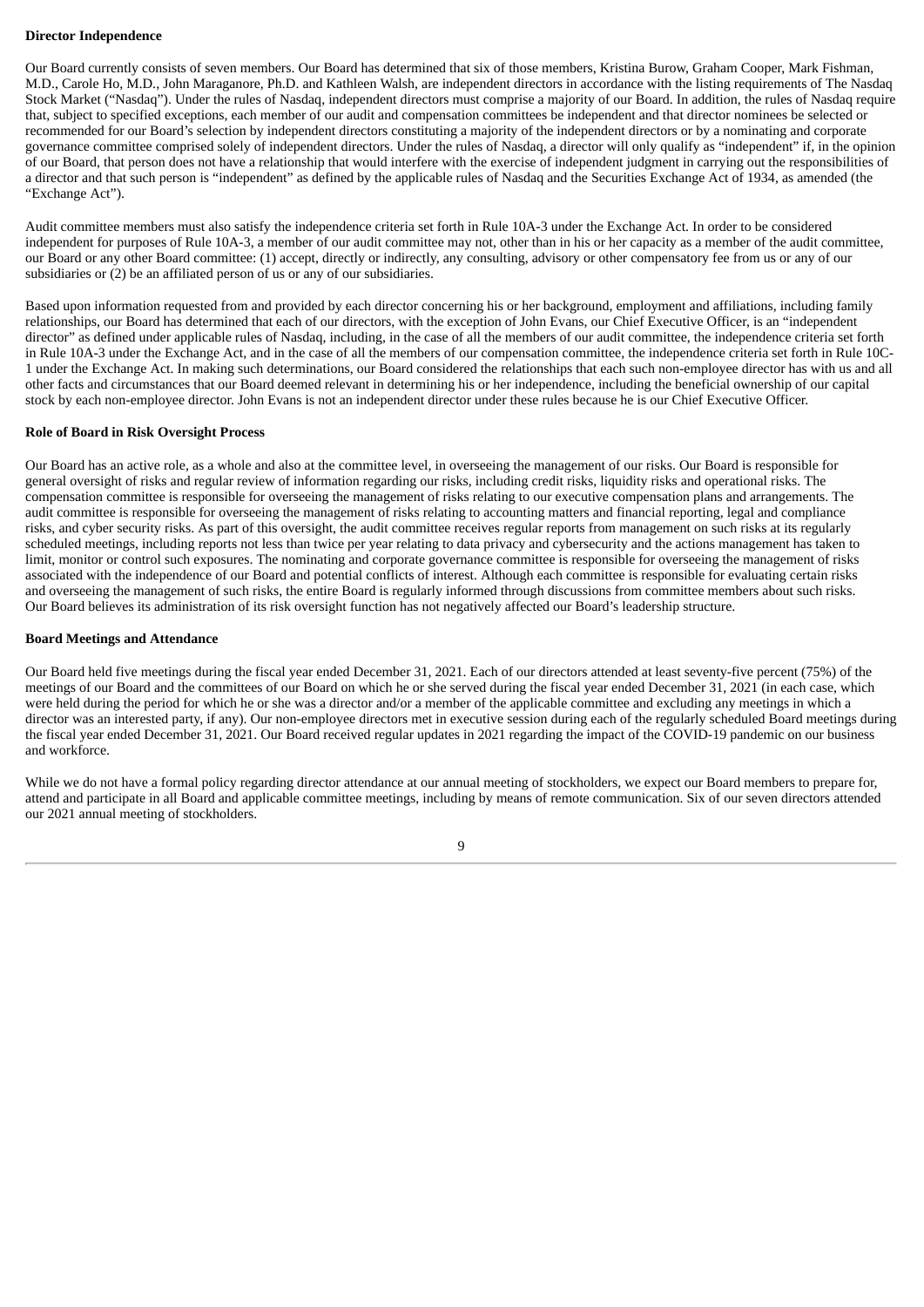**Director Independence**

Our Board currently consists of seven members. Our Board has determined that six of those members, Kristina Burow, Graham Cooper, Mark Fishman, M.D., Carole Ho, M.D., John Maraganore, Ph.D. and Kathleen Walsh, are independent directors in accordance with the listing requirements of The Nasdaq Stock Market ("Nasdaq"). Under the rules of Nasdaq, independent directors must comprise a majority of our Board. In addition, the rules of Nasdaq require that, subject to specified exceptions, each member of our audit and compensation committees be independent and that director nominees be selected or recommended for our Board's selection by independent directors constituting a majority of the independent directors or by a nominating and corporate governance committee comprised solely of independent directors. Under the rules of Nasdaq, a director will only qualify as "independent" if, in the opinion of our Board, that person does not have a relationship that would interfere with the exercise of independent judgment in carrying out the responsibilities of a director and that such person is "independent" as defined by the applicable rules of Nasdaq and the Securities Exchange Act of 1934, as amended (the "Exchange Act").

Audit committee members must also satisfy the independence criteria set forth in Rule 10A-3 under the Exchange Act. In order to be considered independent for purposes of Rule 10A-3, a member of our audit committee may not, other than in his or her capacity as a member of the audit committee, our Board or any other Board committee: (1) accept, directly or indirectly, any consulting, advisory or other compensatory fee from us or any of our subsidiaries or (2) be an affiliated person of us or any of our subsidiaries.

Based upon information requested from and provided by each director concerning his or her background, employment and affiliations, including family relationships, our Board has determined that each of our directors, with the exception of John Evans, our Chief Executive Officer, is an "independent director" as defined under applicable rules of Nasdaq, including, in the case of all the members of our audit committee, the independence criteria set forth in Rule 10A-3 under the Exchange Act, and in the case of all the members of our compensation committee, the independence criteria set forth in Rule 10C-1 under the Exchange Act. In making such determinations, our Board considered the relationships that each such non-employee director has with us and all other facts and circumstances that our Board deemed relevant in determining his or her independence, including the beneficial ownership of our capital stock by each non-employee director. John Evans is not an independent director under these rules because he is our Chief Executive Officer.

**Role of Board in Risk Oversight Process**

Our Board has an active role, as a whole and also at the committee level, in overseeing the management of our risks. Our Board is responsible for general oversight of risks and regular review of information regarding our risks, including credit risks, liquidity risks and operational risks. The compensation committee is responsible for overseeing the management of risks relating to our executive compensation plans and arrangements. The audit committee is responsible for overseeing the management of risks relating to accounting matters and financial reporting, legal and compliance risks, and cyber security risks. As part of this oversight, the audit committee receives regular reports from management on such risks at its regularly scheduled meetings, including reports not less than twice per year relating to data privacy and cybersecurity and the actions management has taken to limit, monitor or control such exposures. The nominating and corporate governance committee is responsible for overseeing the management of risks associated with the independence of our Board and potential conflicts of interest. Although each committee is responsible for evaluating certain risks and overseeing the management of such risks, the entire Board is regularly informed through discussions from committee members about such risks. Our Board believes its administration of its risk oversight function has not negatively affected our Board's leadership structure.

**Board Meetings and Attendance**

Our Board held five meetings during the fiscal year ended December 31, 2021. Each of our directors attended at least seventy-five percent (75%) of the meetings of our Board and the committees of our Board on which he or she served during the fiscal year ended December 31, 2021 (in each case, which were held during the period for which he or she was a director and/or a member of the applicable committee and excluding any meetings in which a director was an interested party, if any). Our non-employee directors met in executive session during each of the regularly scheduled Board meetings during the fiscal year ended December 31, 2021. Our Board received regular updates in 2021 regarding the impact of the COVID-19 pandemic on our business and workforce.

While we do not have a formal policy regarding director attendance at our annual meeting of stockholders, we expect our Board members to prepare for, attend and participate in all Board and applicable committee meetings, including by means of remote communication. Six of our seven directors attended our 2021 annual meeting of stockholders.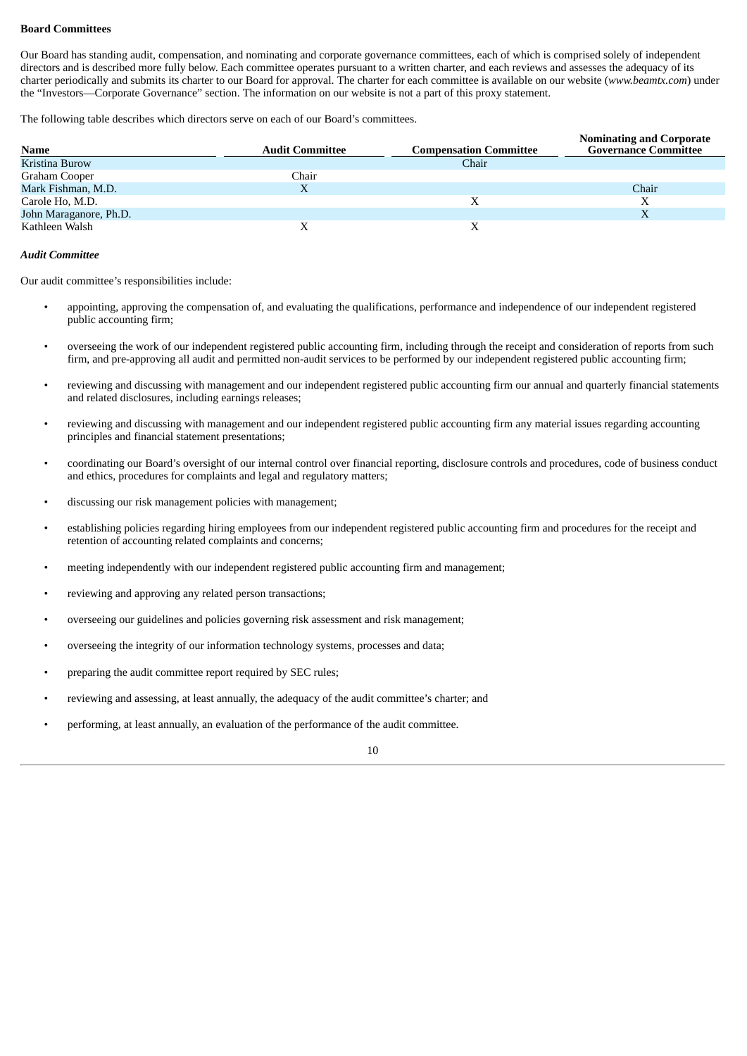**Board Committees**

Our Board has standing audit, compensation, and nominating and corporate governance committees, each of which is comprised solely of independent directors and is described more fully below. Each committee operates pursuant to a written charter, and each reviews and assesses the adequacy of its charter periodically and submits its charter to our Board for approval. The charter for each committee is available on our website (*www.beamtx.com*) under the "Investors—Corporate Governance" section. The information on our website is not a part of this proxy statement.

The following table describes which directors serve on each of our Board's committees.

| Name | Audit Committee | Compensation Committee | Nominating and Corporate Governance Committee |
|---|---|---|---|
| Kristina Burow | | Chair | |
| Graham Cooper | Chair | | |
| Mark Fishman, M.D. | X | | Chair |
| Carole Ho, M.D. | | X | X |
| John Maraganore, Ph.D. | | | X |
| Kathleen Walsh | X | X | |

***Audit Committee***

Our audit committee's responsibilities include:

- appointing, approving the compensation of, and evaluating the qualifications, performance and independence of our independent registered public accounting firm;
- overseeing the work of our independent registered public accounting firm, including through the receipt and consideration of reports from such firm, and pre-approving all audit and permitted non-audit services to be performed by our independent registered public accounting firm;
- reviewing and discussing with management and our independent registered public accounting firm our annual and quarterly financial statements and related disclosures, including earnings releases;
- reviewing and discussing with management and our independent registered public accounting firm any material issues regarding accounting principles and financial statement presentations;
- coordinating our Board's oversight of our internal control over financial reporting, disclosure controls and procedures, code of business conduct and ethics, procedures for complaints and legal and regulatory matters;
- discussing our risk management policies with management;
- establishing policies regarding hiring employees from our independent registered public accounting firm and procedures for the receipt and retention of accounting related complaints and concerns;
- meeting independently with our independent registered public accounting firm and management;
- reviewing and approving any related person transactions;
- overseeing our guidelines and policies governing risk assessment and risk management;
- overseeing the integrity of our information technology systems, processes and data;
- preparing the audit committee report required by SEC rules;
- reviewing and assessing, at least annually, the adequacy of the audit committee's charter; and
- performing, at least annually, an evaluation of the performance of the audit committee.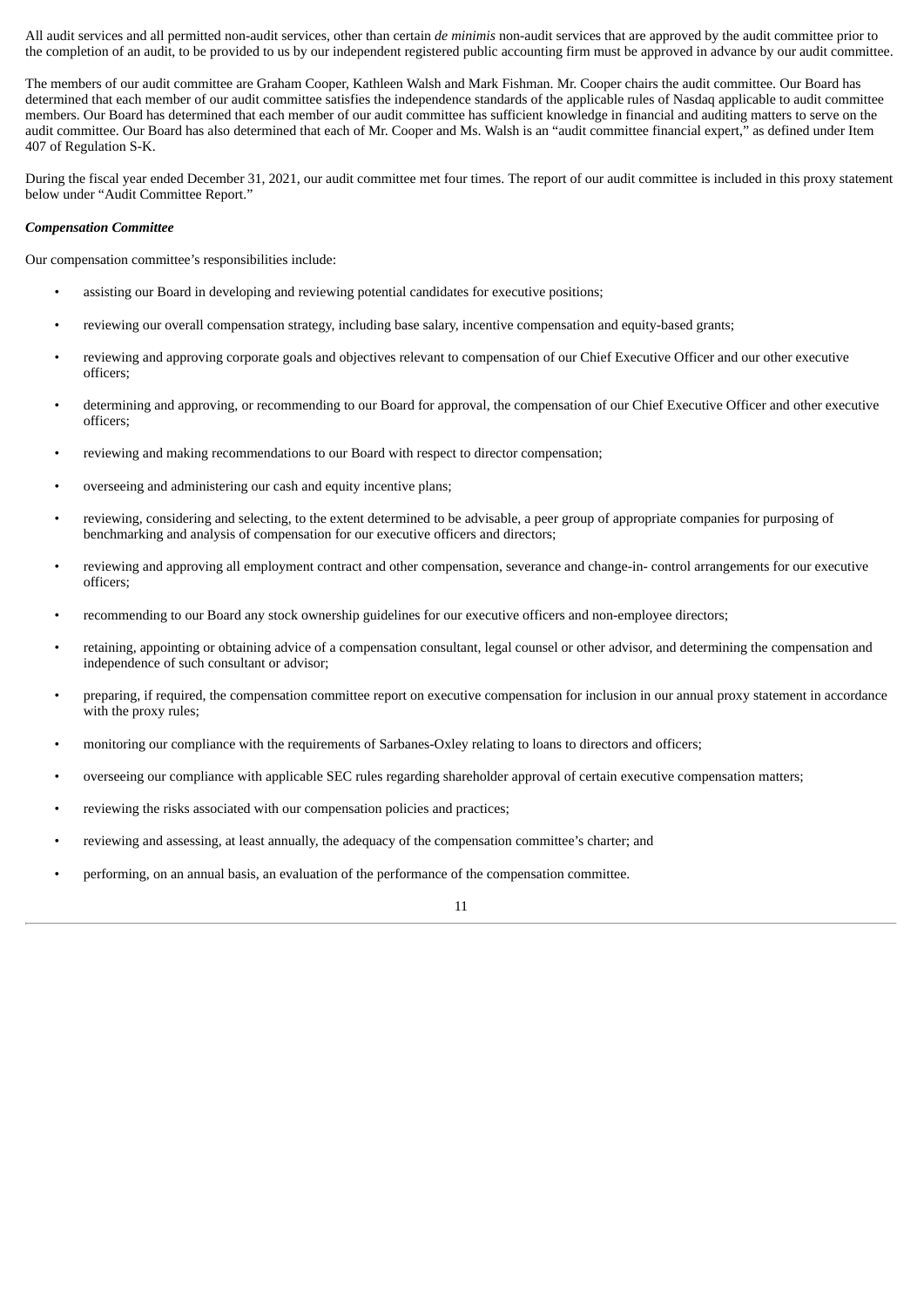All audit services and all permitted non-audit services, other than certain *de minimis* non-audit services that are approved by the audit committee prior to the completion of an audit, to be provided to us by our independent registered public accounting firm must be approved in advance by our audit committee.

The members of our audit committee are Graham Cooper, Kathleen Walsh and Mark Fishman. Mr. Cooper chairs the audit committee. Our Board has determined that each member of our audit committee satisfies the independence standards of the applicable rules of Nasdaq applicable to audit committee members. Our Board has determined that each member of our audit committee has sufficient knowledge in financial and auditing matters to serve on the audit committee. Our Board has also determined that each of Mr. Cooper and Ms. Walsh is an "audit committee financial expert," as defined under Item 407 of Regulation S-K.

During the fiscal year ended December 31, 2021, our audit committee met four times. The report of our audit committee is included in this proxy statement below under "Audit Committee Report."

***Compensation Committee***

Our compensation committee's responsibilities include:

- assisting our Board in developing and reviewing potential candidates for executive positions;
- reviewing our overall compensation strategy, including base salary, incentive compensation and equity-based grants;
- reviewing and approving corporate goals and objectives relevant to compensation of our Chief Executive Officer and our other executive officers;
- determining and approving, or recommending to our Board for approval, the compensation of our Chief Executive Officer and other executive officers;
- reviewing and making recommendations to our Board with respect to director compensation;
- overseeing and administering our cash and equity incentive plans;
- reviewing, considering and selecting, to the extent determined to be advisable, a peer group of appropriate companies for purposing of benchmarking and analysis of compensation for our executive officers and directors;
- reviewing and approving all employment contract and other compensation, severance and change-in- control arrangements for our executive officers;
- recommending to our Board any stock ownership guidelines for our executive officers and non-employee directors;
- retaining, appointing or obtaining advice of a compensation consultant, legal counsel or other advisor, and determining the compensation and independence of such consultant or advisor;
- preparing, if required, the compensation committee report on executive compensation for inclusion in our annual proxy statement in accordance with the proxy rules;
- monitoring our compliance with the requirements of Sarbanes-Oxley relating to loans to directors and officers;
- overseeing our compliance with applicable SEC rules regarding shareholder approval of certain executive compensation matters;
- reviewing the risks associated with our compensation policies and practices;
- reviewing and assessing, at least annually, the adequacy of the compensation committee's charter; and
- performing, on an annual basis, an evaluation of the performance of the compensation committee.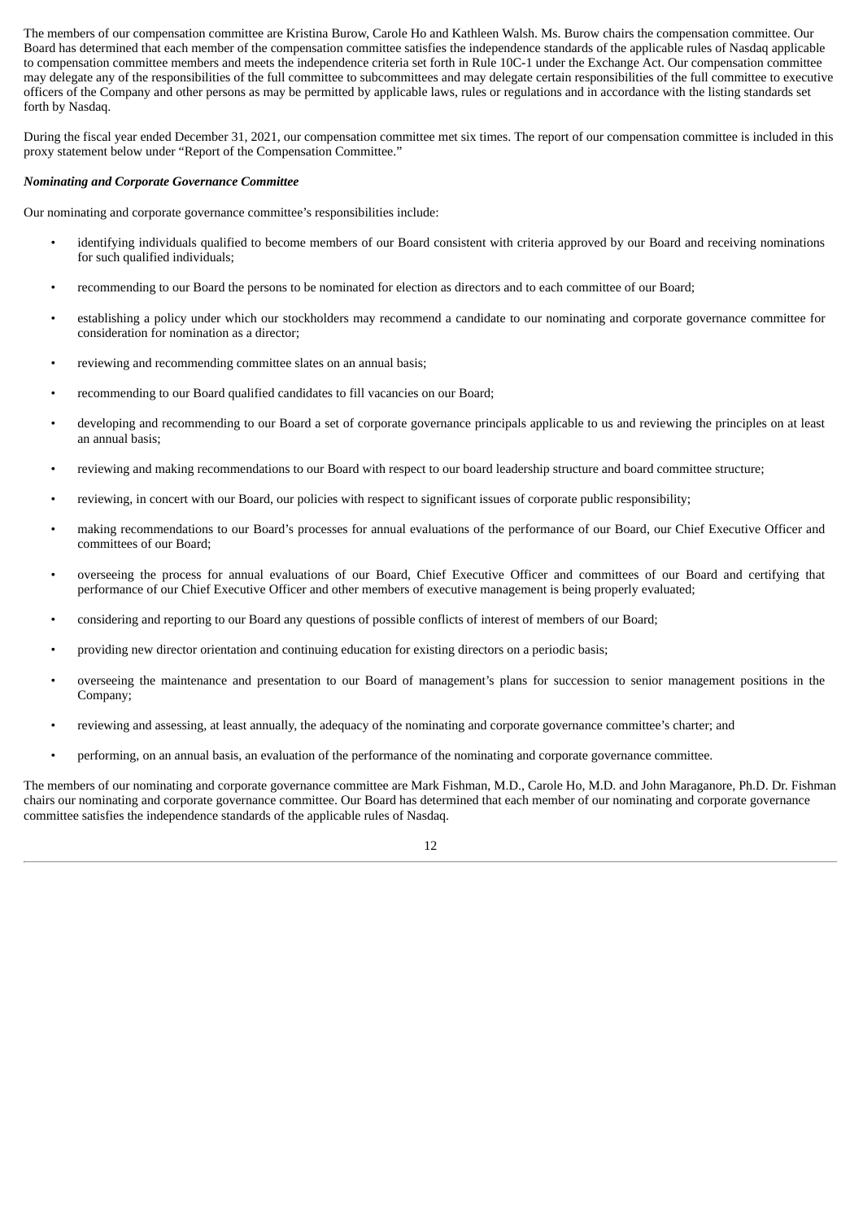The members of our compensation committee are Kristina Burow, Carole Ho and Kathleen Walsh. Ms. Burow chairs the compensation committee. Our Board has determined that each member of the compensation committee satisfies the independence standards of the applicable rules of Nasdaq applicable to compensation committee members and meets the independence criteria set forth in Rule 10C-1 under the Exchange Act. Our compensation committee may delegate any of the responsibilities of the full committee to subcommittees and may delegate certain responsibilities of the full committee to executive officers of the Company and other persons as may be permitted by applicable laws, rules or regulations and in accordance with the listing standards set forth by Nasdaq.

During the fiscal year ended December 31, 2021, our compensation committee met six times. The report of our compensation committee is included in this proxy statement below under "Report of the Compensation Committee."

***Nominating and Corporate Governance Committee***

Our nominating and corporate governance committee's responsibilities include:

- identifying individuals qualified to become members of our Board consistent with criteria approved by our Board and receiving nominations for such qualified individuals;
- recommending to our Board the persons to be nominated for election as directors and to each committee of our Board;
- establishing a policy under which our stockholders may recommend a candidate to our nominating and corporate governance committee for consideration for nomination as a director;
- reviewing and recommending committee slates on an annual basis;
- recommending to our Board qualified candidates to fill vacancies on our Board;
- developing and recommending to our Board a set of corporate governance principals applicable to us and reviewing the principles on at least an annual basis;
- reviewing and making recommendations to our Board with respect to our board leadership structure and board committee structure;
- reviewing, in concert with our Board, our policies with respect to significant issues of corporate public responsibility;
- making recommendations to our Board's processes for annual evaluations of the performance of our Board, our Chief Executive Officer and committees of our Board;
- overseeing the process for annual evaluations of our Board, Chief Executive Officer and committees of our Board and certifying that performance of our Chief Executive Officer and other members of executive management is being properly evaluated;
- considering and reporting to our Board any questions of possible conflicts of interest of members of our Board;
- providing new director orientation and continuing education for existing directors on a periodic basis;
- overseeing the maintenance and presentation to our Board of management's plans for succession to senior management positions in the Company;
- reviewing and assessing, at least annually, the adequacy of the nominating and corporate governance committee's charter; and
- performing, on an annual basis, an evaluation of the performance of the nominating and corporate governance committee.

The members of our nominating and corporate governance committee are Mark Fishman, M.D., Carole Ho, M.D. and John Maraganore, Ph.D. Dr. Fishman chairs our nominating and corporate governance committee. Our Board has determined that each member of our nominating and corporate governance committee satisfies the independence standards of the applicable rules of Nasdaq.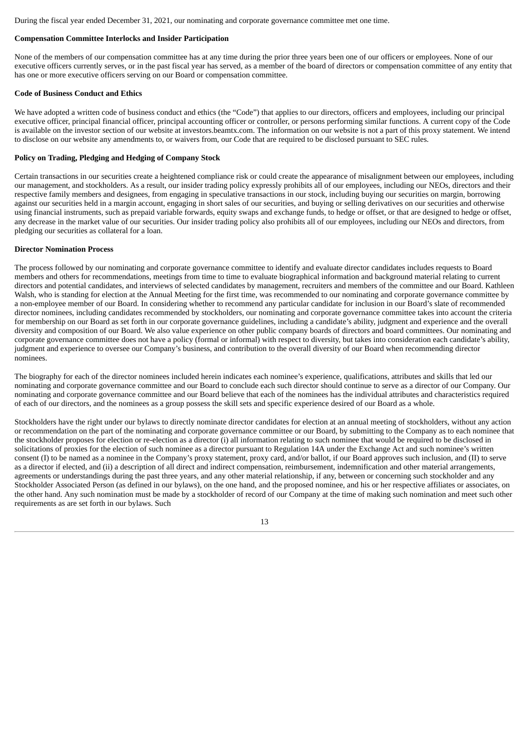During the fiscal year ended December 31, 2021, our nominating and corporate governance committee met one time.

**Compensation Committee Interlocks and Insider Participation**

None of the members of our compensation committee has at any time during the prior three years been one of our officers or employees. None of our executive officers currently serves, or in the past fiscal year has served, as a member of the board of directors or compensation committee of any entity that has one or more executive officers serving on our Board or compensation committee.

**Code of Business Conduct and Ethics**

We have adopted a written code of business conduct and ethics (the "Code") that applies to our directors, officers and employees, including our principal executive officer, principal financial officer, principal accounting officer or controller, or persons performing similar functions. A current copy of the Code is available on the investor section of our website at investors.beamtx.com. The information on our website is not a part of this proxy statement. We intend to disclose on our website any amendments to, or waivers from, our Code that are required to be disclosed pursuant to SEC rules.

**Policy on Trading, Pledging and Hedging of Company Stock**

Certain transactions in our securities create a heightened compliance risk or could create the appearance of misalignment between our employees, including our management, and stockholders. As a result, our insider trading policy expressly prohibits all of our employees, including our NEOs, directors and their respective family members and designees, from engaging in speculative transactions in our stock, including buying our securities on margin, borrowing against our securities held in a margin account, engaging in short sales of our securities, and buying or selling derivatives on our securities and otherwise using financial instruments, such as prepaid variable forwards, equity swaps and exchange funds, to hedge or offset, or that are designed to hedge or offset, any decrease in the market value of our securities. Our insider trading policy also prohibits all of our employees, including our NEOs and directors, from pledging our securities as collateral for a loan.

**Director Nomination Process**

The process followed by our nominating and corporate governance committee to identify and evaluate director candidates includes requests to Board members and others for recommendations, meetings from time to time to evaluate biographical information and background material relating to current directors and potential candidates, and interviews of selected candidates by management, recruiters and members of the committee and our Board. Kathleen Walsh, who is standing for election at the Annual Meeting for the first time, was recommended to our nominating and corporate governance committee by a non-employee member of our Board. In considering whether to recommend any particular candidate for inclusion in our Board's slate of recommended director nominees, including candidates recommended by stockholders, our nominating and corporate governance committee takes into account the criteria for membership on our Board as set forth in our corporate governance guidelines, including a candidate's ability, judgment and experience and the overall diversity and composition of our Board. We also value experience on other public company boards of directors and board committees. Our nominating and corporate governance committee does not have a policy (formal or informal) with respect to diversity, but takes into consideration each candidate's ability, judgment and experience to oversee our Company's business, and contribution to the overall diversity of our Board when recommending director nominees.

The biography for each of the director nominees included herein indicates each nominee's experience, qualifications, attributes and skills that led our nominating and corporate governance committee and our Board to conclude each such director should continue to serve as a director of our Company. Our nominating and corporate governance committee and our Board believe that each of the nominees has the individual attributes and characteristics required of each of our directors, and the nominees as a group possess the skill sets and specific experience desired of our Board as a whole.

Stockholders have the right under our bylaws to directly nominate director candidates for election at an annual meeting of stockholders, without any action or recommendation on the part of the nominating and corporate governance committee or our Board, by submitting to the Company as to each nominee that the stockholder proposes for election or re-election as a director (i) all information relating to such nominee that would be required to be disclosed in solicitations of proxies for the election of such nominee as a director pursuant to Regulation 14A under the Exchange Act and such nominee's written consent (I) to be named as a nominee in the Company's proxy statement, proxy card, and/or ballot, if our Board approves such inclusion, and (II) to serve as a director if elected, and (ii) a description of all direct and indirect compensation, reimbursement, indemnification and other material arrangements, agreements or understandings during the past three years, and any other material relationship, if any, between or concerning such stockholder and any Stockholder Associated Person (as defined in our bylaws), on the one hand, and the proposed nominee, and his or her respective affiliates or associates, on the other hand. Any such nomination must be made by a stockholder of record of our Company at the time of making such nomination and meet such other requirements as are set forth in our bylaws. Such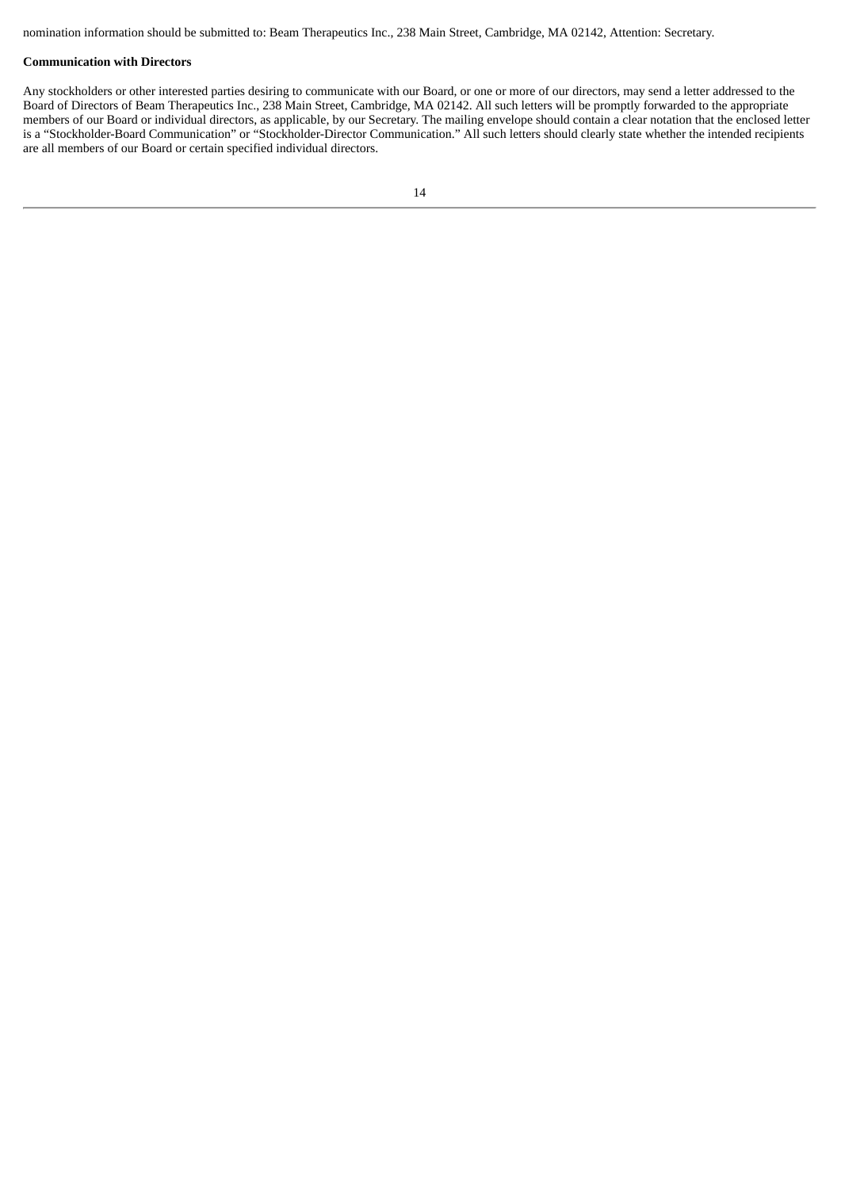nomination information should be submitted to: Beam Therapeutics Inc., 238 Main Street, Cambridge, MA 02142, Attention: Secretary.

**Communication with Directors**

Any stockholders or other interested parties desiring to communicate with our Board, or one or more of our directors, may send a letter addressed to the Board of Directors of Beam Therapeutics Inc., 238 Main Street, Cambridge, MA 02142. All such letters will be promptly forwarded to the appropriate members of our Board or individual directors, as applicable, by our Secretary. The mailing envelope should contain a clear notation that the enclosed letter is a "Stockholder-Board Communication" or "Stockholder-Director Communication." All such letters should clearly state whether the intended recipients are all members of our Board or certain specified individual directors.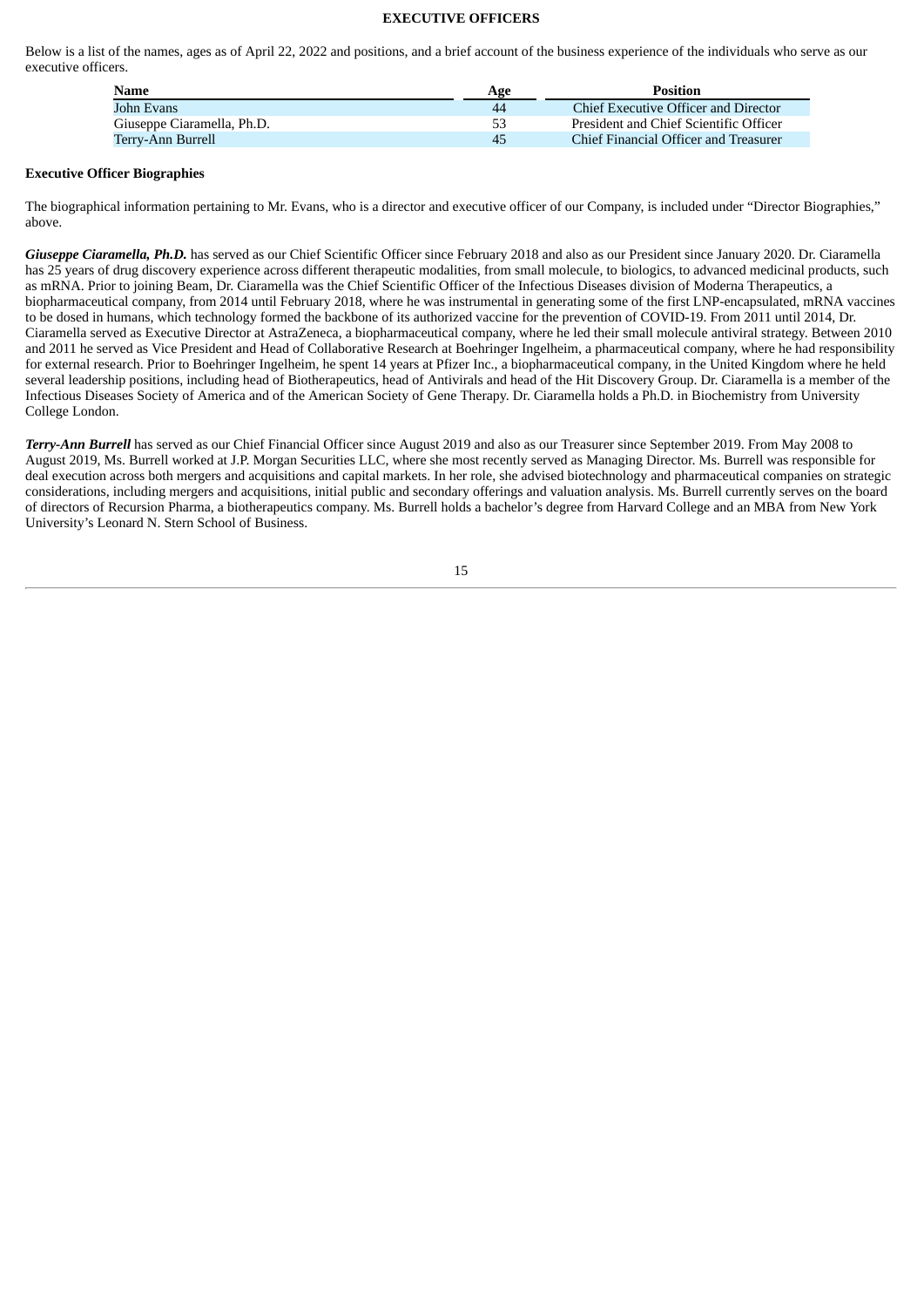# EXECUTIVE OFFICERS

Below is a list of the names, ages as of April 22, 2022 and positions, and a brief account of the business experience of the individuals who serve as our executive officers.

| Name | Age | Position |
| --- | --- | --- |
| John Evans | 44 | Chief Executive Officer and Director |
| Giuseppe Ciaramella, Ph.D. | 53 | President and Chief Scientific Officer |
| Terry-Ann Burrell | 45 | Chief Financial Officer and Treasurer |

**Executive Officer Biographies**

The biographical information pertaining to Mr. Evans, who is a director and executive officer of our Company, is included under "Director Biographies," above.

***Giuseppe Ciaramella, Ph.D.*** has served as our Chief Scientific Officer since February 2018 and also as our President since January 2020. Dr. Ciaramella has 25 years of drug discovery experience across different therapeutic modalities, from small molecule, to biologics, to advanced medicinal products, such as mRNA. Prior to joining Beam, Dr. Ciaramella was the Chief Scientific Officer of the Infectious Diseases division of Moderna Therapeutics, a biopharmaceutical company, from 2014 until February 2018, where he was instrumental in generating some of the first LNP-encapsulated, mRNA vaccines to be dosed in humans, which technology formed the backbone of its authorized vaccine for the prevention of COVID-19. From 2011 until 2014, Dr. Ciaramella served as Executive Director at AstraZeneca, a biopharmaceutical company, where he led their small molecule antiviral strategy. Between 2010 and 2011 he served as Vice President and Head of Collaborative Research at Boehringer Ingelheim, a pharmaceutical company, where he had responsibility for external research. Prior to Boehringer Ingelheim, he spent 14 years at Pfizer Inc., a biopharmaceutical company, in the United Kingdom where he held several leadership positions, including head of Biotherapeutics, head of Antivirals and head of the Hit Discovery Group. Dr. Ciaramella is a member of the Infectious Diseases Society of America and of the American Society of Gene Therapy. Dr. Ciaramella holds a Ph.D. in Biochemistry from University College London.

***Terry-Ann Burrell*** has served as our Chief Financial Officer since August 2019 and also as our Treasurer since September 2019. From May 2008 to August 2019, Ms. Burrell worked at J.P. Morgan Securities LLC, where she most recently served as Managing Director. Ms. Burrell was responsible for deal execution across both mergers and acquisitions and capital markets. In her role, she advised biotechnology and pharmaceutical companies on strategic considerations, including mergers and acquisitions, initial public and secondary offerings and valuation analysis. Ms. Burrell currently serves on the board of directors of Recursion Pharma, a biotherapeutics company. Ms. Burrell holds a bachelor's degree from Harvard College and an MBA from New York University's Leonard N. Stern School of Business.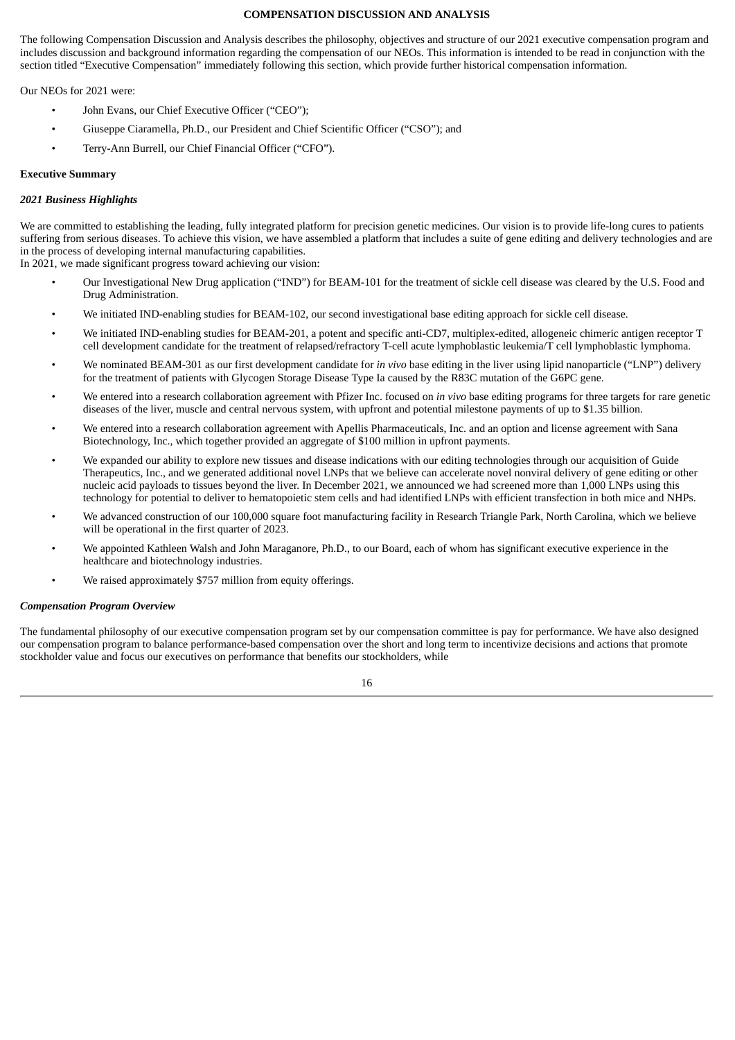## COMPENSATION DISCUSSION AND ANALYSIS

The following Compensation Discussion and Analysis describes the philosophy, objectives and structure of our 2021 executive compensation program and includes discussion and background information regarding the compensation of our NEOs. This information is intended to be read in conjunction with the section titled "Executive Compensation" immediately following this section, which provide further historical compensation information.

Our NEOs for 2021 were:

- John Evans, our Chief Executive Officer ("CEO");
- Giuseppe Ciaramella, Ph.D., our President and Chief Scientific Officer ("CSO"); and
- Terry-Ann Burrell, our Chief Financial Officer ("CFO").

### Executive Summary

#### *2021 Business Highlights*

We are committed to establishing the leading, fully integrated platform for precision genetic medicines. Our vision is to provide life-long cures to patients suffering from serious diseases. To achieve this vision, we have assembled a platform that includes a suite of gene editing and delivery technologies and are in the process of developing internal manufacturing capabilities.

In 2021, we made significant progress toward achieving our vision:

- Our Investigational New Drug application ("IND") for BEAM-101 for the treatment of sickle cell disease was cleared by the U.S. Food and Drug Administration.
- We initiated IND-enabling studies for BEAM-102, our second investigational base editing approach for sickle cell disease.
- We initiated IND-enabling studies for BEAM-201, a potent and specific anti-CD7, multiplex-edited, allogeneic chimeric antigen receptor T cell development candidate for the treatment of relapsed/refractory T-cell acute lymphoblastic leukemia/T cell lymphoblastic lymphoma.
- We nominated BEAM-301 as our first development candidate for *in vivo* base editing in the liver using lipid nanoparticle ("LNP") delivery for the treatment of patients with Glycogen Storage Disease Type Ia caused by the R83C mutation of the G6PC gene.
- We entered into a research collaboration agreement with Pfizer Inc. focused on *in vivo* base editing programs for three targets for rare genetic diseases of the liver, muscle and central nervous system, with upfront and potential milestone payments of up to $1.35 billion.
- We entered into a research collaboration agreement with Apellis Pharmaceuticals, Inc. and an option and license agreement with Sana Biotechnology, Inc., which together provided an aggregate of $100 million in upfront payments.
- We expanded our ability to explore new tissues and disease indications with our editing technologies through our acquisition of Guide Therapeutics, Inc., and we generated additional novel LNPs that we believe can accelerate novel nonviral delivery of gene editing or other nucleic acid payloads to tissues beyond the liver. In December 2021, we announced we had screened more than 1,000 LNPs using this technology for potential to deliver to hematopoietic stem cells and had identified LNPs with efficient transfection in both mice and NHPs.
- We advanced construction of our 100,000 square foot manufacturing facility in Research Triangle Park, North Carolina, which we believe will be operational in the first quarter of 2023.
- We appointed Kathleen Walsh and John Maraganore, Ph.D., to our Board, each of whom has significant executive experience in the healthcare and biotechnology industries.
- We raised approximately $757 million from equity offerings.

#### *Compensation Program Overview*

The fundamental philosophy of our executive compensation program set by our compensation committee is pay for performance. We have also designed our compensation program to balance performance-based compensation over the short and long term to incentivize decisions and actions that promote stockholder value and focus our executives on performance that benefits our stockholders, while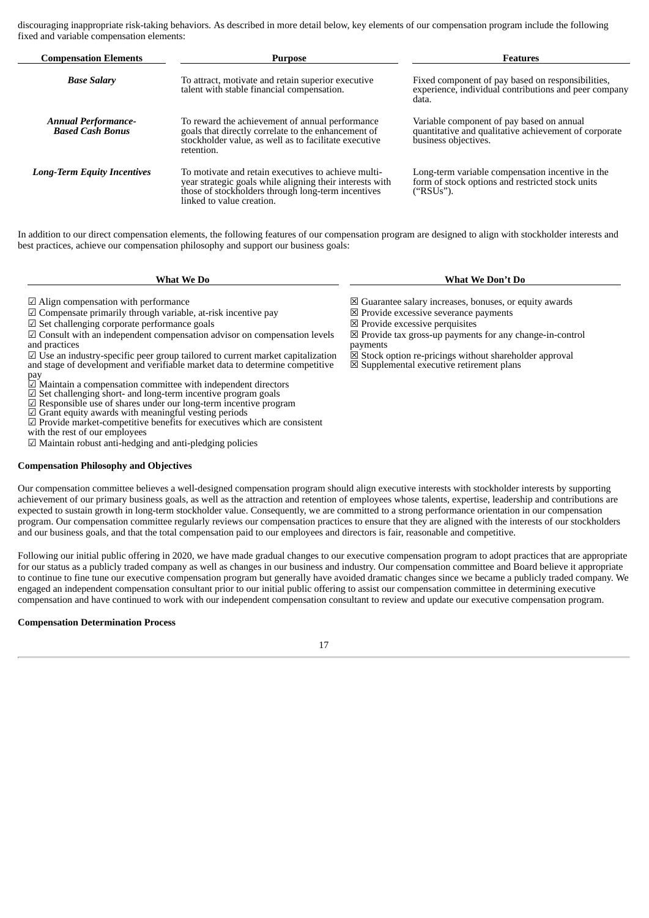discouraging inappropriate risk-taking behaviors. As described in more detail below, key elements of our compensation program include the following fixed and variable compensation elements:

| Compensation Elements | Purpose | Features |
|---|---|---|
| ***Base Salary*** | To attract, motivate and retain superior executive talent with stable financial compensation. | Fixed component of pay based on responsibilities, experience, individual contributions and peer company data. |
| ***Annual Performance-Based Cash Bonus*** | To reward the achievement of annual performance goals that directly correlate to the enhancement of stockholder value, as well as to facilitate executive retention. | Variable component of pay based on annual quantitative and qualitative achievement of corporate business objectives. |
| ***Long-Term Equity Incentives*** | To motivate and retain executives to achieve multi-year strategic goals while aligning their interests with those of stockholders through long-term incentives linked to value creation. | Long-term variable compensation incentive in the form of stock options and restricted stock units ("RSUs"). |

In addition to our direct compensation elements, the following features of our compensation program are designed to align with stockholder interests and best practices, achieve our compensation philosophy and support our business goals:

| What We Do | What We Don't Do |
|---|---|
| ☑ Align compensation with performance | ☒ Guarantee salary increases, bonuses, or equity awards |
| ☑ Compensate primarily through variable, at-risk incentive pay | ☒ Provide excessive severance payments |
| ☑ Set challenging corporate performance goals | ☒ Provide excessive perquisites |
| ☑ Consult with an independent compensation advisor on compensation levels and practices | ☒ Provide tax gross-up payments for any change-in-control payments |
| ☑ Use an industry-specific peer group tailored to current market capitalization and stage of development and verifiable market data to determine competitive pay | ☒ Stock option re-pricings without shareholder approval |
| ☑ Maintain a compensation committee with independent directors | ☒ Supplemental executive retirement plans |
| ☑ Set challenging short- and long-term incentive program goals | |
| ☑ Responsible use of shares under our long-term incentive program | |
| ☑ Grant equity awards with meaningful vesting periods | |
| ☑ Provide market-competitive benefits for executives which are consistent with the rest of our employees | |
| ☑ Maintain robust anti-hedging and anti-pledging policies | |

**Compensation Philosophy and Objectives**

Our compensation committee believes a well-designed compensation program should align executive interests with stockholder interests by supporting achievement of our primary business goals, as well as the attraction and retention of employees whose talents, expertise, leadership and contributions are expected to sustain growth in long-term stockholder value. Consequently, we are committed to a strong performance orientation in our compensation program. Our compensation committee regularly reviews our compensation practices to ensure that they are aligned with the interests of our stockholders and our business goals, and that the total compensation paid to our employees and directors is fair, reasonable and competitive.

Following our initial public offering in 2020, we have made gradual changes to our executive compensation program to adopt practices that are appropriate for our status as a publicly traded company as well as changes in our business and industry. Our compensation committee and Board believe it appropriate to continue to fine tune our executive compensation program but generally have avoided dramatic changes since we became a publicly traded company. We engaged an independent compensation consultant prior to our initial public offering to assist our compensation committee in determining executive compensation and have continued to work with our independent compensation consultant to review and update our executive compensation program.

**Compensation Determination Process**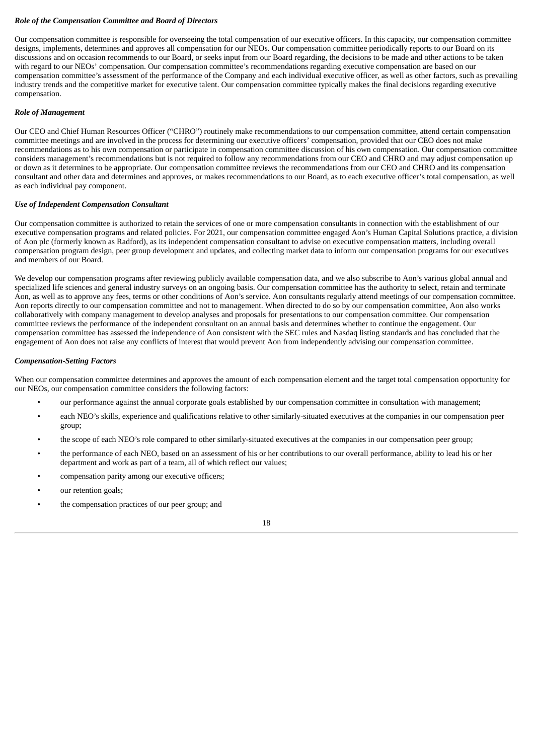### *Role of the Compensation Committee and Board of Directors*

Our compensation committee is responsible for overseeing the total compensation of our executive officers. In this capacity, our compensation committee designs, implements, determines and approves all compensation for our NEOs. Our compensation committee periodically reports to our Board on its discussions and on occasion recommends to our Board, or seeks input from our Board regarding, the decisions to be made and other actions to be taken with regard to our NEOs' compensation. Our compensation committee's recommendations regarding executive compensation are based on our compensation committee's assessment of the performance of the Company and each individual executive officer, as well as other factors, such as prevailing industry trends and the competitive market for executive talent. Our compensation committee typically makes the final decisions regarding executive compensation.

### *Role of Management*

Our CEO and Chief Human Resources Officer ("CHRO") routinely make recommendations to our compensation committee, attend certain compensation committee meetings and are involved in the process for determining our executive officers' compensation, provided that our CEO does not make recommendations as to his own compensation or participate in compensation committee discussion of his own compensation. Our compensation committee considers management's recommendations but is not required to follow any recommendations from our CEO and CHRO and may adjust compensation up or down as it determines to be appropriate. Our compensation committee reviews the recommendations from our CEO and CHRO and its compensation consultant and other data and determines and approves, or makes recommendations to our Board, as to each executive officer's total compensation, as well as each individual pay component.

### *Use of Independent Compensation Consultant*

Our compensation committee is authorized to retain the services of one or more compensation consultants in connection with the establishment of our executive compensation programs and related policies. For 2021, our compensation committee engaged Aon's Human Capital Solutions practice, a division of Aon plc (formerly known as Radford), as its independent compensation consultant to advise on executive compensation matters, including overall compensation program design, peer group development and updates, and collecting market data to inform our compensation programs for our executives and members of our Board.

We develop our compensation programs after reviewing publicly available compensation data, and we also subscribe to Aon's various global annual and specialized life sciences and general industry surveys on an ongoing basis. Our compensation committee has the authority to select, retain and terminate Aon, as well as to approve any fees, terms or other conditions of Aon's service. Aon consultants regularly attend meetings of our compensation committee. Aon reports directly to our compensation committee and not to management. When directed to do so by our compensation committee, Aon also works collaboratively with company management to develop analyses and proposals for presentations to our compensation committee. Our compensation committee reviews the performance of the independent consultant on an annual basis and determines whether to continue the engagement. Our compensation committee has assessed the independence of Aon consistent with the SEC rules and Nasdaq listing standards and has concluded that the engagement of Aon does not raise any conflicts of interest that would prevent Aon from independently advising our compensation committee.

### *Compensation-Setting Factors*

When our compensation committee determines and approves the amount of each compensation element and the target total compensation opportunity for our NEOs, our compensation committee considers the following factors:

- our performance against the annual corporate goals established by our compensation committee in consultation with management;
- each NEO's skills, experience and qualifications relative to other similarly-situated executives at the companies in our compensation peer group;
- the scope of each NEO's role compared to other similarly-situated executives at the companies in our compensation peer group;
- the performance of each NEO, based on an assessment of his or her contributions to our overall performance, ability to lead his or her department and work as part of a team, all of which reflect our values;
- compensation parity among our executive officers;
- our retention goals;
- the compensation practices of our peer group; and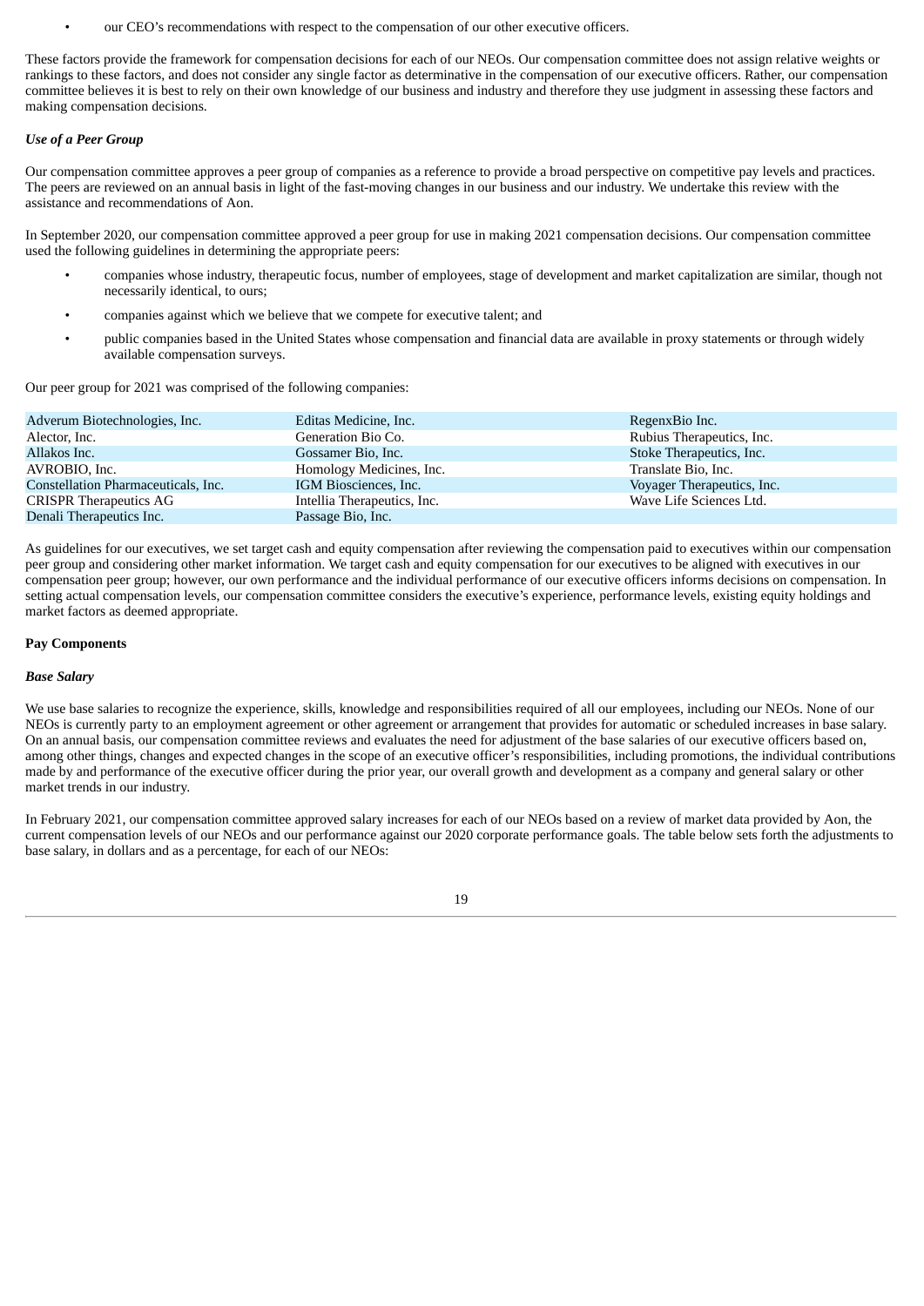- our CEO's recommendations with respect to the compensation of our other executive officers.

These factors provide the framework for compensation decisions for each of our NEOs. Our compensation committee does not assign relative weights or rankings to these factors, and does not consider any single factor as determinative in the compensation of our executive officers. Rather, our compensation committee believes it is best to rely on their own knowledge of our business and industry and therefore they use judgment in assessing these factors and making compensation decisions.

***Use of a Peer Group***

Our compensation committee approves a peer group of companies as a reference to provide a broad perspective on competitive pay levels and practices. The peers are reviewed on an annual basis in light of the fast-moving changes in our business and our industry. We undertake this review with the assistance and recommendations of Aon.

In September 2020, our compensation committee approved a peer group for use in making 2021 compensation decisions. Our compensation committee used the following guidelines in determining the appropriate peers:

- companies whose industry, therapeutic focus, number of employees, stage of development and market capitalization are similar, though not necessarily identical, to ours;
- companies against which we believe that we compete for executive talent; and
- public companies based in the United States whose compensation and financial data are available in proxy statements or through widely available compensation surveys.

Our peer group for 2021 was comprised of the following companies:

| | | |
|---|---|---|
| Adverum Biotechnologies, Inc. | Editas Medicine, Inc. | RegenxBio Inc. |
| Alector, Inc. | Generation Bio Co. | Rubius Therapeutics, Inc. |
| Allakos Inc. | Gossamer Bio, Inc. | Stoke Therapeutics, Inc. |
| AVROBIO, Inc. | Homology Medicines, Inc. | Translate Bio, Inc. |
| Constellation Pharmaceuticals, Inc. | IGM Biosciences, Inc. | Voyager Therapeutics, Inc. |
| CRISPR Therapeutics AG | Intellia Therapeutics, Inc. | Wave Life Sciences Ltd. |
| Denali Therapeutics Inc. | Passage Bio, Inc. | |

As guidelines for our executives, we set target cash and equity compensation after reviewing the compensation paid to executives within our compensation peer group and considering other market information. We target cash and equity compensation for our executives to be aligned with executives in our compensation peer group; however, our own performance and the individual performance of our executive officers informs decisions on compensation. In setting actual compensation levels, our compensation committee considers the executive's experience, performance levels, existing equity holdings and market factors as deemed appropriate.

**Pay Components**

***Base Salary***

We use base salaries to recognize the experience, skills, knowledge and responsibilities required of all our employees, including our NEOs. None of our NEOs is currently party to an employment agreement or other agreement or arrangement that provides for automatic or scheduled increases in base salary. On an annual basis, our compensation committee reviews and evaluates the need for adjustment of the base salaries of our executive officers based on, among other things, changes and expected changes in the scope of an executive officer's responsibilities, including promotions, the individual contributions made by and performance of the executive officer during the prior year, our overall growth and development as a company and general salary or other market trends in our industry.

In February 2021, our compensation committee approved salary increases for each of our NEOs based on a review of market data provided by Aon, the current compensation levels of our NEOs and our performance against our 2020 corporate performance goals. The table below sets forth the adjustments to base salary, in dollars and as a percentage, for each of our NEOs: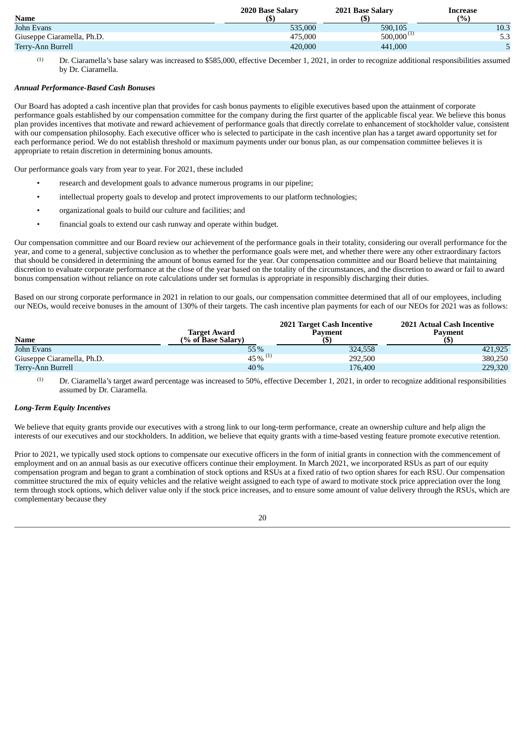| Name | 2020 Base Salary ($) | 2021 Base Salary ($) | Increase (%) |
|---|---|---|---|
| John Evans | 535,000 | 590,105 | 10.3 |
| Giuseppe Ciaramella, Ph.D. | 475,000 | 500,000 [(1)] | 5.3 |
| Terry-Ann Burrell | 420,000 | 441,000 | 5 |

(1) Dr. Ciaramella's base salary was increased to $585,000, effective December 1, 2021, in order to recognize additional responsibilities assumed by Dr. Ciaramella.

***Annual Performance-Based Cash Bonuses***

Our Board has adopted a cash incentive plan that provides for cash bonus payments to eligible executives based upon the attainment of corporate performance goals established by our compensation committee for the company during the first quarter of the applicable fiscal year. We believe this bonus plan provides incentives that motivate and reward achievement of performance goals that directly correlate to enhancement of stockholder value, consistent with our compensation philosophy. Each executive officer who is selected to participate in the cash incentive plan has a target award opportunity set for each performance period. We do not establish threshold or maximum payments under our bonus plan, as our compensation committee believes it is appropriate to retain discretion in determining bonus amounts.

Our performance goals vary from year to year. For 2021, these included

- research and development goals to advance numerous programs in our pipeline;
- intellectual property goals to develop and protect improvements to our platform technologies;
- organizational goals to build our culture and facilities; and
- financial goals to extend our cash runway and operate within budget.

Our compensation committee and our Board review our achievement of the performance goals in their totality, considering our overall performance for the year, and come to a general, subjective conclusion as to whether the performance goals were met, and whether there were any other extraordinary factors that should be considered in determining the amount of bonus earned for the year. Our compensation committee and our Board believe that maintaining discretion to evaluate corporate performance at the close of the year based on the totality of the circumstances, and the discretion to award or fail to award bonus compensation without reliance on rote calculations under set formulas is appropriate in responsibly discharging their duties.

Based on our strong corporate performance in 2021 in relation to our goals, our compensation committee determined that all of our employees, including our NEOs, would receive bonuses in the amount of 130% of their targets. The cash incentive plan payments for each of our NEOs for 2021 was as follows:

| Name | Target Award (% of Base Salary) | 2021 Target Cash Incentive Payment ($) | 2021 Actual Cash Incentive Payment ($) |
|---|---|---|---|
| John Evans | 55% | 324,558 | 421,925 |
| Giuseppe Ciaramella, Ph.D. | 45% [(1)] | 292,500 | 380,250 |
| Terry-Ann Burrell | 40% | 176,400 | 229,320 |

(1) Dr. Ciaramella's target award percentage was increased to 50%, effective December 1, 2021, in order to recognize additional responsibilities assumed by Dr. Ciaramella.

***Long-Term Equity Incentives***

We believe that equity grants provide our executives with a strong link to our long-term performance, create an ownership culture and help align the interests of our executives and our stockholders. In addition, we believe that equity grants with a time-based vesting feature promote executive retention.

Prior to 2021, we typically used stock options to compensate our executive officers in the form of initial grants in connection with the commencement of employment and on an annual basis as our executive officers continue their employment. In March 2021, we incorporated RSUs as part of our equity compensation program and began to grant a combination of stock options and RSUs at a fixed ratio of two option shares for each RSU. Our compensation committee structured the mix of equity vehicles and the relative weight assigned to each type of award to motivate stock price appreciation over the long term through stock options, which deliver value only if the stock price increases, and to ensure some amount of value delivery through the RSUs, which are complementary because they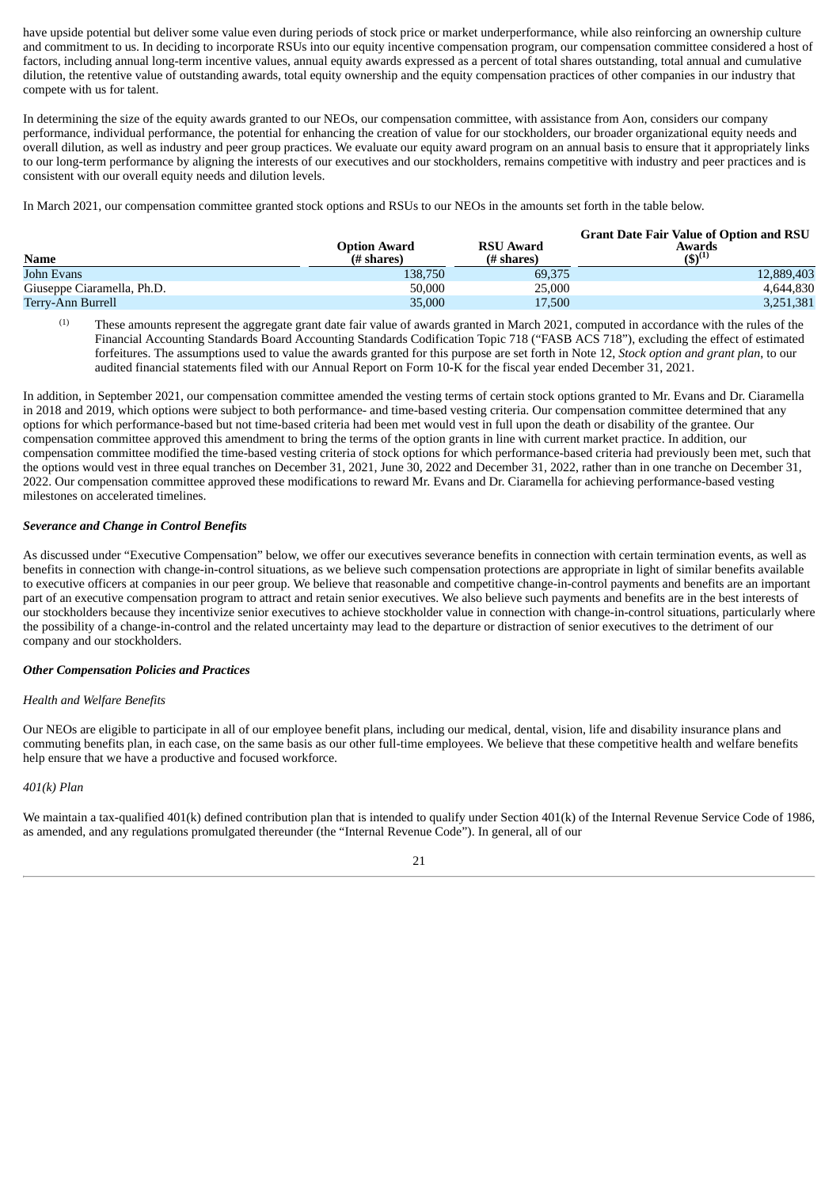have upside potential but deliver some value even during periods of stock price or market underperformance, while also reinforcing an ownership culture and commitment to us. In deciding to incorporate RSUs into our equity incentive compensation program, our compensation committee considered a host of factors, including annual long-term incentive values, annual equity awards expressed as a percent of total shares outstanding, total annual and cumulative dilution, the retentive value of outstanding awards, total equity ownership and the equity compensation practices of other companies in our industry that compete with us for talent.

In determining the size of the equity awards granted to our NEOs, our compensation committee, with assistance from Aon, considers our company performance, individual performance, the potential for enhancing the creation of value for our stockholders, our broader organizational equity needs and overall dilution, as well as industry and peer group practices. We evaluate our equity award program on an annual basis to ensure that it appropriately links to our long-term performance by aligning the interests of our executives and our stockholders, remains competitive with industry and peer practices and is consistent with our overall equity needs and dilution levels.

In March 2021, our compensation committee granted stock options and RSUs to our NEOs in the amounts set forth in the table below.

| Name | Option Award (# shares) | RSU Award (# shares) | Grant Date Fair Value of Option and RSU Awards ($)[1] |
|---|---|---|---|
| John Evans | 138,750 | 69,375 | 12,889,403 |
| Giuseppe Ciaramella, Ph.D. | 50,000 | 25,000 | 4,644,830 |
| Terry-Ann Burrell | 35,000 | 17,500 | 3,251,381 |

(1) These amounts represent the aggregate grant date fair value of awards granted in March 2021, computed in accordance with the rules of the Financial Accounting Standards Board Accounting Standards Codification Topic 718 ("FASB ACS 718"), excluding the effect of estimated forfeitures. The assumptions used to value the awards granted for this purpose are set forth in Note 12, *Stock option and grant plan*, to our audited financial statements filed with our Annual Report on Form 10-K for the fiscal year ended December 31, 2021.

In addition, in September 2021, our compensation committee amended the vesting terms of certain stock options granted to Mr. Evans and Dr. Ciaramella in 2018 and 2019, which options were subject to both performance- and time-based vesting criteria. Our compensation committee determined that any options for which performance-based but not time-based criteria had been met would vest in full upon the death or disability of the grantee. Our compensation committee approved this amendment to bring the terms of the option grants in line with current market practice. In addition, our compensation committee modified the time-based vesting criteria of stock options for which performance-based criteria had previously been met, such that the options would vest in three equal tranches on December 31, 2021, June 30, 2022 and December 31, 2022, rather than in one tranche on December 31, 2022. Our compensation committee approved these modifications to reward Mr. Evans and Dr. Ciaramella for achieving performance-based vesting milestones on accelerated timelines.

***Severance and Change in Control Benefits***

As discussed under "Executive Compensation" below, we offer our executives severance benefits in connection with certain termination events, as well as benefits in connection with change-in-control situations, as we believe such compensation protections are appropriate in light of similar benefits available to executive officers at companies in our peer group. We believe that reasonable and competitive change-in-control payments and benefits are an important part of an executive compensation program to attract and retain senior executives. We also believe such payments and benefits are in the best interests of our stockholders because they incentivize senior executives to achieve stockholder value in connection with change-in-control situations, particularly where the possibility of a change-in-control and the related uncertainty may lead to the departure or distraction of senior executives to the detriment of our company and our stockholders.

***Other Compensation Policies and Practices***

*Health and Welfare Benefits*

Our NEOs are eligible to participate in all of our employee benefit plans, including our medical, dental, vision, life and disability insurance plans and commuting benefits plan, in each case, on the same basis as our other full-time employees. We believe that these competitive health and welfare benefits help ensure that we have a productive and focused workforce.

*401(k) Plan*

We maintain a tax-qualified 401(k) defined contribution plan that is intended to qualify under Section 401(k) of the Internal Revenue Service Code of 1986, as amended, and any regulations promulgated thereunder (the "Internal Revenue Code"). In general, all of our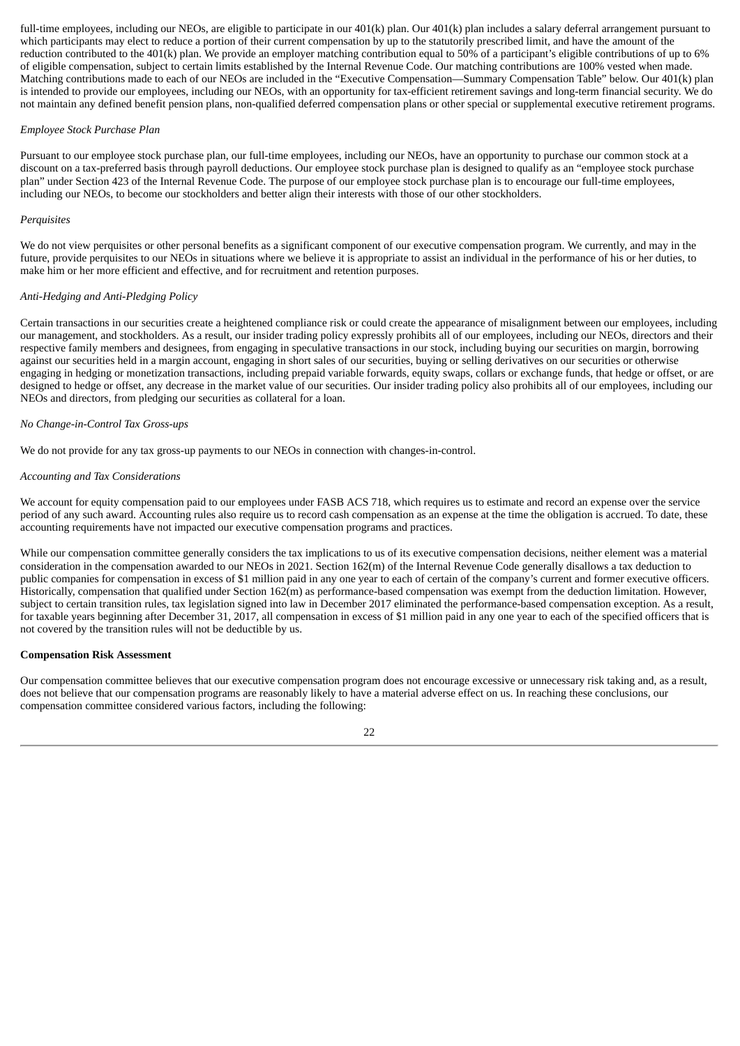full-time employees, including our NEOs, are eligible to participate in our 401(k) plan. Our 401(k) plan includes a salary deferral arrangement pursuant to which participants may elect to reduce a portion of their current compensation by up to the statutorily prescribed limit, and have the amount of the reduction contributed to the 401(k) plan. We provide an employer matching contribution equal to 50% of a participant's eligible contributions of up to 6% of eligible compensation, subject to certain limits established by the Internal Revenue Code. Our matching contributions are 100% vested when made. Matching contributions made to each of our NEOs are included in the "Executive Compensation—Summary Compensation Table" below. Our 401(k) plan is intended to provide our employees, including our NEOs, with an opportunity for tax-efficient retirement savings and long-term financial security. We do not maintain any defined benefit pension plans, non-qualified deferred compensation plans or other special or supplemental executive retirement programs.

*Employee Stock Purchase Plan*

Pursuant to our employee stock purchase plan, our full-time employees, including our NEOs, have an opportunity to purchase our common stock at a discount on a tax-preferred basis through payroll deductions. Our employee stock purchase plan is designed to qualify as an "employee stock purchase plan" under Section 423 of the Internal Revenue Code. The purpose of our employee stock purchase plan is to encourage our full-time employees, including our NEOs, to become our stockholders and better align their interests with those of our other stockholders.

*Perquisites*

We do not view perquisites or other personal benefits as a significant component of our executive compensation program. We currently, and may in the future, provide perquisites to our NEOs in situations where we believe it is appropriate to assist an individual in the performance of his or her duties, to make him or her more efficient and effective, and for recruitment and retention purposes.

*Anti-Hedging and Anti-Pledging Policy*

Certain transactions in our securities create a heightened compliance risk or could create the appearance of misalignment between our employees, including our management, and stockholders. As a result, our insider trading policy expressly prohibits all of our employees, including our NEOs, directors and their respective family members and designees, from engaging in speculative transactions in our stock, including buying our securities on margin, borrowing against our securities held in a margin account, engaging in short sales of our securities, buying or selling derivatives on our securities or otherwise engaging in hedging or monetization transactions, including prepaid variable forwards, equity swaps, collars or exchange funds, that hedge or offset, or are designed to hedge or offset, any decrease in the market value of our securities. Our insider trading policy also prohibits all of our employees, including our NEOs and directors, from pledging our securities as collateral for a loan.

*No Change-in-Control Tax Gross-ups*

We do not provide for any tax gross-up payments to our NEOs in connection with changes-in-control.

*Accounting and Tax Considerations*

We account for equity compensation paid to our employees under FASB ACS 718, which requires us to estimate and record an expense over the service period of any such award. Accounting rules also require us to record cash compensation as an expense at the time the obligation is accrued. To date, these accounting requirements have not impacted our executive compensation programs and practices.

While our compensation committee generally considers the tax implications to us of its executive compensation decisions, neither element was a material consideration in the compensation awarded to our NEOs in 2021. Section 162(m) of the Internal Revenue Code generally disallows a tax deduction to public companies for compensation in excess of $1 million paid in any one year to each of certain of the company's current and former executive officers. Historically, compensation that qualified under Section 162(m) as performance-based compensation was exempt from the deduction limitation. However, subject to certain transition rules, tax legislation signed into law in December 2017 eliminated the performance-based compensation exception. As a result, for taxable years beginning after December 31, 2017, all compensation in excess of $1 million paid in any one year to each of the specified officers that is not covered by the transition rules will not be deductible by us.

**Compensation Risk Assessment**

Our compensation committee believes that our executive compensation program does not encourage excessive or unnecessary risk taking and, as a result, does not believe that our compensation programs are reasonably likely to have a material adverse effect on us. In reaching these conclusions, our compensation committee considered various factors, including the following: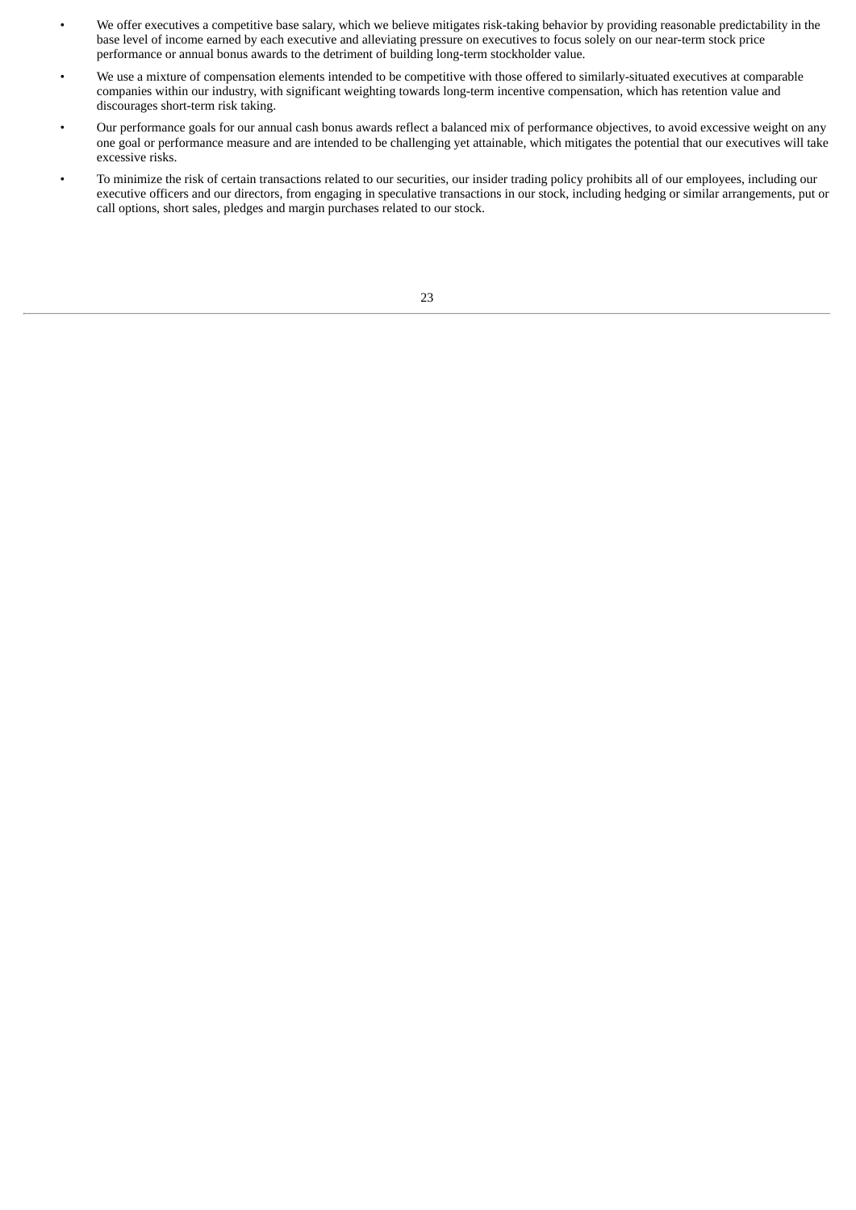- We offer executives a competitive base salary, which we believe mitigates risk-taking behavior by providing reasonable predictability in the base level of income earned by each executive and alleviating pressure on executives to focus solely on our near-term stock price performance or annual bonus awards to the detriment of building long-term stockholder value.
- We use a mixture of compensation elements intended to be competitive with those offered to similarly-situated executives at comparable companies within our industry, with significant weighting towards long-term incentive compensation, which has retention value and discourages short-term risk taking.
- Our performance goals for our annual cash bonus awards reflect a balanced mix of performance objectives, to avoid excessive weight on any one goal or performance measure and are intended to be challenging yet attainable, which mitigates the potential that our executives will take excessive risks.
- To minimize the risk of certain transactions related to our securities, our insider trading policy prohibits all of our employees, including our executive officers and our directors, from engaging in speculative transactions in our stock, including hedging or similar arrangements, put or call options, short sales, pledges and margin purchases related to our stock.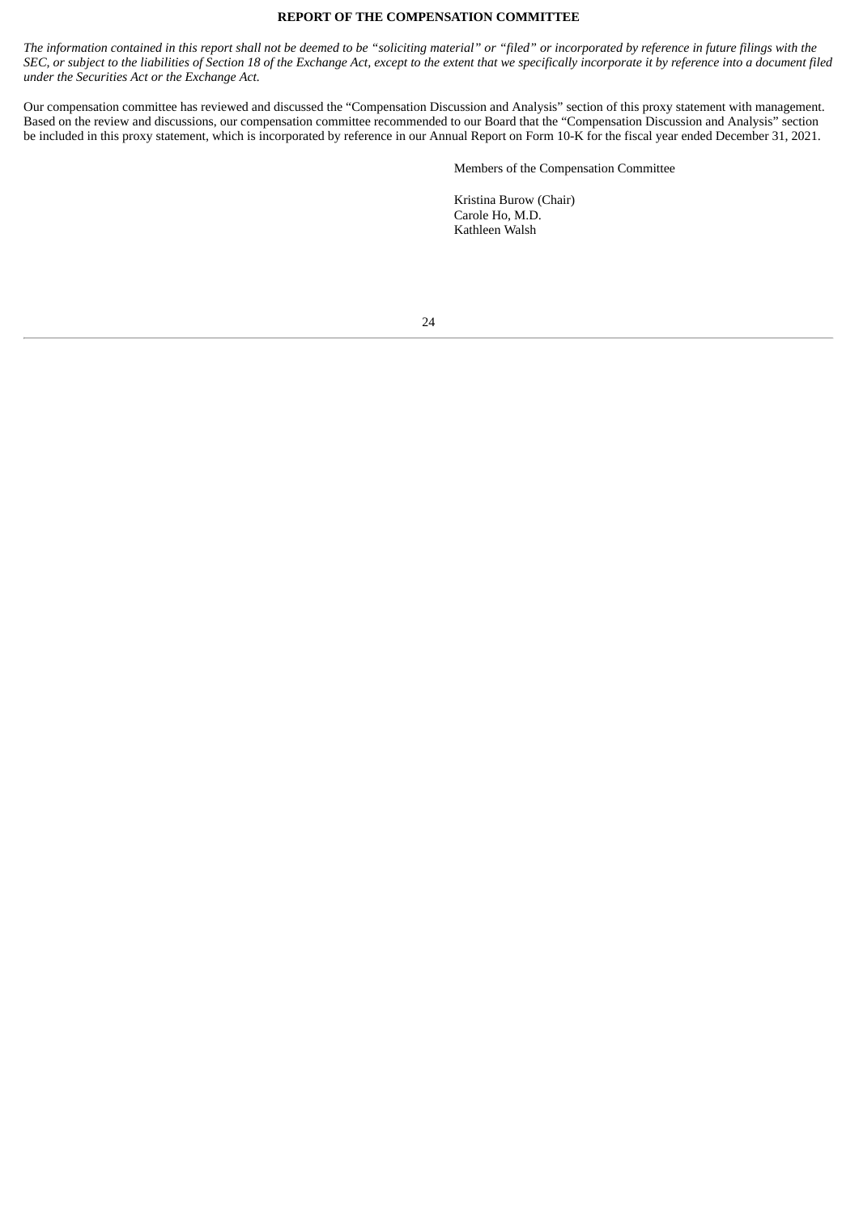**REPORT OF THE COMPENSATION COMMITTEE**

*The information contained in this report shall not be deemed to be "soliciting material" or "filed" or incorporated by reference in future filings with the SEC, or subject to the liabilities of Section 18 of the Exchange Act, except to the extent that we specifically incorporate it by reference into a document filed under the Securities Act or the Exchange Act.*

Our compensation committee has reviewed and discussed the "Compensation Discussion and Analysis" section of this proxy statement with management. Based on the review and discussions, our compensation committee recommended to our Board that the "Compensation Discussion and Analysis" section be included in this proxy statement, which is incorporated by reference in our Annual Report on Form 10-K for the fiscal year ended December 31, 2021.

Members of the Compensation Committee

Kristina Burow (Chair)
Carole Ho, M.D.
Kathleen Walsh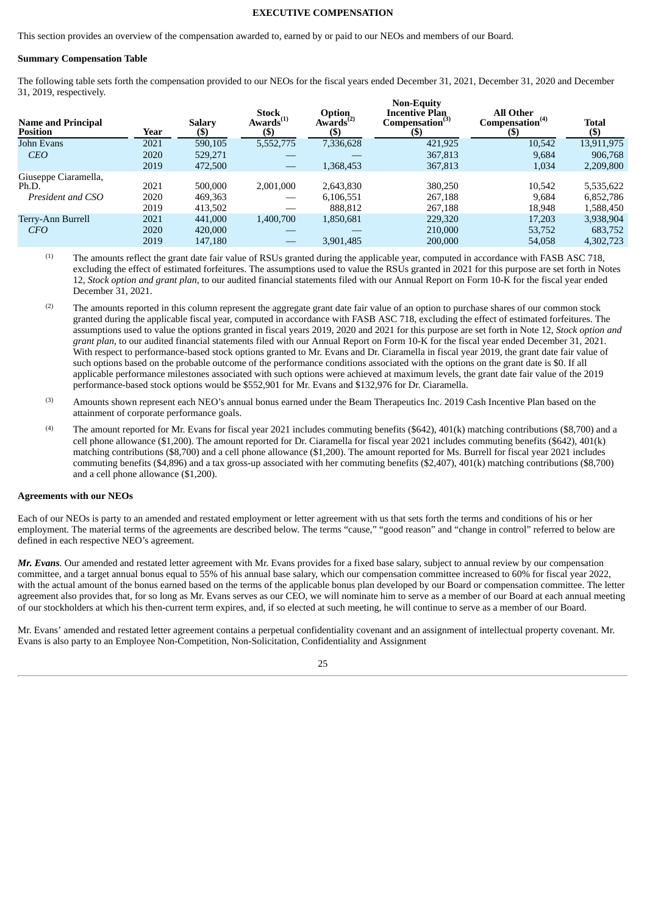**EXECUTIVE COMPENSATION**

This section provides an overview of the compensation awarded to, earned by or paid to our NEOs and members of our Board.

**Summary Compensation Table**

The following table sets forth the compensation provided to our NEOs for the fiscal years ended December 31, 2021, December 31, 2020 and December 31, 2019, respectively.

| Name and Principal Position | Year | Salary ($) | Stock Awards[(1)] ($) | Option Awards[(2)] ($) | Non-Equity Incentive Plan Compensation[(3)] ($) | All Other Compensation[(4)] ($) | Total ($) |
|---|---|---|---|---|---|---|---|
| John Evans | 2021 | 590,105 | 5,552,775 | 7,336,628 | 421,925 | 10,542 | 13,911,975 |
| *CEO* | 2020 | 529,271 | — | — | 367,813 | 9,684 | 906,768 |
| | 2019 | 472,500 | — | 1,368,453 | 367,813 | 1,034 | 2,209,800 |
| Giuseppe Ciaramella, Ph.D. | 2021 | 500,000 | 2,001,000 | 2,643,830 | 380,250 | 10,542 | 5,535,622 |
| *President and CSO* | 2020 | 469,363 | — | 6,106,551 | 267,188 | 9,684 | 6,852,786 |
| | 2019 | 413,502 | — | 888,812 | 267,188 | 18,948 | 1,588,450 |
| Terry-Ann Burrell | 2021 | 441,000 | 1,400,700 | 1,850,681 | 229,320 | 17,203 | 3,938,904 |
| *CFO* | 2020 | 420,000 | — | — | 210,000 | 53,752 | 683,752 |
| | 2019 | 147,180 | — | 3,901,485 | 200,000 | 54,058 | 4,302,723 |

(1) The amounts reflect the grant date fair value of RSUs granted during the applicable year, computed in accordance with FASB ASC 718, excluding the effect of estimated forfeitures. The assumptions used to value the RSUs granted in 2021 for this purpose are set forth in Notes 12, *Stock option and grant plan*, to our audited financial statements filed with our Annual Report on Form 10-K for the fiscal year ended December 31, 2021.

(2) The amounts reported in this column represent the aggregate grant date fair value of an option to purchase shares of our common stock granted during the applicable fiscal year, computed in accordance with FASB ASC 718, excluding the effect of estimated forfeitures. The assumptions used to value the options granted in fiscal years 2019, 2020 and 2021 for this purpose are set forth in Note 12, *Stock option and grant plan*, to our audited financial statements filed with our Annual Report on Form 10-K for the fiscal year ended December 31, 2021. With respect to performance-based stock options granted to Mr. Evans and Dr. Ciaramella in fiscal year 2019, the grant date fair value of such options based on the probable outcome of the performance conditions associated with the options on the grant date is $0. If all applicable performance milestones associated with such options were achieved at maximum levels, the grant date fair value of the 2019 performance-based stock options would be $552,901 for Mr. Evans and $132,976 for Dr. Ciaramella.

(3) Amounts shown represent each NEO's annual bonus earned under the Beam Therapeutics Inc. 2019 Cash Incentive Plan based on the attainment of corporate performance goals.

(4) The amount reported for Mr. Evans for fiscal year 2021 includes commuting benefits ($642), 401(k) matching contributions ($8,700) and a cell phone allowance ($1,200). The amount reported for Dr. Ciaramella for fiscal year 2021 includes commuting benefits ($642), 401(k) matching contributions ($8,700) and a cell phone allowance ($1,200). The amount reported for Ms. Burrell for fiscal year 2021 includes commuting benefits ($4,896) and a tax gross-up associated with her commuting benefits ($2,407), 401(k) matching contributions ($8,700) and a cell phone allowance ($1,200).

**Agreements with our NEOs**

Each of our NEOs is party to an amended and restated employment or letter agreement with us that sets forth the terms and conditions of his or her employment. The material terms of the agreements are described below. The terms "cause," "good reason" and "change in control" referred to below are defined in each respective NEO's agreement.

***Mr. Evans***. Our amended and restated letter agreement with Mr. Evans provides for a fixed base salary, subject to annual review by our compensation committee, and a target annual bonus equal to 55% of his annual base salary, which our compensation committee increased to 60% for fiscal year 2022, with the actual amount of the bonus earned based on the terms of the applicable bonus plan developed by our Board or compensation committee. The letter agreement also provides that, for so long as Mr. Evans serves as our CEO, we will nominate him to serve as a member of our Board at each annual meeting of our stockholders at which his then-current term expires, and, if so elected at such meeting, he will continue to serve as a member of our Board.

Mr. Evans' amended and restated letter agreement contains a perpetual confidentiality covenant and an assignment of intellectual property covenant. Mr. Evans is also party to an Employee Non-Competition, Non-Solicitation, Confidentiality and Assignment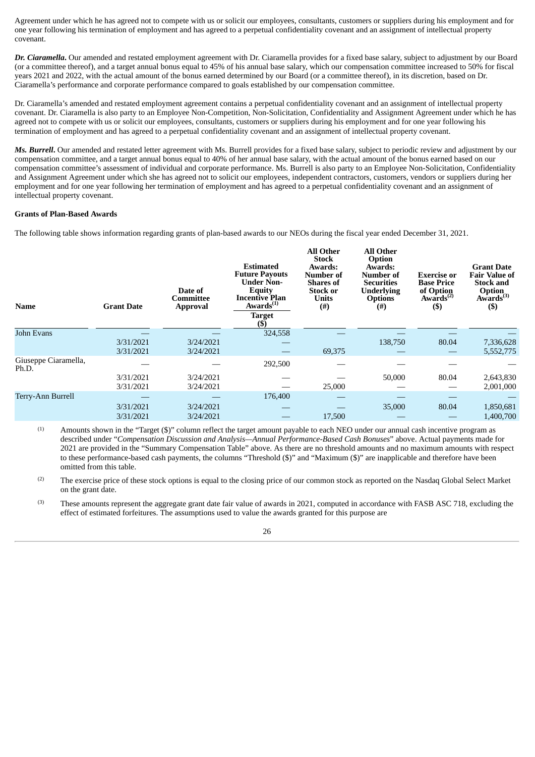Agreement under which he has agreed not to compete with us or solicit our employees, consultants, customers or suppliers during his employment and for one year following his termination of employment and has agreed to a perpetual confidentiality covenant and an assignment of intellectual property covenant.

***Dr. Ciaramella.*** Our amended and restated employment agreement with Dr. Ciaramella provides for a fixed base salary, subject to adjustment by our Board (or a committee thereof), and a target annual bonus equal to 45% of his annual base salary, which our compensation committee increased to 50% for fiscal years 2021 and 2022, with the actual amount of the bonus earned determined by our Board (or a committee thereof), in its discretion, based on Dr. Ciaramella's performance and corporate performance compared to goals established by our compensation committee.

Dr. Ciaramella's amended and restated employment agreement contains a perpetual confidentiality covenant and an assignment of intellectual property covenant. Dr. Ciaramella is also party to an Employee Non-Competition, Non-Solicitation, Confidentiality and Assignment Agreement under which he has agreed not to compete with us or solicit our employees, consultants, customers or suppliers during his employment and for one year following his termination of employment and has agreed to a perpetual confidentiality covenant and an assignment of intellectual property covenant.

***Ms. Burrell.*** Our amended and restated letter agreement with Ms. Burrell provides for a fixed base salary, subject to periodic review and adjustment by our compensation committee, and a target annual bonus equal to 40% of her annual base salary, with the actual amount of the bonus earned based on our compensation committee's assessment of individual and corporate performance. Ms. Burrell is also party to an Employee Non-Solicitation, Confidentiality and Assignment Agreement under which she has agreed not to solicit our employees, independent contractors, customers, vendors or suppliers during her employment and for one year following her termination of employment and has agreed to a perpetual confidentiality covenant and an assignment of intellectual property covenant.

**Grants of Plan-Based Awards**

The following table shows information regarding grants of plan-based awards to our NEOs during the fiscal year ended December 31, 2021.

| Name | Grant Date | Date of Committee Approval | Estimated Future Payouts Under Non-Equity Incentive Plan Awards[1] Target ($) | All Other Stock Awards: Number of Shares of Stock or Units (#) | All Other Option Awards: Number of Securities Underlying Options (#) | Exercise or Base Price of Option Awards[2] ($) | Grant Date Fair Value of Stock and Option Awards[3] ($) |
|---|---|---|---|---|---|---|---|
| John Evans | — | — | 324,558 | — | — | — | — |
| | 3/31/2021 | 3/24/2021 | — | | 138,750 | 80.04 | 7,336,628 |
| | 3/31/2021 | 3/24/2021 | — | 69,375 | — | — | 5,552,775 |
| Giuseppe Ciaramella, Ph.D. | — | — | 292,500 | — | — | — | — |
| | 3/31/2021 | 3/24/2021 | — | — | 50,000 | 80.04 | 2,643,830 |
| | 3/31/2021 | 3/24/2021 | — | 25,000 | — | — | 2,001,000 |
| Terry-Ann Burrell | — | — | 176,400 | — | — | — | — |
| | 3/31/2021 | 3/24/2021 | — | — | 35,000 | 80.04 | 1,850,681 |
| | 3/31/2021 | 3/24/2021 | — | 17,500 | — | — | 1,400,700 |

(1) Amounts shown in the "Target ($)" column reflect the target amount payable to each NEO under our annual cash incentive program as described under "*Compensation Discussion and Analysis—Annual Performance-Based Cash Bonuses*" above. Actual payments made for 2021 are provided in the "Summary Compensation Table" above. As there are no threshold amounts and no maximum amounts with respect to these performance-based cash payments, the columns "Threshold ($)" and "Maximum ($)" are inapplicable and therefore have been omitted from this table.

(2) The exercise price of these stock options is equal to the closing price of our common stock as reported on the Nasdaq Global Select Market on the grant date.

(3) These amounts represent the aggregate grant date fair value of awards in 2021, computed in accordance with FASB ASC 718, excluding the effect of estimated forfeitures. The assumptions used to value the awards granted for this purpose are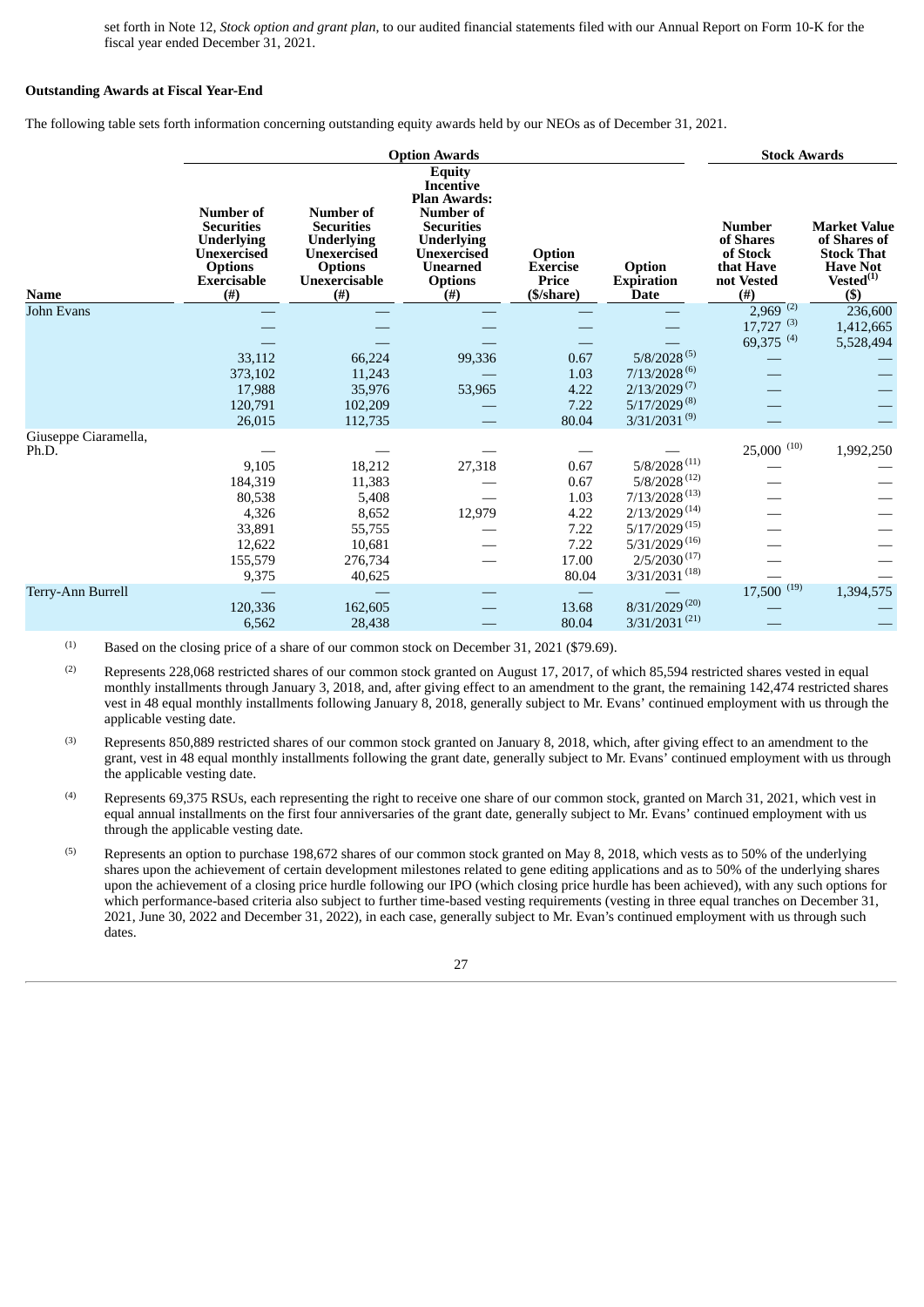set forth in Note 12, *Stock option and grant plan*, to our audited financial statements filed with our Annual Report on Form 10-K for the fiscal year ended December 31, 2021.

**Outstanding Awards at Fiscal Year-End**

The following table sets forth information concerning outstanding equity awards held by our NEOs as of December 31, 2021.

| | Option Awards | | | | | Stock Awards | |
|---|---|---|---|---|---|---|---|
| Name | Number of Securities Underlying Unexercised Options Exercisable (#) | Number of Securities Underlying Unexercised Options Unexercisable (#) | Equity Incentive Plan Awards: Number of Securities Underlying Unexercised Unearned Options (#) | Option Exercise Price ($/share) | Option Expiration Date | Number of Shares of Stock that Have not Vested (#) | Market Value of Shares of Stock That Have Not Vested[(1)] ($) |
| John Evans | — | — | — | — | — | 2,969 [(2)] | 236,600 |
| | — | — | — | — | — | 17,727 [(3)] | 1,412,665 |
| | — | — | — | — | — | 69,375 [(4)] | 5,528,494 |
| | 33,112 | 66,224 | 99,336 | 0.67 | 5/8/2028 [(5)] | — | — |
| | 373,102 | 11,243 | — | 1.03 | 7/13/2028 [(6)] | — | — |
| | 17,988 | 35,976 | 53,965 | 4.22 | 2/13/2029 [(7)] | — | — |
| | 120,791 | 102,209 | — | 7.22 | 5/17/2029 [(8)] | — | — |
| | 26,015 | 112,735 | — | 80.04 | 3/31/2031 [(9)] | — | — |
| Giuseppe Ciaramella, Ph.D. | — | — | — | — | — | 25,000 [(10)] | 1,992,250 |
| | 9,105 | 18,212 | 27,318 | 0.67 | 5/8/2028 [(11)] | — | — |
| | 184,319 | 11,383 | — | 0.67 | 5/8/2028 [(12)] | — | — |
| | 80,538 | 5,408 | — | 1.03 | 7/13/2028 [(13)] | — | — |
| | 4,326 | 8,652 | 12,979 | 4.22 | 2/13/2029 [(14)] | — | — |
| | 33,891 | 55,755 | — | 7.22 | 5/17/2029 [(15)] | — | — |
| | 12,622 | 10,681 | — | 7.22 | 5/31/2029 [(16)] | — | — |
| | 155,579 | 276,734 | — | 17.00 | 2/5/2030 [(17)] | — | — |
| | 9,375 | 40,625 | | 80.04 | 3/31/2031 [(18)] | — | — |
| Terry-Ann Burrell | — | — | — | — | — | 17,500 [(19)] | 1,394,575 |
| | 120,336 | 162,605 | — | 13.68 | 8/31/2029 [(20)] | — | — |
| | 6,562 | 28,438 | — | 80.04 | 3/31/2031 [(21)] | — | — |

(1) Based on the closing price of a share of our common stock on December 31, 2021 ($79.69).

(2) Represents 228,068 restricted shares of our common stock granted on August 17, 2017, of which 85,594 restricted shares vested in equal monthly installments through January 3, 2018, and, after giving effect to an amendment to the grant, the remaining 142,474 restricted shares vest in 48 equal monthly installments following January 8, 2018, generally subject to Mr. Evans' continued employment with us through the applicable vesting date.

(3) Represents 850,889 restricted shares of our common stock granted on January 8, 2018, which, after giving effect to an amendment to the grant, vest in 48 equal monthly installments following the grant date, generally subject to Mr. Evans' continued employment with us through the applicable vesting date.

(4) Represents 69,375 RSUs, each representing the right to receive one share of our common stock, granted on March 31, 2021, which vest in equal annual installments on the first four anniversaries of the grant date, generally subject to Mr. Evans' continued employment with us through the applicable vesting date.

(5) Represents an option to purchase 198,672 shares of our common stock granted on May 8, 2018, which vests as to 50% of the underlying shares upon the achievement of certain development milestones related to gene editing applications and as to 50% of the underlying shares upon the achievement of a closing price hurdle following our IPO (which closing price hurdle has been achieved), with any such options for which performance-based criteria also subject to further time-based vesting requirements (vesting in three equal tranches on December 31, 2021, June 30, 2022 and December 31, 2022), in each case, generally subject to Mr. Evan's continued employment with us through such dates.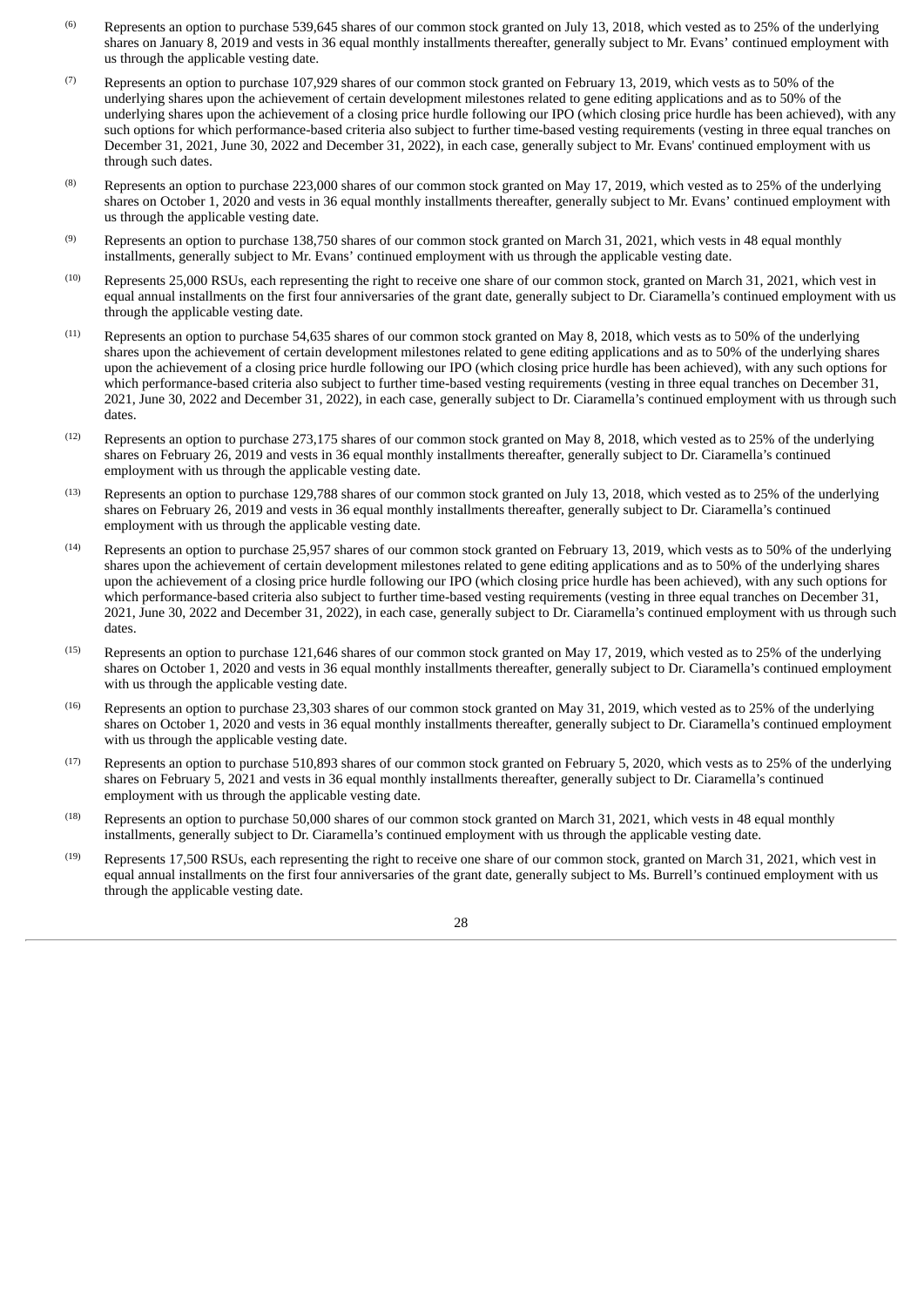(6) Represents an option to purchase 539,645 shares of our common stock granted on July 13, 2018, which vested as to 25% of the underlying shares on January 8, 2019 and vests in 36 equal monthly installments thereafter, generally subject to Mr. Evans' continued employment with us through the applicable vesting date.

(7) Represents an option to purchase 107,929 shares of our common stock granted on February 13, 2019, which vests as to 50% of the underlying shares upon the achievement of certain development milestones related to gene editing applications and as to 50% of the underlying shares upon the achievement of a closing price hurdle following our IPO (which closing price hurdle has been achieved), with any such options for which performance-based criteria also subject to further time-based vesting requirements (vesting in three equal tranches on December 31, 2021, June 30, 2022 and December 31, 2022), in each case, generally subject to Mr. Evans' continued employment with us through such dates.

(8) Represents an option to purchase 223,000 shares of our common stock granted on May 17, 2019, which vested as to 25% of the underlying shares on October 1, 2020 and vests in 36 equal monthly installments thereafter, generally subject to Mr. Evans' continued employment with us through the applicable vesting date.

(9) Represents an option to purchase 138,750 shares of our common stock granted on March 31, 2021, which vests in 48 equal monthly installments, generally subject to Mr. Evans' continued employment with us through the applicable vesting date.

(10) Represents 25,000 RSUs, each representing the right to receive one share of our common stock, granted on March 31, 2021, which vest in equal annual installments on the first four anniversaries of the grant date, generally subject to Dr. Ciaramella's continued employment with us through the applicable vesting date.

(11) Represents an option to purchase 54,635 shares of our common stock granted on May 8, 2018, which vests as to 50% of the underlying shares upon the achievement of certain development milestones related to gene editing applications and as to 50% of the underlying shares upon the achievement of a closing price hurdle following our IPO (which closing price hurdle has been achieved), with any such options for which performance-based criteria also subject to further time-based vesting requirements (vesting in three equal tranches on December 31, 2021, June 30, 2022 and December 31, 2022), in each case, generally subject to Dr. Ciaramella's continued employment with us through such dates.

(12) Represents an option to purchase 273,175 shares of our common stock granted on May 8, 2018, which vested as to 25% of the underlying shares on February 26, 2019 and vests in 36 equal monthly installments thereafter, generally subject to Dr. Ciaramella's continued employment with us through the applicable vesting date.

(13) Represents an option to purchase 129,788 shares of our common stock granted on July 13, 2018, which vested as to 25% of the underlying shares on February 26, 2019 and vests in 36 equal monthly installments thereafter, generally subject to Dr. Ciaramella's continued employment with us through the applicable vesting date.

(14) Represents an option to purchase 25,957 shares of our common stock granted on February 13, 2019, which vests as to 50% of the underlying shares upon the achievement of certain development milestones related to gene editing applications and as to 50% of the underlying shares upon the achievement of a closing price hurdle following our IPO (which closing price hurdle has been achieved), with any such options for which performance-based criteria also subject to further time-based vesting requirements (vesting in three equal tranches on December 31, 2021, June 30, 2022 and December 31, 2022), in each case, generally subject to Dr. Ciaramella's continued employment with us through such dates.

(15) Represents an option to purchase 121,646 shares of our common stock granted on May 17, 2019, which vested as to 25% of the underlying shares on October 1, 2020 and vests in 36 equal monthly installments thereafter, generally subject to Dr. Ciaramella's continued employment with us through the applicable vesting date.

(16) Represents an option to purchase 23,303 shares of our common stock granted on May 31, 2019, which vested as to 25% of the underlying shares on October 1, 2020 and vests in 36 equal monthly installments thereafter, generally subject to Dr. Ciaramella's continued employment with us through the applicable vesting date.

(17) Represents an option to purchase 510,893 shares of our common stock granted on February 5, 2020, which vests as to 25% of the underlying shares on February 5, 2021 and vests in 36 equal monthly installments thereafter, generally subject to Dr. Ciaramella's continued employment with us through the applicable vesting date.

(18) Represents an option to purchase 50,000 shares of our common stock granted on March 31, 2021, which vests in 48 equal monthly installments, generally subject to Dr. Ciaramella's continued employment with us through the applicable vesting date.

(19) Represents 17,500 RSUs, each representing the right to receive one share of our common stock, granted on March 31, 2021, which vest in equal annual installments on the first four anniversaries of the grant date, generally subject to Ms. Burrell's continued employment with us through the applicable vesting date.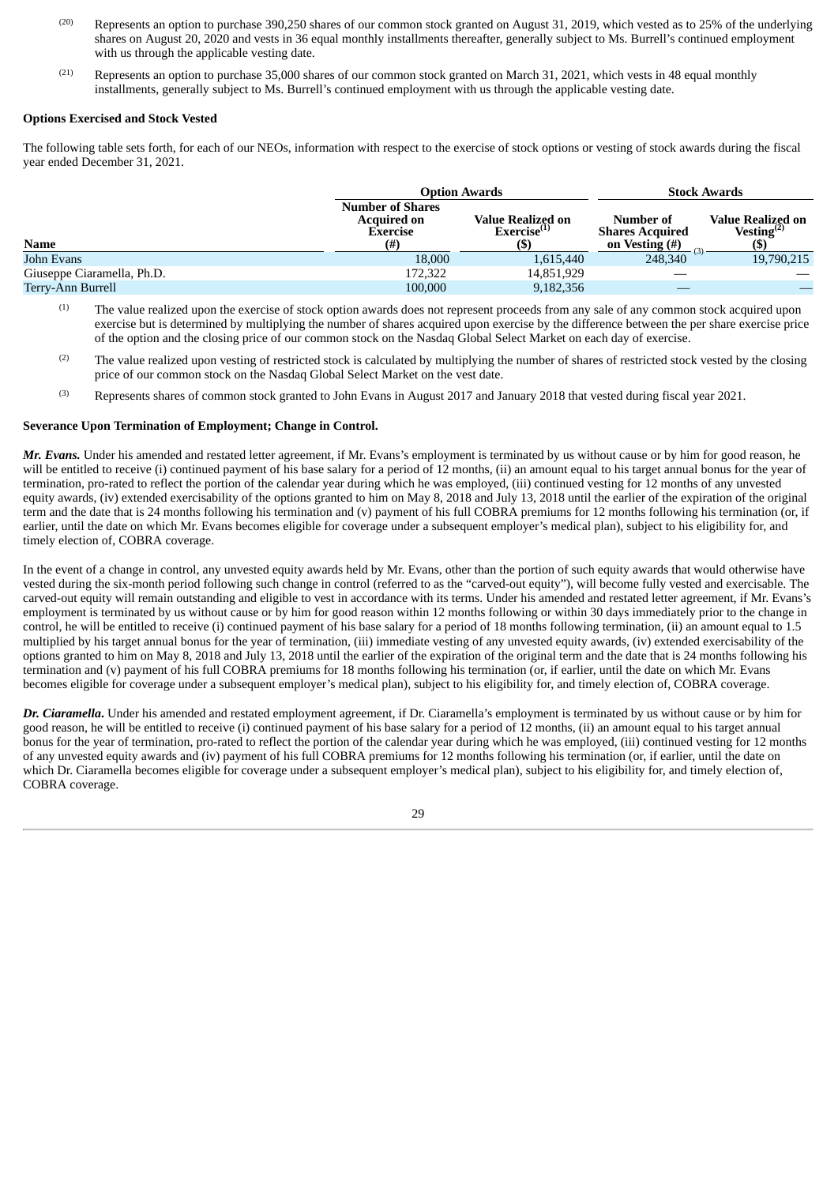(20) Represents an option to purchase 390,250 shares of our common stock granted on August 31, 2019, which vested as to 25% of the underlying shares on August 20, 2020 and vests in 36 equal monthly installments thereafter, generally subject to Ms. Burrell's continued employment with us through the applicable vesting date.

(21) Represents an option to purchase 35,000 shares of our common stock granted on March 31, 2021, which vests in 48 equal monthly installments, generally subject to Ms. Burrell's continued employment with us through the applicable vesting date.

**Options Exercised and Stock Vested**

The following table sets forth, for each of our NEOs, information with respect to the exercise of stock options or vesting of stock awards during the fiscal year ended December 31, 2021.

| | Option Awards | | Stock Awards | |
|---|---|---|---|---|
| **Name** | **Number of Shares Acquired on Exercise (#)** | **Value Realized on Exercise[1] ($)** | **Number of Shares Acquired on Vesting (#)** | **Value Realized on Vesting[2] ($)** |
| John Evans | 18,000 | 1,615,440 | 248,340 [3] | 19,790,215 |
| Giuseppe Ciaramella, Ph.D. | 172,322 | 14,851,929 | — | — |
| Terry-Ann Burrell | 100,000 | 9,182,356 | — | — |

(1) The value realized upon the exercise of stock option awards does not represent proceeds from any sale of any common stock acquired upon exercise but is determined by multiplying the number of shares acquired upon exercise by the difference between the per share exercise price of the option and the closing price of our common stock on the Nasdaq Global Select Market on each day of exercise.

(2) The value realized upon vesting of restricted stock is calculated by multiplying the number of shares of restricted stock vested by the closing price of our common stock on the Nasdaq Global Select Market on the vest date.

(3) Represents shares of common stock granted to John Evans in August 2017 and January 2018 that vested during fiscal year 2021.

**Severance Upon Termination of Employment; Change in Control.**

***Mr. Evans.*** Under his amended and restated letter agreement, if Mr. Evans's employment is terminated by us without cause or by him for good reason, he will be entitled to receive (i) continued payment of his base salary for a period of 12 months, (ii) an amount equal to his target annual bonus for the year of termination, pro-rated to reflect the portion of the calendar year during which he was employed, (iii) continued vesting for 12 months of any unvested equity awards, (iv) extended exercisability of the options granted to him on May 8, 2018 and July 13, 2018 until the earlier of the expiration of the original term and the date that is 24 months following his termination and (v) payment of his full COBRA premiums for 12 months following his termination (or, if earlier, until the date on which Mr. Evans becomes eligible for coverage under a subsequent employer's medical plan), subject to his eligibility for, and timely election of, COBRA coverage.

In the event of a change in control, any unvested equity awards held by Mr. Evans, other than the portion of such equity awards that would otherwise have vested during the six-month period following such change in control (referred to as the "carved-out equity"), will become fully vested and exercisable. The carved-out equity will remain outstanding and eligible to vest in accordance with its terms. Under his amended and restated letter agreement, if Mr. Evans's employment is terminated by us without cause or by him for good reason within 12 months following or within 30 days immediately prior to the change in control, he will be entitled to receive (i) continued payment of his base salary for a period of 18 months following termination, (ii) an amount equal to 1.5 multiplied by his target annual bonus for the year of termination, (iii) immediate vesting of any unvested equity awards, (iv) extended exercisability of the options granted to him on May 8, 2018 and July 13, 2018 until the earlier of the expiration of the original term and the date that is 24 months following his termination and (v) payment of his full COBRA premiums for 18 months following his termination (or, if earlier, until the date on which Mr. Evans becomes eligible for coverage under a subsequent employer's medical plan), subject to his eligibility for, and timely election of, COBRA coverage.

***Dr. Ciaramella.*** Under his amended and restated employment agreement, if Dr. Ciaramella's employment is terminated by us without cause or by him for good reason, he will be entitled to receive (i) continued payment of his base salary for a period of 12 months, (ii) an amount equal to his target annual bonus for the year of termination, pro-rated to reflect the portion of the calendar year during which he was employed, (iii) continued vesting for 12 months of any unvested equity awards and (iv) payment of his full COBRA premiums for 12 months following his termination (or, if earlier, until the date on which Dr. Ciaramella becomes eligible for coverage under a subsequent employer's medical plan), subject to his eligibility for, and timely election of, COBRA coverage.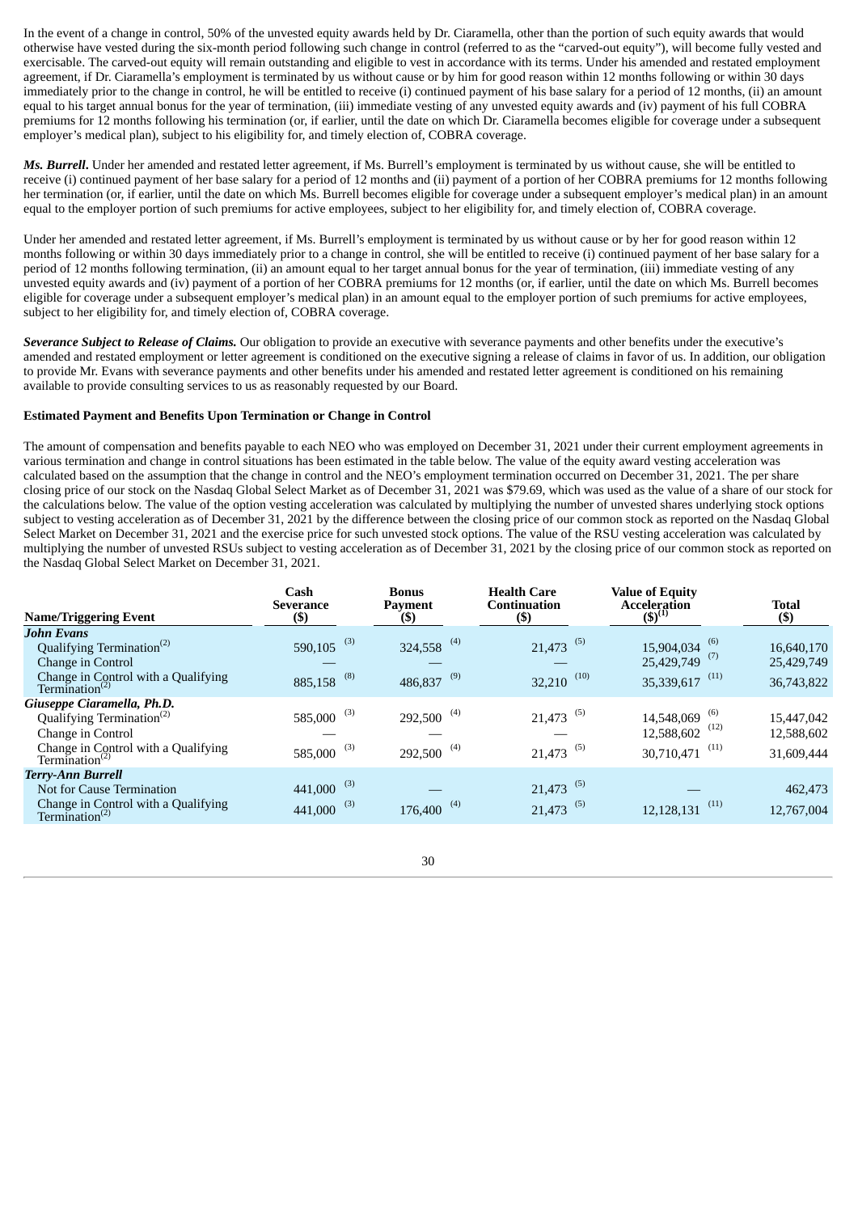In the event of a change in control, 50% of the unvested equity awards held by Dr. Ciaramella, other than the portion of such equity awards that would otherwise have vested during the six-month period following such change in control (referred to as the "carved-out equity"), will become fully vested and exercisable. The carved-out equity will remain outstanding and eligible to vest in accordance with its terms. Under his amended and restated employment agreement, if Dr. Ciaramella's employment is terminated by us without cause or by him for good reason within 12 months following or within 30 days immediately prior to the change in control, he will be entitled to receive (i) continued payment of his base salary for a period of 12 months, (ii) an amount equal to his target annual bonus for the year of termination, (iii) immediate vesting of any unvested equity awards and (iv) payment of his full COBRA premiums for 12 months following his termination (or, if earlier, until the date on which Dr. Ciaramella becomes eligible for coverage under a subsequent employer's medical plan), subject to his eligibility for, and timely election of, COBRA coverage.

***Ms. Burrell.*** Under her amended and restated letter agreement, if Ms. Burrell's employment is terminated by us without cause, she will be entitled to receive (i) continued payment of her base salary for a period of 12 months and (ii) payment of a portion of her COBRA premiums for 12 months following her termination (or, if earlier, until the date on which Ms. Burrell becomes eligible for coverage under a subsequent employer's medical plan) in an amount equal to the employer portion of such premiums for active employees, subject to her eligibility for, and timely election of, COBRA coverage.

Under her amended and restated letter agreement, if Ms. Burrell's employment is terminated by us without cause or by her for good reason within 12 months following or within 30 days immediately prior to a change in control, she will be entitled to receive (i) continued payment of her base salary for a period of 12 months following termination, (ii) an amount equal to her target annual bonus for the year of termination, (iii) immediate vesting of any unvested equity awards and (iv) payment of a portion of her COBRA premiums for 12 months (or, if earlier, until the date on which Ms. Burrell becomes eligible for coverage under a subsequent employer's medical plan) in an amount equal to the employer portion of such premiums for active employees, subject to her eligibility for, and timely election of, COBRA coverage.

***Severance Subject to Release of Claims.*** Our obligation to provide an executive with severance payments and other benefits under the executive's amended and restated employment or letter agreement is conditioned on the executive signing a release of claims in favor of us. In addition, our obligation to provide Mr. Evans with severance payments and other benefits under his amended and restated letter agreement is conditioned on his remaining available to provide consulting services to us as reasonably requested by our Board.

**Estimated Payment and Benefits Upon Termination or Change in Control**

The amount of compensation and benefits payable to each NEO who was employed on December 31, 2021 under their current employment agreements in various termination and change in control situations has been estimated in the table below. The value of the equity award vesting acceleration was calculated based on the assumption that the change in control and the NEO's employment termination occurred on December 31, 2021. The per share closing price of our stock on the Nasdaq Global Select Market as of December 31, 2021 was $79.69, which was used as the value of a share of our stock for the calculations below. The value of the option vesting acceleration was calculated by multiplying the number of unvested shares underlying stock options subject to vesting acceleration as of December 31, 2021 by the difference between the closing price of our common stock as reported on the Nasdaq Global Select Market on December 31, 2021 and the exercise price for such unvested stock options. The value of the RSU vesting acceleration was calculated by multiplying the number of unvested RSUs subject to vesting acceleration as of December 31, 2021 by the closing price of our common stock as reported on the Nasdaq Global Select Market on December 31, 2021.

| Name/Triggering Event | Cash Severance ($) | Bonus Payment ($) | Health Care Continuation ($) | Value of Equity Acceleration ($)(1) | Total ($) |
|---|---|---|---|---|---|
| ***John Evans*** | | | | | |
| Qualifying Termination(2) | 590,105 (3) | 324,558 (4) | 21,473 (5) | 15,904,034 (6) | 16,640,170 |
| Change in Control | — | — | — | 25,429,749 (7) | 25,429,749 |
| Change in Control with a Qualifying Termination(2) | 885,158 (8) | 486,837 (9) | 32,210 (10) | 35,339,617 (11) | 36,743,822 |
| ***Giuseppe Ciaramella, Ph.D.*** | | | | | |
| Qualifying Termination(2) | 585,000 (3) | 292,500 (4) | 21,473 (5) | 14,548,069 (6) | 15,447,042 |
| Change in Control | — | — | — | 12,588,602 (12) | 12,588,602 |
| Change in Control with a Qualifying Termination(2) | 585,000 (3) | 292,500 (4) | 21,473 (5) | 30,710,471 (11) | 31,609,444 |
| ***Terry-Ann Burrell*** | | | | | |
| Not for Cause Termination | 441,000 (3) | — | 21,473 (5) | — | 462,473 |
| Change in Control with a Qualifying Termination(2) | 441,000 (3) | 176,400 (4) | 21,473 (5) | 12,128,131 (11) | 12,767,004 |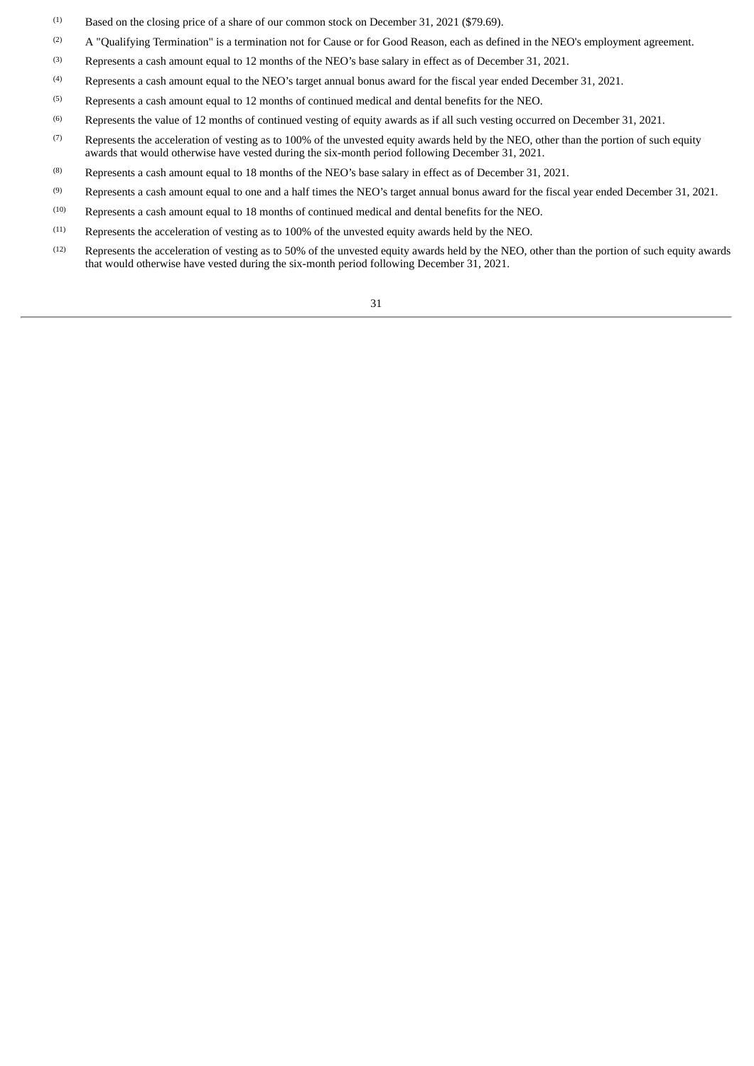(1) Based on the closing price of a share of our common stock on December 31, 2021 ($79.69).

(2) A "Qualifying Termination" is a termination not for Cause or for Good Reason, each as defined in the NEO's employment agreement.

(3) Represents a cash amount equal to 12 months of the NEO's base salary in effect as of December 31, 2021.

(4) Represents a cash amount equal to the NEO's target annual bonus award for the fiscal year ended December 31, 2021.

(5) Represents a cash amount equal to 12 months of continued medical and dental benefits for the NEO.

(6) Represents the value of 12 months of continued vesting of equity awards as if all such vesting occurred on December 31, 2021.

(7) Represents the acceleration of vesting as to 100% of the unvested equity awards held by the NEO, other than the portion of such equity awards that would otherwise have vested during the six-month period following December 31, 2021.

(8) Represents a cash amount equal to 18 months of the NEO's base salary in effect as of December 31, 2021.

(9) Represents a cash amount equal to one and a half times the NEO's target annual bonus award for the fiscal year ended December 31, 2021.

(10) Represents a cash amount equal to 18 months of continued medical and dental benefits for the NEO.

(11) Represents the acceleration of vesting as to 100% of the unvested equity awards held by the NEO.

(12) Represents the acceleration of vesting as to 50% of the unvested equity awards held by the NEO, other than the portion of such equity awards that would otherwise have vested during the six-month period following December 31, 2021.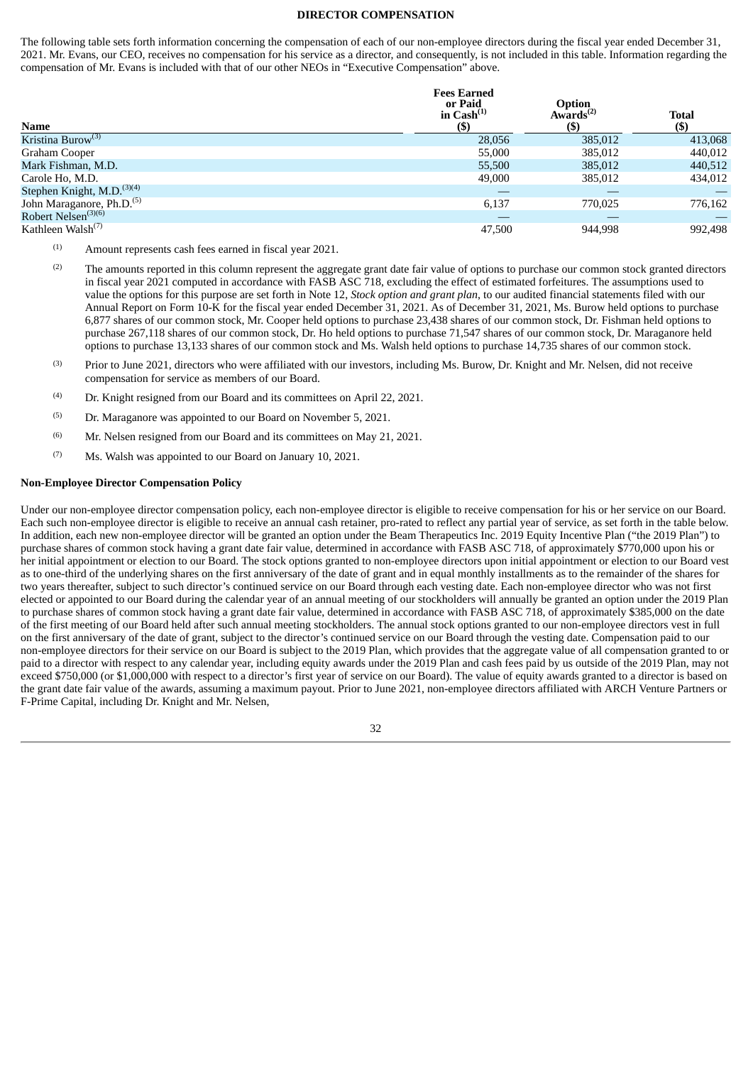## DIRECTOR COMPENSATION

The following table sets forth information concerning the compensation of each of our non-employee directors during the fiscal year ended December 31, 2021. Mr. Evans, our CEO, receives no compensation for his service as a director, and consequently, is not included in this table. Information regarding the compensation of Mr. Evans is included with that of our other NEOs in "Executive Compensation" above.

| Name | Fees Earned or Paid in Cash[(1)] ($) | Option Awards[(2)] ($) | Total ($) |
|---|---|---|---|
| Kristina Burow[(3)] | 28,056 | 385,012 | 413,068 |
| Graham Cooper | 55,000 | 385,012 | 440,012 |
| Mark Fishman, M.D. | 55,500 | 385,012 | 440,512 |
| Carole Ho, M.D. | 49,000 | 385,012 | 434,012 |
| Stephen Knight, M.D.[(3)(4)] | — | — | — |
| John Maraganore, Ph.D.[(5)] | 6,137 | 770,025 | 776,162 |
| Robert Nelsen[(3)(6)] | — | — | — |
| Kathleen Walsh[(7)] | 47,500 | 944,998 | 992,498 |

(1) Amount represents cash fees earned in fiscal year 2021.

(2) The amounts reported in this column represent the aggregate grant date fair value of options to purchase our common stock granted directors in fiscal year 2021 computed in accordance with FASB ASC 718, excluding the effect of estimated forfeitures. The assumptions used to value the options for this purpose are set forth in Note 12, *Stock option and grant plan*, to our audited financial statements filed with our Annual Report on Form 10-K for the fiscal year ended December 31, 2021. As of December 31, 2021, Ms. Burow held options to purchase 6,877 shares of our common stock, Mr. Cooper held options to purchase 23,438 shares of our common stock, Dr. Fishman held options to purchase 267,118 shares of our common stock, Dr. Ho held options to purchase 71,547 shares of our common stock, Dr. Maraganore held options to purchase 13,133 shares of our common stock and Ms. Walsh held options to purchase 14,735 shares of our common stock.

(3) Prior to June 2021, directors who were affiliated with our investors, including Ms. Burow, Dr. Knight and Mr. Nelsen, did not receive compensation for service as members of our Board.

(4) Dr. Knight resigned from our Board and its committees on April 22, 2021.

(5) Dr. Maraganore was appointed to our Board on November 5, 2021.

(6) Mr. Nelsen resigned from our Board and its committees on May 21, 2021.

(7) Ms. Walsh was appointed to our Board on January 10, 2021.

### Non-Employee Director Compensation Policy

Under our non-employee director compensation policy, each non-employee director is eligible to receive compensation for his or her service on our Board. Each such non-employee director is eligible to receive an annual cash retainer, pro-rated to reflect any partial year of service, as set forth in the table below. In addition, each new non-employee director will be granted an option under the Beam Therapeutics Inc. 2019 Equity Incentive Plan ("the 2019 Plan") to purchase shares of common stock having a grant date fair value, determined in accordance with FASB ASC 718, of approximately $770,000 upon his or her initial appointment or election to our Board. The stock options granted to non-employee directors upon initial appointment or election to our Board vest as to one-third of the underlying shares on the first anniversary of the date of grant and in equal monthly installments as to the remainder of the shares for two years thereafter, subject to such director's continued service on our Board through each vesting date. Each non-employee director who was not first elected or appointed to our Board during the calendar year of an annual meeting of our stockholders will annually be granted an option under the 2019 Plan to purchase shares of common stock having a grant date fair value, determined in accordance with FASB ASC 718, of approximately $385,000 on the date of the first meeting of our Board held after such annual meeting stockholders. The annual stock options granted to our non-employee directors vest in full on the first anniversary of the date of grant, subject to the director's continued service on our Board through the vesting date. Compensation paid to our non-employee directors for their service on our Board is subject to the 2019 Plan, which provides that the aggregate value of all compensation granted to or paid to a director with respect to any calendar year, including equity awards under the 2019 Plan and cash fees paid by us outside of the 2019 Plan, may not exceed $750,000 (or $1,000,000 with respect to a director's first year of service on our Board). The value of equity awards granted to a director is based on the grant date fair value of the awards, assuming a maximum payout. Prior to June 2021, non-employee directors affiliated with ARCH Venture Partners or F-Prime Capital, including Dr. Knight and Mr. Nelsen,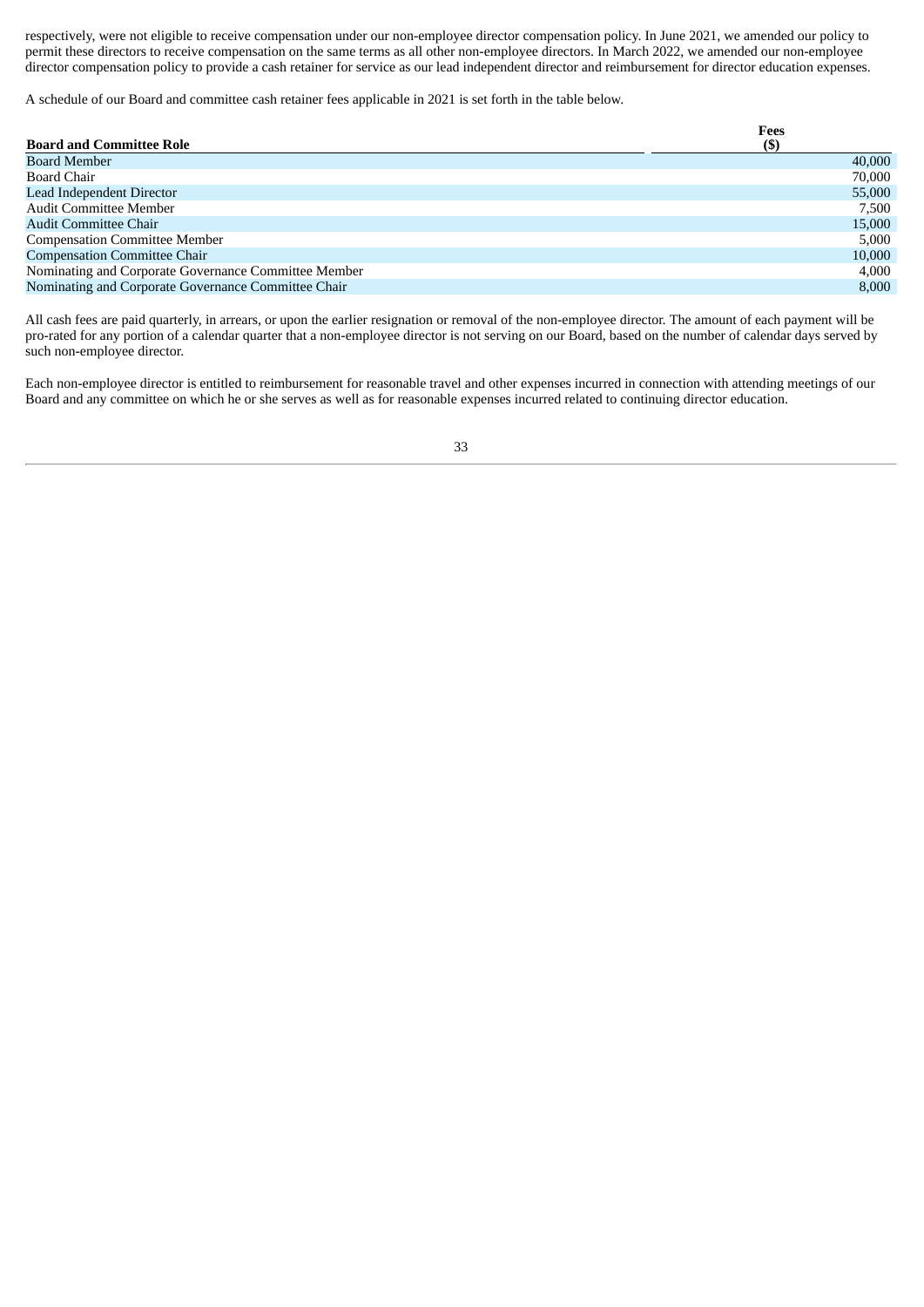respectively, were not eligible to receive compensation under our non-employee director compensation policy. In June 2021, we amended our policy to permit these directors to receive compensation on the same terms as all other non-employee directors. In March 2022, we amended our non-employee director compensation policy to provide a cash retainer for service as our lead independent director and reimbursement for director education expenses.

A schedule of our Board and committee cash retainer fees applicable in 2021 is set forth in the table below.

| Board and Committee Role | Fees ($) |
|---|---|
| Board Member | 40,000 |
| Board Chair | 70,000 |
| Lead Independent Director | 55,000 |
| Audit Committee Member | 7,500 |
| Audit Committee Chair | 15,000 |
| Compensation Committee Member | 5,000 |
| Compensation Committee Chair | 10,000 |
| Nominating and Corporate Governance Committee Member | 4,000 |
| Nominating and Corporate Governance Committee Chair | 8,000 |

All cash fees are paid quarterly, in arrears, or upon the earlier resignation or removal of the non-employee director. The amount of each payment will be pro-rated for any portion of a calendar quarter that a non-employee director is not serving on our Board, based on the number of calendar days served by such non-employee director.

Each non-employee director is entitled to reimbursement for reasonable travel and other expenses incurred in connection with attending meetings of our Board and any committee on which he or she serves as well as for reasonable expenses incurred related to continuing director education.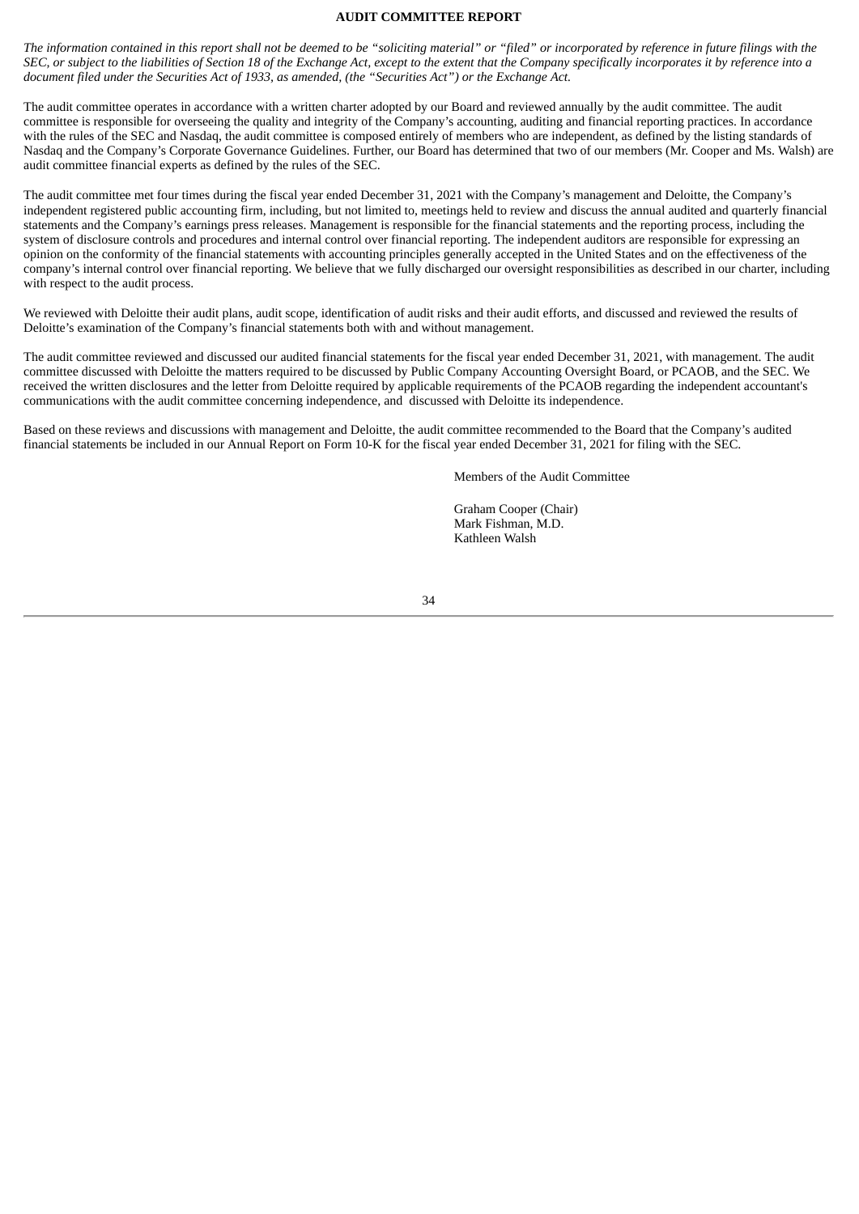## AUDIT COMMITTEE REPORT

*The information contained in this report shall not be deemed to be "soliciting material" or "filed" or incorporated by reference in future filings with the SEC, or subject to the liabilities of Section 18 of the Exchange Act, except to the extent that the Company specifically incorporates it by reference into a document filed under the Securities Act of 1933, as amended, (the "Securities Act") or the Exchange Act.*

The audit committee operates in accordance with a written charter adopted by our Board and reviewed annually by the audit committee. The audit committee is responsible for overseeing the quality and integrity of the Company's accounting, auditing and financial reporting practices. In accordance with the rules of the SEC and Nasdaq, the audit committee is composed entirely of members who are independent, as defined by the listing standards of Nasdaq and the Company's Corporate Governance Guidelines. Further, our Board has determined that two of our members (Mr. Cooper and Ms. Walsh) are audit committee financial experts as defined by the rules of the SEC.

The audit committee met four times during the fiscal year ended December 31, 2021 with the Company's management and Deloitte, the Company's independent registered public accounting firm, including, but not limited to, meetings held to review and discuss the annual audited and quarterly financial statements and the Company's earnings press releases. Management is responsible for the financial statements and the reporting process, including the system of disclosure controls and procedures and internal control over financial reporting. The independent auditors are responsible for expressing an opinion on the conformity of the financial statements with accounting principles generally accepted in the United States and on the effectiveness of the company's internal control over financial reporting. We believe that we fully discharged our oversight responsibilities as described in our charter, including with respect to the audit process.

We reviewed with Deloitte their audit plans, audit scope, identification of audit risks and their audit efforts, and discussed and reviewed the results of Deloitte's examination of the Company's financial statements both with and without management.

The audit committee reviewed and discussed our audited financial statements for the fiscal year ended December 31, 2021, with management. The audit committee discussed with Deloitte the matters required to be discussed by Public Company Accounting Oversight Board, or PCAOB, and the SEC. We received the written disclosures and the letter from Deloitte required by applicable requirements of the PCAOB regarding the independent accountant's communications with the audit committee concerning independence, and discussed with Deloitte its independence.

Based on these reviews and discussions with management and Deloitte, the audit committee recommended to the Board that the Company's audited financial statements be included in our Annual Report on Form 10-K for the fiscal year ended December 31, 2021 for filing with the SEC.

Members of the Audit Committee

Graham Cooper (Chair)
Mark Fishman, M.D.
Kathleen Walsh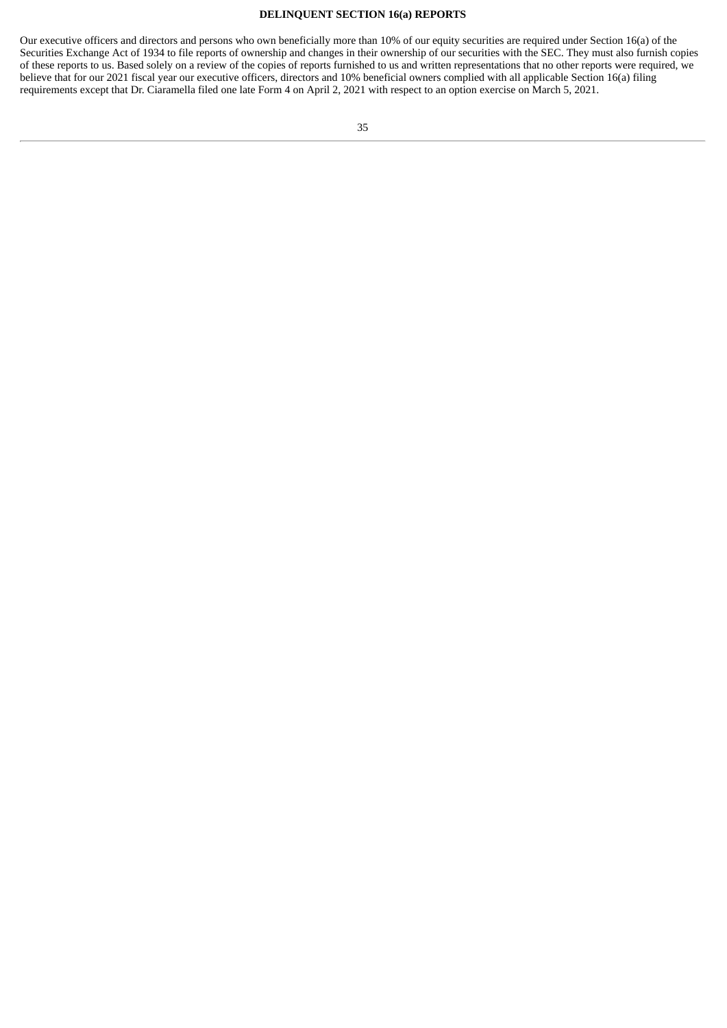## DELINQUENT SECTION 16(a) REPORTS

Our executive officers and directors and persons who own beneficially more than 10% of our equity securities are required under Section 16(a) of the Securities Exchange Act of 1934 to file reports of ownership and changes in their ownership of our securities with the SEC. They must also furnish copies of these reports to us. Based solely on a review of the copies of reports furnished to us and written representations that no other reports were required, we believe that for our 2021 fiscal year our executive officers, directors and 10% beneficial owners complied with all applicable Section 16(a) filing requirements except that Dr. Ciaramella filed one late Form 4 on April 2, 2021 with respect to an option exercise on March 5, 2021.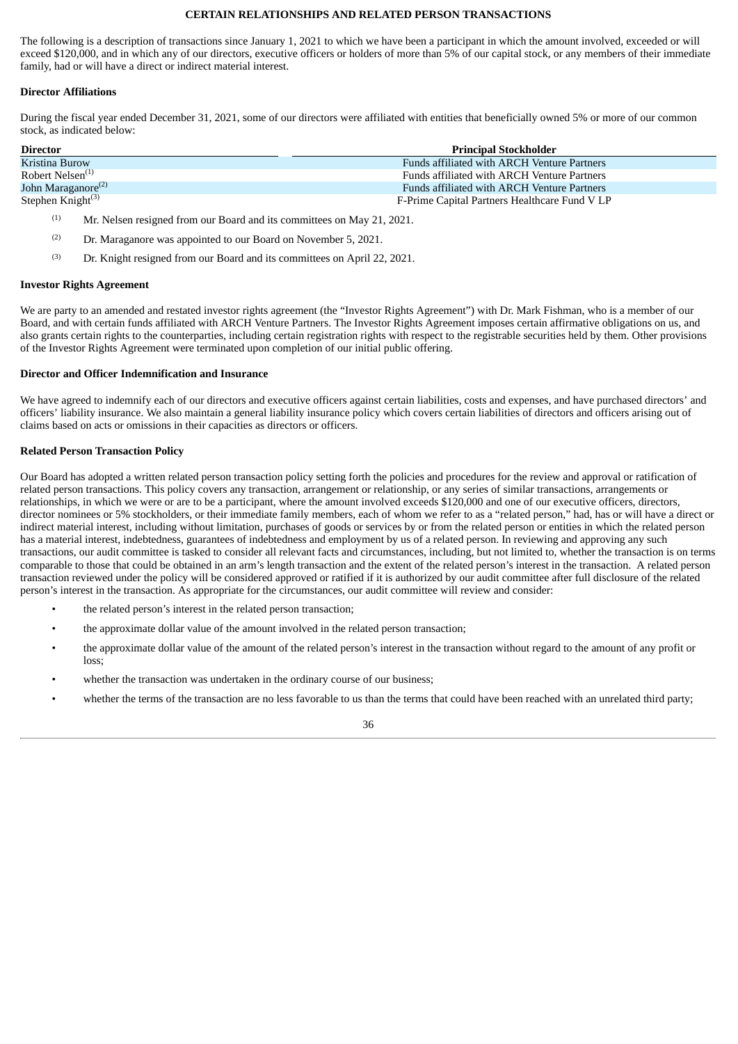## CERTAIN RELATIONSHIPS AND RELATED PERSON TRANSACTIONS

The following is a description of transactions since January 1, 2021 to which we have been a participant in which the amount involved, exceeded or will exceed \$120,000, and in which any of our directors, executive officers or holders of more than 5% of our capital stock, or any members of their immediate family, had or will have a direct or indirect material interest.

### Director Affiliations

During the fiscal year ended December 31, 2021, some of our directors were affiliated with entities that beneficially owned 5% or more of our common stock, as indicated below:

| Director | Principal Stockholder |
| --- | --- |
| Kristina Burow | Funds affiliated with ARCH Venture Partners |
| Robert Nelsen[(1)] | Funds affiliated with ARCH Venture Partners |
| John Maraganore[(2)] | Funds affiliated with ARCH Venture Partners |
| Stephen Knight[(3)] | F-Prime Capital Partners Healthcare Fund V LP |

(1) Mr. Nelsen resigned from our Board and its committees on May 21, 2021.

(2) Dr. Maraganore was appointed to our Board on November 5, 2021.

(3) Dr. Knight resigned from our Board and its committees on April 22, 2021.

### Investor Rights Agreement

We are party to an amended and restated investor rights agreement (the "Investor Rights Agreement") with Dr. Mark Fishman, who is a member of our Board, and with certain funds affiliated with ARCH Venture Partners. The Investor Rights Agreement imposes certain affirmative obligations on us, and also grants certain rights to the counterparties, including certain registration rights with respect to the registrable securities held by them. Other provisions of the Investor Rights Agreement were terminated upon completion of our initial public offering.

### Director and Officer Indemnification and Insurance

We have agreed to indemnify each of our directors and executive officers against certain liabilities, costs and expenses, and have purchased directors' and officers' liability insurance. We also maintain a general liability insurance policy which covers certain liabilities of directors and officers arising out of claims based on acts or omissions in their capacities as directors or officers.

### Related Person Transaction Policy

Our Board has adopted a written related person transaction policy setting forth the policies and procedures for the review and approval or ratification of related person transactions. This policy covers any transaction, arrangement or relationship, or any series of similar transactions, arrangements or relationships, in which we were or are to be a participant, where the amount involved exceeds \$120,000 and one of our executive officers, directors, director nominees or 5% stockholders, or their immediate family members, each of whom we refer to as a "related person," had, has or will have a direct or indirect material interest, including without limitation, purchases of goods or services by or from the related person or entities in which the related person has a material interest, indebtedness, guarantees of indebtedness and employment by us of a related person. In reviewing and approving any such transactions, our audit committee is tasked to consider all relevant facts and circumstances, including, but not limited to, whether the transaction is on terms comparable to those that could be obtained in an arm's length transaction and the extent of the related person's interest in the transaction. A related person transaction reviewed under the policy will be considered approved or ratified if it is authorized by our audit committee after full disclosure of the related person's interest in the transaction. As appropriate for the circumstances, our audit committee will review and consider:

- the related person's interest in the related person transaction;
- the approximate dollar value of the amount involved in the related person transaction;
- the approximate dollar value of the amount of the related person's interest in the transaction without regard to the amount of any profit or loss;
- whether the transaction was undertaken in the ordinary course of our business;
- whether the terms of the transaction are no less favorable to us than the terms that could have been reached with an unrelated third party;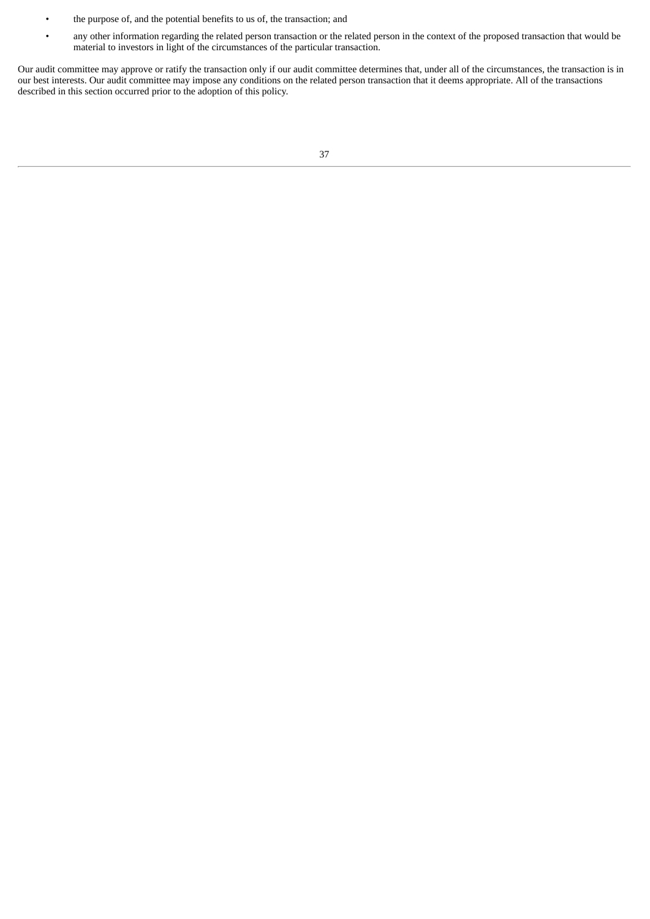- the purpose of, and the potential benefits to us of, the transaction; and
- any other information regarding the related person transaction or the related person in the context of the proposed transaction that would be material to investors in light of the circumstances of the particular transaction.

Our audit committee may approve or ratify the transaction only if our audit committee determines that, under all of the circumstances, the transaction is in our best interests. Our audit committee may impose any conditions on the related person transaction that it deems appropriate. All of the transactions described in this section occurred prior to the adoption of this policy.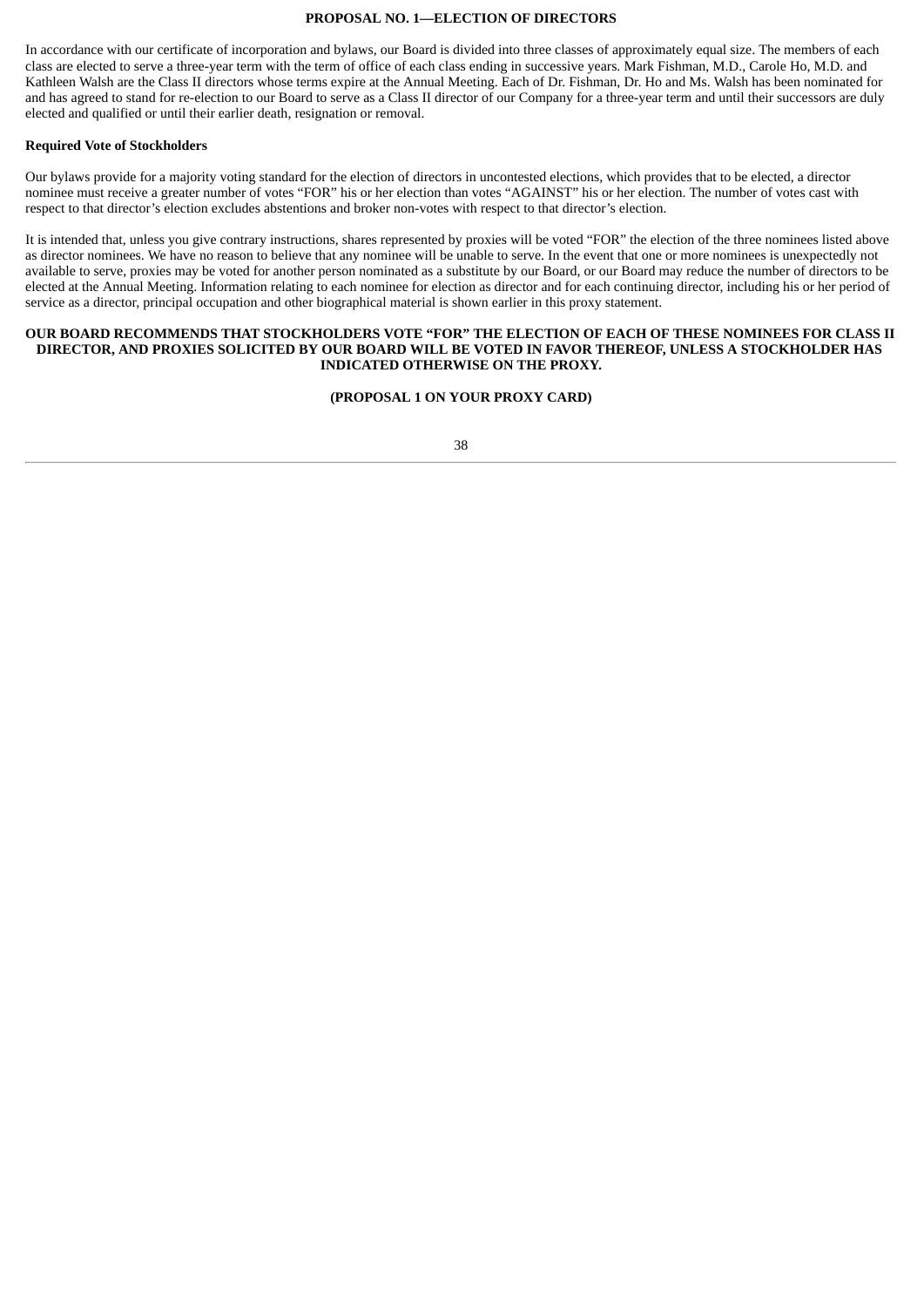## PROPOSAL NO. 1—ELECTION OF DIRECTORS

In accordance with our certificate of incorporation and bylaws, our Board is divided into three classes of approximately equal size. The members of each class are elected to serve a three-year term with the term of office of each class ending in successive years. Mark Fishman, M.D., Carole Ho, M.D. and Kathleen Walsh are the Class II directors whose terms expire at the Annual Meeting. Each of Dr. Fishman, Dr. Ho and Ms. Walsh has been nominated for and has agreed to stand for re-election to our Board to serve as a Class II director of our Company for a three-year term and until their successors are duly elected and qualified or until their earlier death, resignation or removal.

**Required Vote of Stockholders**

Our bylaws provide for a majority voting standard for the election of directors in uncontested elections, which provides that to be elected, a director nominee must receive a greater number of votes "FOR" his or her election than votes "AGAINST" his or her election. The number of votes cast with respect to that director's election excludes abstentions and broker non-votes with respect to that director's election.

It is intended that, unless you give contrary instructions, shares represented by proxies will be voted "FOR" the election of the three nominees listed above as director nominees. We have no reason to believe that any nominee will be unable to serve. In the event that one or more nominees is unexpectedly not available to serve, proxies may be voted for another person nominated as a substitute by our Board, or our Board may reduce the number of directors to be elected at the Annual Meeting. Information relating to each nominee for election as director and for each continuing director, including his or her period of service as a director, principal occupation and other biographical material is shown earlier in this proxy statement.

**OUR BOARD RECOMMENDS THAT STOCKHOLDERS VOTE "FOR" THE ELECTION OF EACH OF THESE NOMINEES FOR CLASS II DIRECTOR, AND PROXIES SOLICITED BY OUR BOARD WILL BE VOTED IN FAVOR THEREOF, UNLESS A STOCKHOLDER HAS INDICATED OTHERWISE ON THE PROXY.**

**(PROPOSAL 1 ON YOUR PROXY CARD)**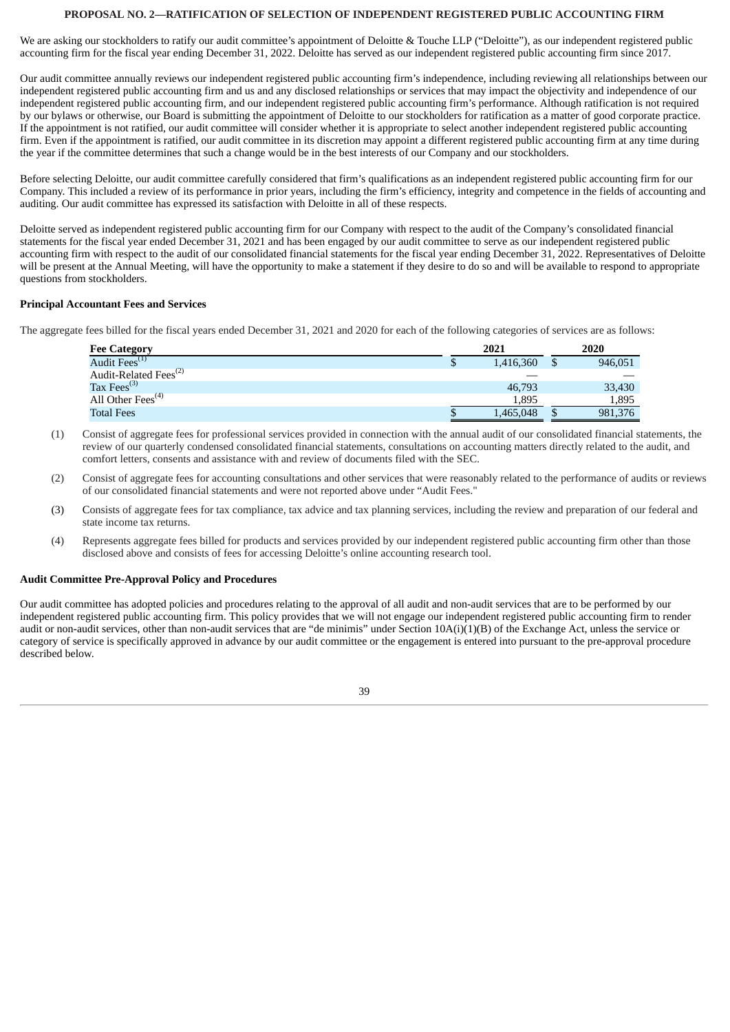## PROPOSAL NO. 2—RATIFICATION OF SELECTION OF INDEPENDENT REGISTERED PUBLIC ACCOUNTING FIRM

We are asking our stockholders to ratify our audit committee's appointment of Deloitte & Touche LLP ("Deloitte"), as our independent registered public accounting firm for the fiscal year ending December 31, 2022. Deloitte has served as our independent registered public accounting firm since 2017.

Our audit committee annually reviews our independent registered public accounting firm's independence, including reviewing all relationships between our independent registered public accounting firm and us and any disclosed relationships or services that may impact the objectivity and independence of our independent registered public accounting firm, and our independent registered public accounting firm's performance. Although ratification is not required by our bylaws or otherwise, our Board is submitting the appointment of Deloitte to our stockholders for ratification as a matter of good corporate practice. If the appointment is not ratified, our audit committee will consider whether it is appropriate to select another independent registered public accounting firm. Even if the appointment is ratified, our audit committee in its discretion may appoint a different registered public accounting firm at any time during the year if the committee determines that such a change would be in the best interests of our Company and our stockholders.

Before selecting Deloitte, our audit committee carefully considered that firm's qualifications as an independent registered public accounting firm for our Company. This included a review of its performance in prior years, including the firm's efficiency, integrity and competence in the fields of accounting and auditing. Our audit committee has expressed its satisfaction with Deloitte in all of these respects.

Deloitte served as independent registered public accounting firm for our Company with respect to the audit of the Company's consolidated financial statements for the fiscal year ended December 31, 2021 and has been engaged by our audit committee to serve as our independent registered public accounting firm with respect to the audit of our consolidated financial statements for the fiscal year ending December 31, 2022. Representatives of Deloitte will be present at the Annual Meeting, will have the opportunity to make a statement if they desire to do so and will be available to respond to appropriate questions from stockholders.

### Principal Accountant Fees and Services

The aggregate fees billed for the fiscal years ended December 31, 2021 and 2020 for each of the following categories of services are as follows:

| Fee Category | 2021 | 2020 |
|---|---|---|
| Audit Fees[(1)] | $ 1,416,360 | $ 946,051 |
| Audit-Related Fees[(2)] | — | — |
| Tax Fees[(3)] | 46,793 | 33,430 |
| All Other Fees[(4)] | 1,895 | 1,895 |
| Total Fees | $ 1,465,048 | $ 981,376 |

(1) Consist of aggregate fees for professional services provided in connection with the annual audit of our consolidated financial statements, the review of our quarterly condensed consolidated financial statements, consultations on accounting matters directly related to the audit, and comfort letters, consents and assistance with and review of documents filed with the SEC.

(2) Consist of aggregate fees for accounting consultations and other services that were reasonably related to the performance of audits or reviews of our consolidated financial statements and were not reported above under "Audit Fees."

(3) Consists of aggregate fees for tax compliance, tax advice and tax planning services, including the review and preparation of our federal and state income tax returns.

(4) Represents aggregate fees billed for products and services provided by our independent registered public accounting firm other than those disclosed above and consists of fees for accessing Deloitte's online accounting research tool.

### Audit Committee Pre-Approval Policy and Procedures

Our audit committee has adopted policies and procedures relating to the approval of all audit and non-audit services that are to be performed by our independent registered public accounting firm. This policy provides that we will not engage our independent registered public accounting firm to render audit or non-audit services, other than non-audit services that are "de minimis" under Section 10A(i)(1)(B) of the Exchange Act, unless the service or category of service is specifically approved in advance by our audit committee or the engagement is entered into pursuant to the pre-approval procedure described below.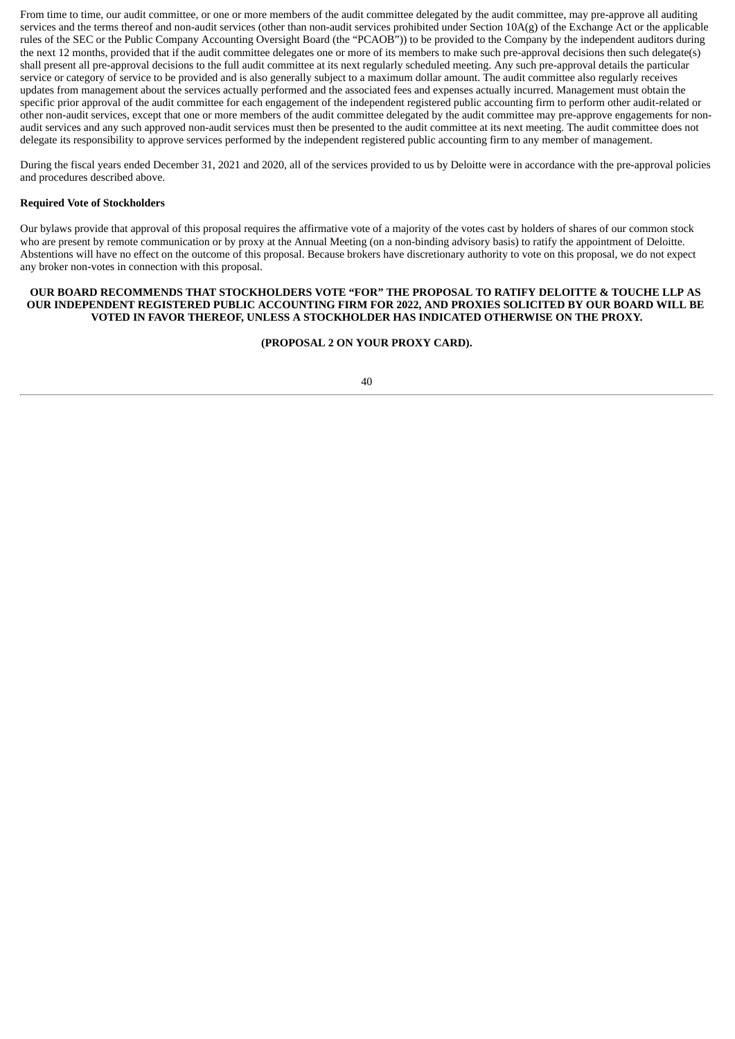From time to time, our audit committee, or one or more members of the audit committee delegated by the audit committee, may pre-approve all auditing services and the terms thereof and non-audit services (other than non-audit services prohibited under Section 10A(g) of the Exchange Act or the applicable rules of the SEC or the Public Company Accounting Oversight Board (the "PCAOB")) to be provided to the Company by the independent auditors during the next 12 months, provided that if the audit committee delegates one or more of its members to make such pre-approval decisions then such delegate(s) shall present all pre-approval decisions to the full audit committee at its next regularly scheduled meeting. Any such pre-approval details the particular service or category of service to be provided and is also generally subject to a maximum dollar amount. The audit committee also regularly receives updates from management about the services actually performed and the associated fees and expenses actually incurred. Management must obtain the specific prior approval of the audit committee for each engagement of the independent registered public accounting firm to perform other audit-related or other non-audit services, except that one or more members of the audit committee delegated by the audit committee may pre-approve engagements for non-audit services and any such approved non-audit services must then be presented to the audit committee at its next meeting. The audit committee does not delegate its responsibility to approve services performed by the independent registered public accounting firm to any member of management.

During the fiscal years ended December 31, 2021 and 2020, all of the services provided to us by Deloitte were in accordance with the pre-approval policies and procedures described above.

**Required Vote of Stockholders**

Our bylaws provide that approval of this proposal requires the affirmative vote of a majority of the votes cast by holders of shares of our common stock who are present by remote communication or by proxy at the Annual Meeting (on a non-binding advisory basis) to ratify the appointment of Deloitte. Abstentions will have no effect on the outcome of this proposal. Because brokers have discretionary authority to vote on this proposal, we do not expect any broker non-votes in connection with this proposal.

**OUR BOARD RECOMMENDS THAT STOCKHOLDERS VOTE "FOR" THE PROPOSAL TO RATIFY DELOITTE & TOUCHE LLP AS OUR INDEPENDENT REGISTERED PUBLIC ACCOUNTING FIRM FOR 2022, AND PROXIES SOLICITED BY OUR BOARD WILL BE VOTED IN FAVOR THEREOF, UNLESS A STOCKHOLDER HAS INDICATED OTHERWISE ON THE PROXY.**

**(PROPOSAL 2 ON YOUR PROXY CARD).**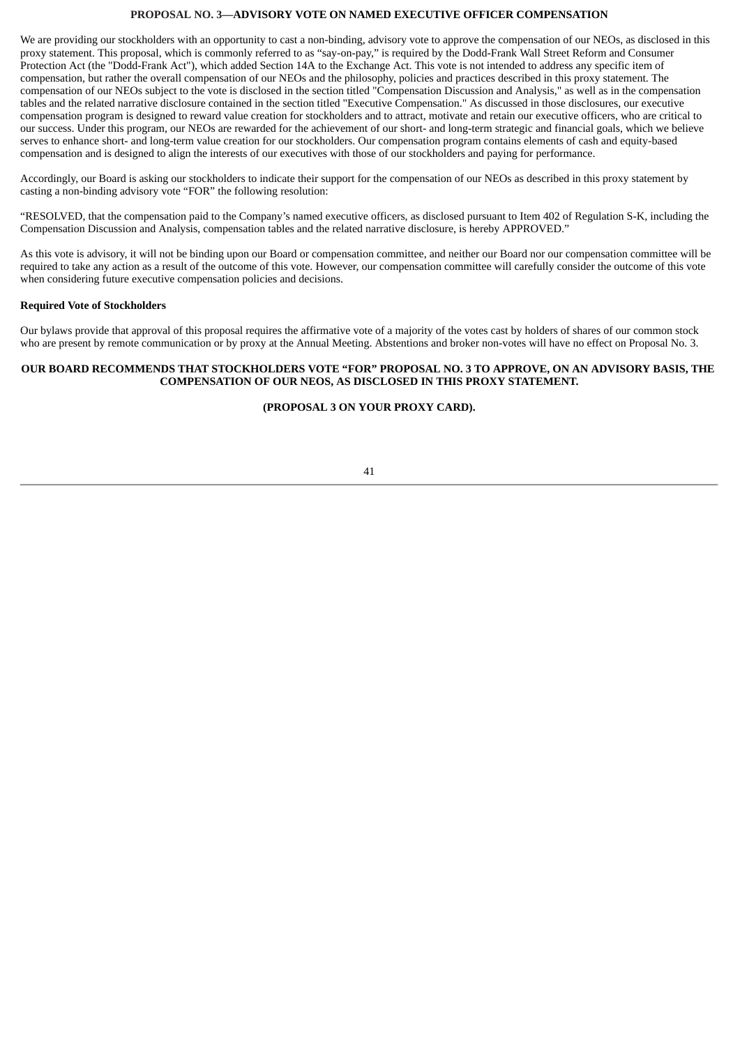## PROPOSAL NO. 3—ADVISORY VOTE ON NAMED EXECUTIVE OFFICER COMPENSATION

We are providing our stockholders with an opportunity to cast a non-binding, advisory vote to approve the compensation of our NEOs, as disclosed in this proxy statement. This proposal, which is commonly referred to as "say-on-pay," is required by the Dodd-Frank Wall Street Reform and Consumer Protection Act (the "Dodd-Frank Act"), which added Section 14A to the Exchange Act. This vote is not intended to address any specific item of compensation, but rather the overall compensation of our NEOs and the philosophy, policies and practices described in this proxy statement. The compensation of our NEOs subject to the vote is disclosed in the section titled "Compensation Discussion and Analysis," as well as in the compensation tables and the related narrative disclosure contained in the section titled "Executive Compensation." As discussed in those disclosures, our executive compensation program is designed to reward value creation for stockholders and to attract, motivate and retain our executive officers, who are critical to our success. Under this program, our NEOs are rewarded for the achievement of our short- and long-term strategic and financial goals, which we believe serves to enhance short- and long-term value creation for our stockholders. Our compensation program contains elements of cash and equity-based compensation and is designed to align the interests of our executives with those of our stockholders and paying for performance.

Accordingly, our Board is asking our stockholders to indicate their support for the compensation of our NEOs as described in this proxy statement by casting a non-binding advisory vote "FOR" the following resolution:

"RESOLVED, that the compensation paid to the Company's named executive officers, as disclosed pursuant to Item 402 of Regulation S-K, including the Compensation Discussion and Analysis, compensation tables and the related narrative disclosure, is hereby APPROVED."

As this vote is advisory, it will not be binding upon our Board or compensation committee, and neither our Board nor our compensation committee will be required to take any action as a result of the outcome of this vote. However, our compensation committee will carefully consider the outcome of this vote when considering future executive compensation policies and decisions.

### Required Vote of Stockholders

Our bylaws provide that approval of this proposal requires the affirmative vote of a majority of the votes cast by holders of shares of our common stock who are present by remote communication or by proxy at the Annual Meeting. Abstentions and broker non-votes will have no effect on Proposal No. 3.

**OUR BOARD RECOMMENDS THAT STOCKHOLDERS VOTE "FOR" PROPOSAL NO. 3 TO APPROVE, ON AN ADVISORY BASIS, THE COMPENSATION OF OUR NEOS, AS DISCLOSED IN THIS PROXY STATEMENT.**

**(PROPOSAL 3 ON YOUR PROXY CARD).**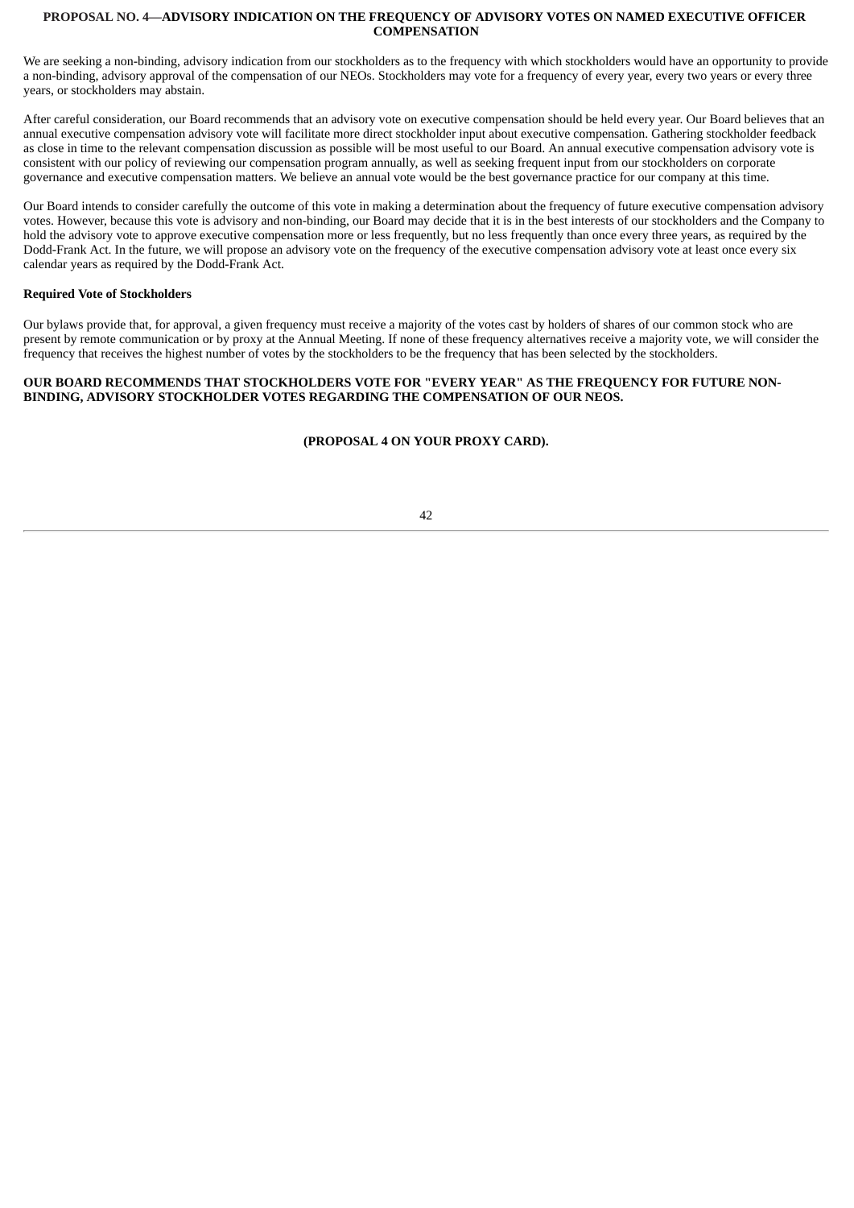## PROPOSAL NO. 4—ADVISORY INDICATION ON THE FREQUENCY OF ADVISORY VOTES ON NAMED EXECUTIVE OFFICER COMPENSATION

We are seeking a non-binding, advisory indication from our stockholders as to the frequency with which stockholders would have an opportunity to provide a non-binding, advisory approval of the compensation of our NEOs. Stockholders may vote for a frequency of every year, every two years or every three years, or stockholders may abstain.

After careful consideration, our Board recommends that an advisory vote on executive compensation should be held every year. Our Board believes that an annual executive compensation advisory vote will facilitate more direct stockholder input about executive compensation. Gathering stockholder feedback as close in time to the relevant compensation discussion as possible will be most useful to our Board. An annual executive compensation advisory vote is consistent with our policy of reviewing our compensation program annually, as well as seeking frequent input from our stockholders on corporate governance and executive compensation matters. We believe an annual vote would be the best governance practice for our company at this time.

Our Board intends to consider carefully the outcome of this vote in making a determination about the frequency of future executive compensation advisory votes. However, because this vote is advisory and non-binding, our Board may decide that it is in the best interests of our stockholders and the Company to hold the advisory vote to approve executive compensation more or less frequently, but no less frequently than once every three years, as required by the Dodd-Frank Act. In the future, we will propose an advisory vote on the frequency of the executive compensation advisory vote at least once every six calendar years as required by the Dodd-Frank Act.

**Required Vote of Stockholders**

Our bylaws provide that, for approval, a given frequency must receive a majority of the votes cast by holders of shares of our common stock who are present by remote communication or by proxy at the Annual Meeting. If none of these frequency alternatives receive a majority vote, we will consider the frequency that receives the highest number of votes by the stockholders to be the frequency that has been selected by the stockholders.

**OUR BOARD RECOMMENDS THAT STOCKHOLDERS VOTE FOR "EVERY YEAR" AS THE FREQUENCY FOR FUTURE NON-BINDING, ADVISORY STOCKHOLDER VOTES REGARDING THE COMPENSATION OF OUR NEOS.**

**(PROPOSAL 4 ON YOUR PROXY CARD).**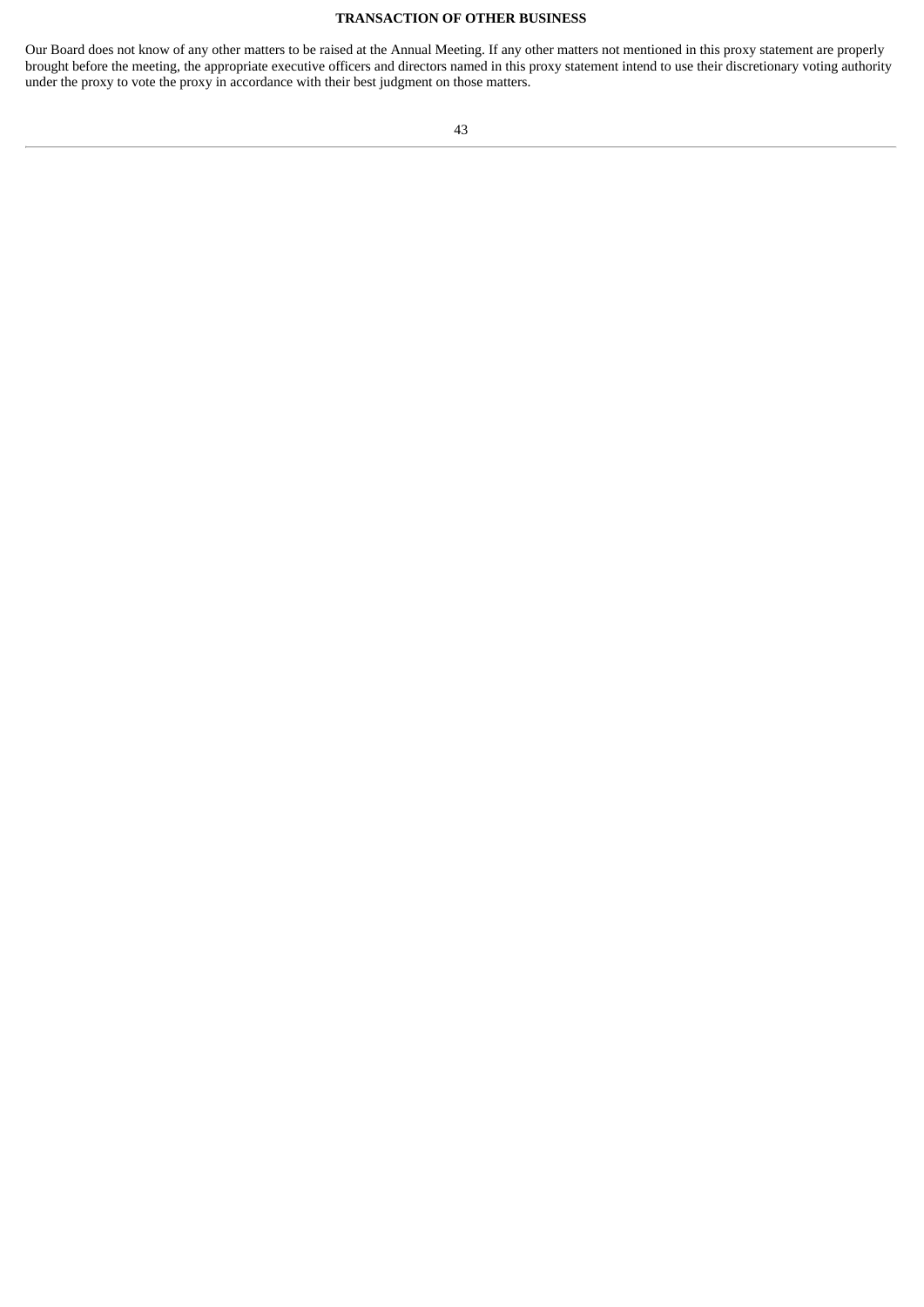## TRANSACTION OF OTHER BUSINESS

Our Board does not know of any other matters to be raised at the Annual Meeting. If any other matters not mentioned in this proxy statement are properly brought before the meeting, the appropriate executive officers and directors named in this proxy statement intend to use their discretionary voting authority under the proxy to vote the proxy in accordance with their best judgment on those matters.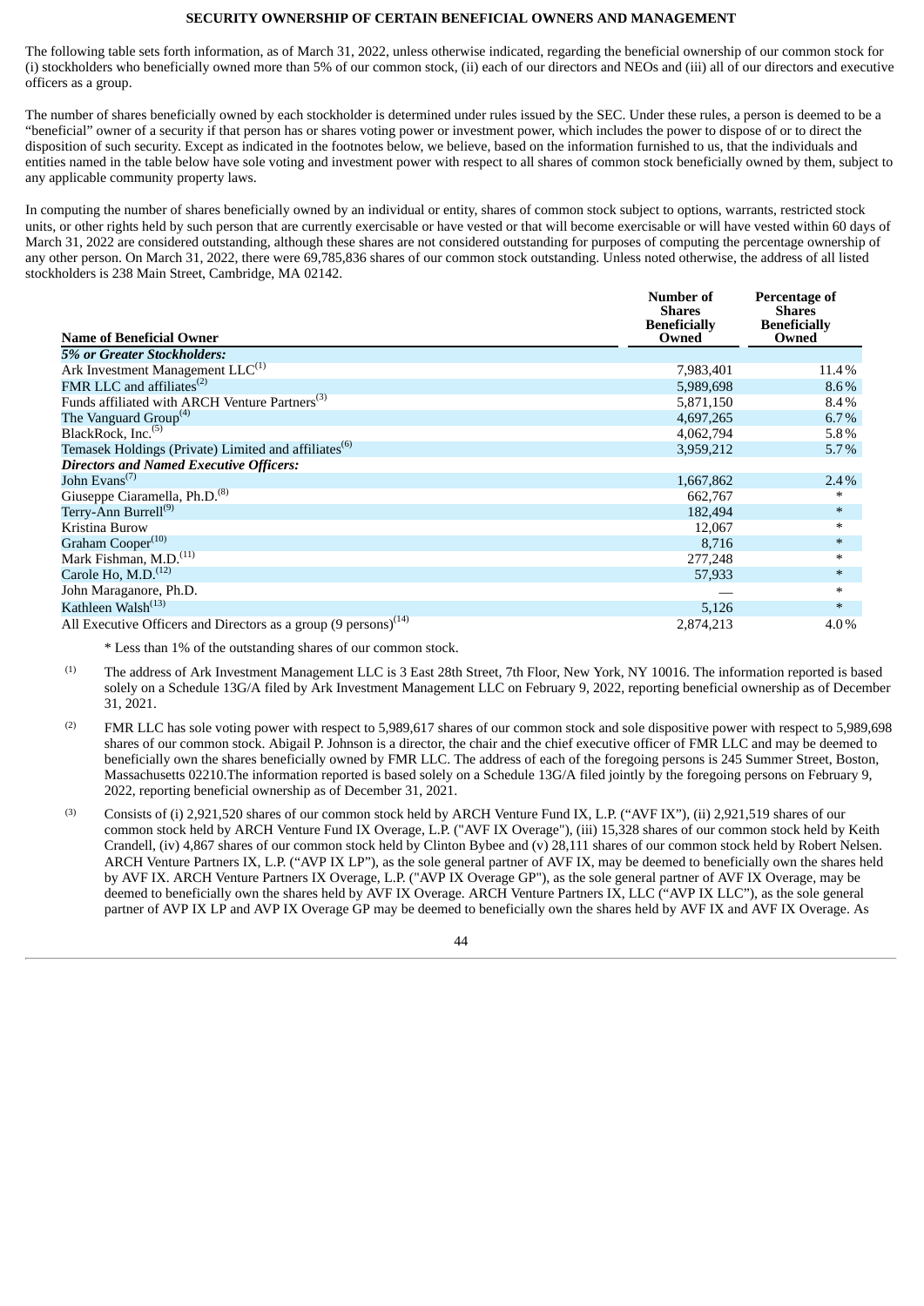## SECURITY OWNERSHIP OF CERTAIN BENEFICIAL OWNERS AND MANAGEMENT

The following table sets forth information, as of March 31, 2022, unless otherwise indicated, regarding the beneficial ownership of our common stock for (i) stockholders who beneficially owned more than 5% of our common stock, (ii) each of our directors and NEOs and (iii) all of our directors and executive officers as a group.

The number of shares beneficially owned by each stockholder is determined under rules issued by the SEC. Under these rules, a person is deemed to be a "beneficial" owner of a security if that person has or shares voting power or investment power, which includes the power to dispose of or to direct the disposition of such security. Except as indicated in the footnotes below, we believe, based on the information furnished to us, that the individuals and entities named in the table below have sole voting and investment power with respect to all shares of common stock beneficially owned by them, subject to any applicable community property laws.

In computing the number of shares beneficially owned by an individual or entity, shares of common stock subject to options, warrants, restricted stock units, or other rights held by such person that are currently exercisable or have vested or that will become exercisable or will have vested within 60 days of March 31, 2022 are considered outstanding, although these shares are not considered outstanding for purposes of computing the percentage ownership of any other person. On March 31, 2022, there were 69,785,836 shares of our common stock outstanding. Unless noted otherwise, the address of all listed stockholders is 238 Main Street, Cambridge, MA 02142.

| Name of Beneficial Owner | Number of Shares Beneficially Owned | Percentage of Shares Beneficially Owned |
|---|---|---|
| ***5% or Greater Stockholders:*** | | |
| Ark Investment Management LLC[(1)] | 7,983,401 | 11.4% |
| FMR LLC and affiliates[(2)] | 5,989,698 | 8.6% |
| Funds affiliated with ARCH Venture Partners[(3)] | 5,871,150 | 8.4% |
| The Vanguard Group[(4)] | 4,697,265 | 6.7% |
| BlackRock, Inc.[(5)] | 4,062,794 | 5.8% |
| Temasek Holdings (Private) Limited and affiliates[(6)] | 3,959,212 | 5.7% |
| ***Directors and Named Executive Officers:*** | | |
| John Evans[(7)] | 1,667,862 | 2.4% |
| Giuseppe Ciaramella, Ph.D.[(8)] | 662,767 | * |
| Terry-Ann Burrell[(9)] | 182,494 | * |
| Kristina Burow | 12,067 | * |
| Graham Cooper[(10)] | 8,716 | * |
| Mark Fishman, M.D.[(11)] | 277,248 | * |
| Carole Ho, M.D.[(12)] | 57,933 | * |
| John Maraganore, Ph.D. | — | * |
| Kathleen Walsh[(13)] | 5,126 | * |
| All Executive Officers and Directors as a group (9 persons)[(14)] | 2,874,213 | 4.0% |

\* Less than 1% of the outstanding shares of our common stock.

(1) The address of Ark Investment Management LLC is 3 East 28th Street, 7th Floor, New York, NY 10016. The information reported is based solely on a Schedule 13G/A filed by Ark Investment Management LLC on February 9, 2022, reporting beneficial ownership as of December 31, 2021.

(2) FMR LLC has sole voting power with respect to 5,989,617 shares of our common stock and sole dispositive power with respect to 5,989,698 shares of our common stock. Abigail P. Johnson is a director, the chair and the chief executive officer of FMR LLC and may be deemed to beneficially own the shares beneficially owned by FMR LLC. The address of each of the foregoing persons is 245 Summer Street, Boston, Massachusetts 02210.The information reported is based solely on a Schedule 13G/A filed jointly by the foregoing persons on February 9, 2022, reporting beneficial ownership as of December 31, 2021.

(3) Consists of (i) 2,921,520 shares of our common stock held by ARCH Venture Fund IX, L.P. ("AVF IX"), (ii) 2,921,519 shares of our common stock held by ARCH Venture Fund IX Overage, L.P. ("AVF IX Overage"), (iii) 15,328 shares of our common stock held by Keith Crandell, (iv) 4,867 shares of our common stock held by Clinton Bybee and (v) 28,111 shares of our common stock held by Robert Nelsen. ARCH Venture Partners IX, L.P. ("AVP IX LP"), as the sole general partner of AVF IX, may be deemed to beneficially own the shares held by AVF IX. ARCH Venture Partners IX Overage, L.P. ("AVP IX Overage GP"), as the sole general partner of AVF IX Overage, may be deemed to beneficially own the shares held by AVF IX Overage. ARCH Venture Partners IX, LLC ("AVP IX LLC"), as the sole general partner of AVP IX LP and AVP IX Overage GP may be deemed to beneficially own the shares held by AVF IX and AVF IX Overage. As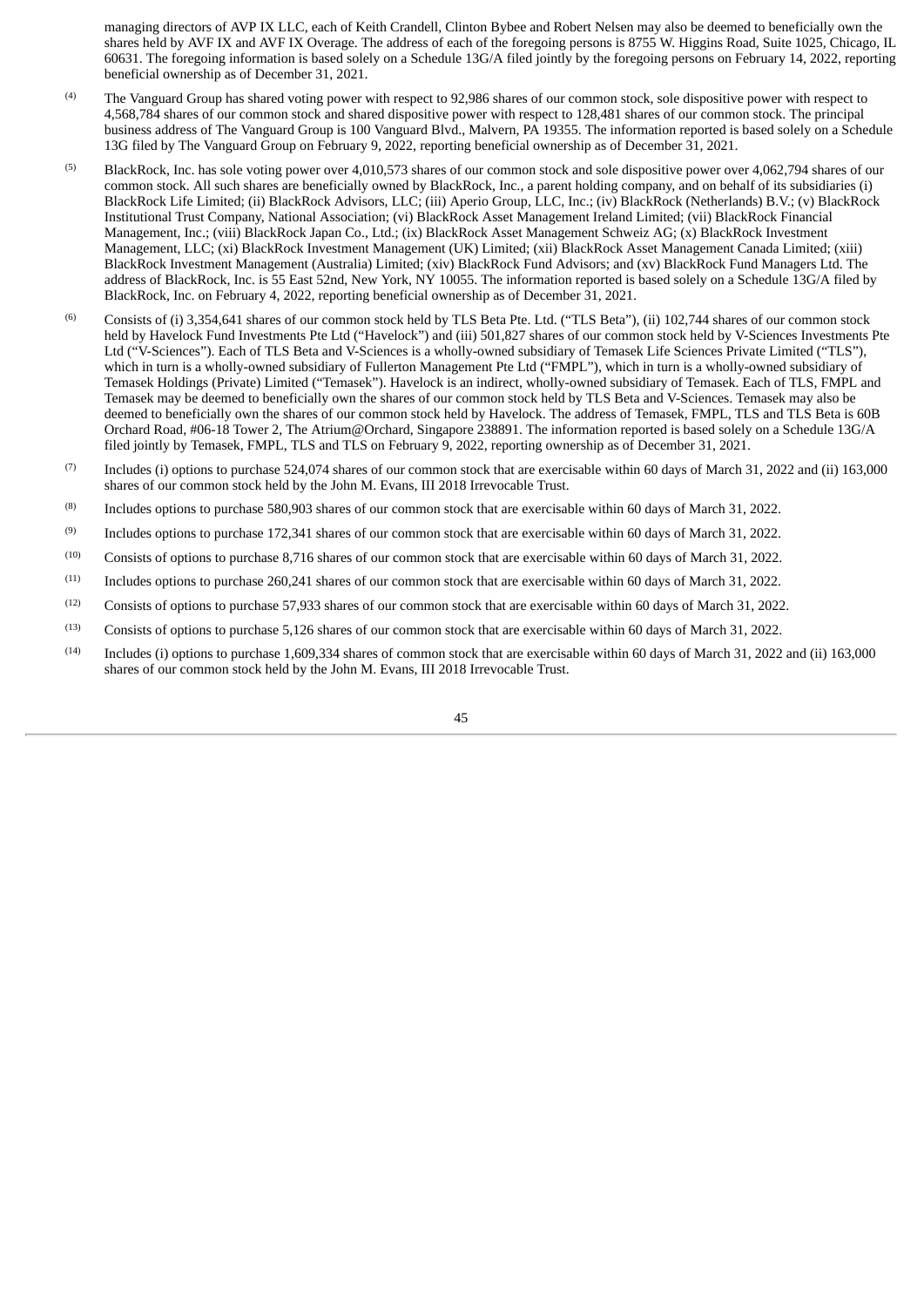managing directors of AVP IX LLC, each of Keith Crandell, Clinton Bybee and Robert Nelsen may also be deemed to beneficially own the shares held by AVF IX and AVF IX Overage. The address of each of the foregoing persons is 8755 W. Higgins Road, Suite 1025, Chicago, IL 60631. The foregoing information is based solely on a Schedule 13G/A filed jointly by the foregoing persons on February 14, 2022, reporting beneficial ownership as of December 31, 2021.

(4) The Vanguard Group has shared voting power with respect to 92,986 shares of our common stock, sole dispositive power with respect to 4,568,784 shares of our common stock and shared dispositive power with respect to 128,481 shares of our common stock. The principal business address of The Vanguard Group is 100 Vanguard Blvd., Malvern, PA 19355. The information reported is based solely on a Schedule 13G filed by The Vanguard Group on February 9, 2022, reporting beneficial ownership as of December 31, 2021.

(5) BlackRock, Inc. has sole voting power over 4,010,573 shares of our common stock and sole dispositive power over 4,062,794 shares of our common stock. All such shares are beneficially owned by BlackRock, Inc., a parent holding company, and on behalf of its subsidiaries (i) BlackRock Life Limited; (ii) BlackRock Advisors, LLC; (iii) Aperio Group, LLC, Inc.; (iv) BlackRock (Netherlands) B.V.; (v) BlackRock Institutional Trust Company, National Association; (vi) BlackRock Asset Management Ireland Limited; (vii) BlackRock Financial Management, Inc.; (viii) BlackRock Japan Co., Ltd.; (ix) BlackRock Asset Management Schweiz AG; (x) BlackRock Investment Management, LLC; (xi) BlackRock Investment Management (UK) Limited; (xii) BlackRock Asset Management Canada Limited; (xiii) BlackRock Investment Management (Australia) Limited; (xiv) BlackRock Fund Advisors; and (xv) BlackRock Fund Managers Ltd. The address of BlackRock, Inc. is 55 East 52nd, New York, NY 10055. The information reported is based solely on a Schedule 13G/A filed by BlackRock, Inc. on February 4, 2022, reporting beneficial ownership as of December 31, 2021.

(6) Consists of (i) 3,354,641 shares of our common stock held by TLS Beta Pte. Ltd. ("TLS Beta"), (ii) 102,744 shares of our common stock held by Havelock Fund Investments Pte Ltd ("Havelock") and (iii) 501,827 shares of our common stock held by V-Sciences Investments Pte Ltd ("V-Sciences"). Each of TLS Beta and V-Sciences is a wholly-owned subsidiary of Temasek Life Sciences Private Limited ("TLS"), which in turn is a wholly-owned subsidiary of Fullerton Management Pte Ltd ("FMPL"), which in turn is a wholly-owned subsidiary of Temasek Holdings (Private) Limited ("Temasek"). Havelock is an indirect, wholly-owned subsidiary of Temasek. Each of TLS, FMPL and Temasek may be deemed to beneficially own the shares of our common stock held by TLS Beta and V-Sciences. Temasek may also be deemed to beneficially own the shares of our common stock held by Havelock. The address of Temasek, FMPL, TLS and TLS Beta is 60B Orchard Road, #06-18 Tower 2, The Atrium@Orchard, Singapore 238891. The information reported is based solely on a Schedule 13G/A filed jointly by Temasek, FMPL, TLS and TLS on February 9, 2022, reporting ownership as of December 31, 2021.

(7) Includes (i) options to purchase 524,074 shares of our common stock that are exercisable within 60 days of March 31, 2022 and (ii) 163,000 shares of our common stock held by the John M. Evans, III 2018 Irrevocable Trust.

(8) Includes options to purchase 580,903 shares of our common stock that are exercisable within 60 days of March 31, 2022.

(9) Includes options to purchase 172,341 shares of our common stock that are exercisable within 60 days of March 31, 2022.

(10) Consists of options to purchase 8,716 shares of our common stock that are exercisable within 60 days of March 31, 2022.

(11) Includes options to purchase 260,241 shares of our common stock that are exercisable within 60 days of March 31, 2022.

(12) Consists of options to purchase 57,933 shares of our common stock that are exercisable within 60 days of March 31, 2022.

(13) Consists of options to purchase 5,126 shares of our common stock that are exercisable within 60 days of March 31, 2022.

(14) Includes (i) options to purchase 1,609,334 shares of common stock that are exercisable within 60 days of March 31, 2022 and (ii) 163,000 shares of our common stock held by the John M. Evans, III 2018 Irrevocable Trust.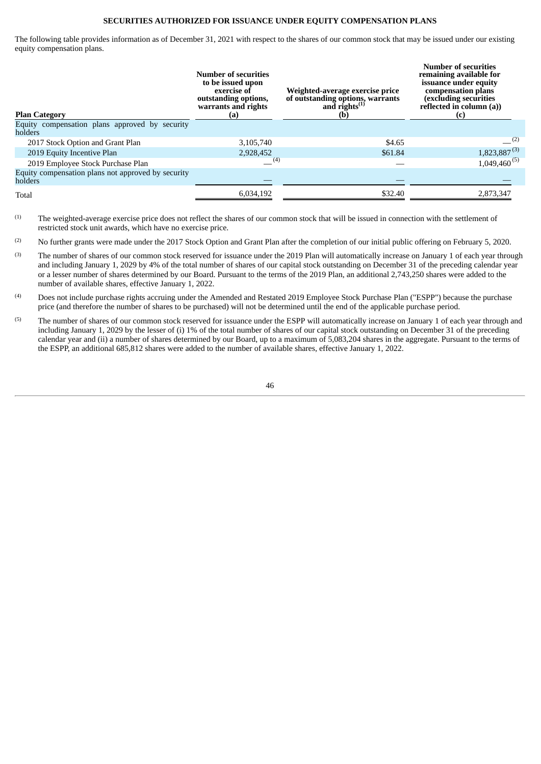## SECURITIES AUTHORIZED FOR ISSUANCE UNDER EQUITY COMPENSATION PLANS

The following table provides information as of December 31, 2021 with respect to the shares of our common stock that may be issued under our existing equity compensation plans.

| Plan Category | Number of securities to be issued upon exercise of outstanding options, warrants and rights (a) | Weighted-average exercise price of outstanding options, warrants and rights[(1)] (b) | Number of securities remaining available for issuance under equity compensation plans (excluding securities reflected in column (a)) (c) |
|---|---|---|---|
| Equity compensation plans approved by security holders | | | |
| 2017 Stock Option and Grant Plan | 3,105,740 | $4.65 | —[(2)] |
| 2019 Equity Incentive Plan | 2,928,452 | $61.84 | 1,823,887[(3)] |
| 2019 Employee Stock Purchase Plan | —[(4)] | — | 1,049,460[(5)] |
| Equity compensation plans not approved by security holders | — | — | — |
| Total | 6,034,192 | $32.40 | 2,873,347 |

(1) The weighted-average exercise price does not reflect the shares of our common stock that will be issued in connection with the settlement of restricted stock unit awards, which have no exercise price.

(2) No further grants were made under the 2017 Stock Option and Grant Plan after the completion of our initial public offering on February 5, 2020.

(3) The number of shares of our common stock reserved for issuance under the 2019 Plan will automatically increase on January 1 of each year through and including January 1, 2029 by 4% of the total number of shares of our capital stock outstanding on December 31 of the preceding calendar year or a lesser number of shares determined by our Board. Pursuant to the terms of the 2019 Plan, an additional 2,743,250 shares were added to the number of available shares, effective January 1, 2022.

(4) Does not include purchase rights accruing under the Amended and Restated 2019 Employee Stock Purchase Plan ("ESPP") because the purchase price (and therefore the number of shares to be purchased) will not be determined until the end of the applicable purchase period.

(5) The number of shares of our common stock reserved for issuance under the ESPP will automatically increase on January 1 of each year through and including January 1, 2029 by the lesser of (i) 1% of the total number of shares of our capital stock outstanding on December 31 of the preceding calendar year and (ii) a number of shares determined by our Board, up to a maximum of 5,083,204 shares in the aggregate. Pursuant to the terms of the ESPP, an additional 685,812 shares were added to the number of available shares, effective January 1, 2022.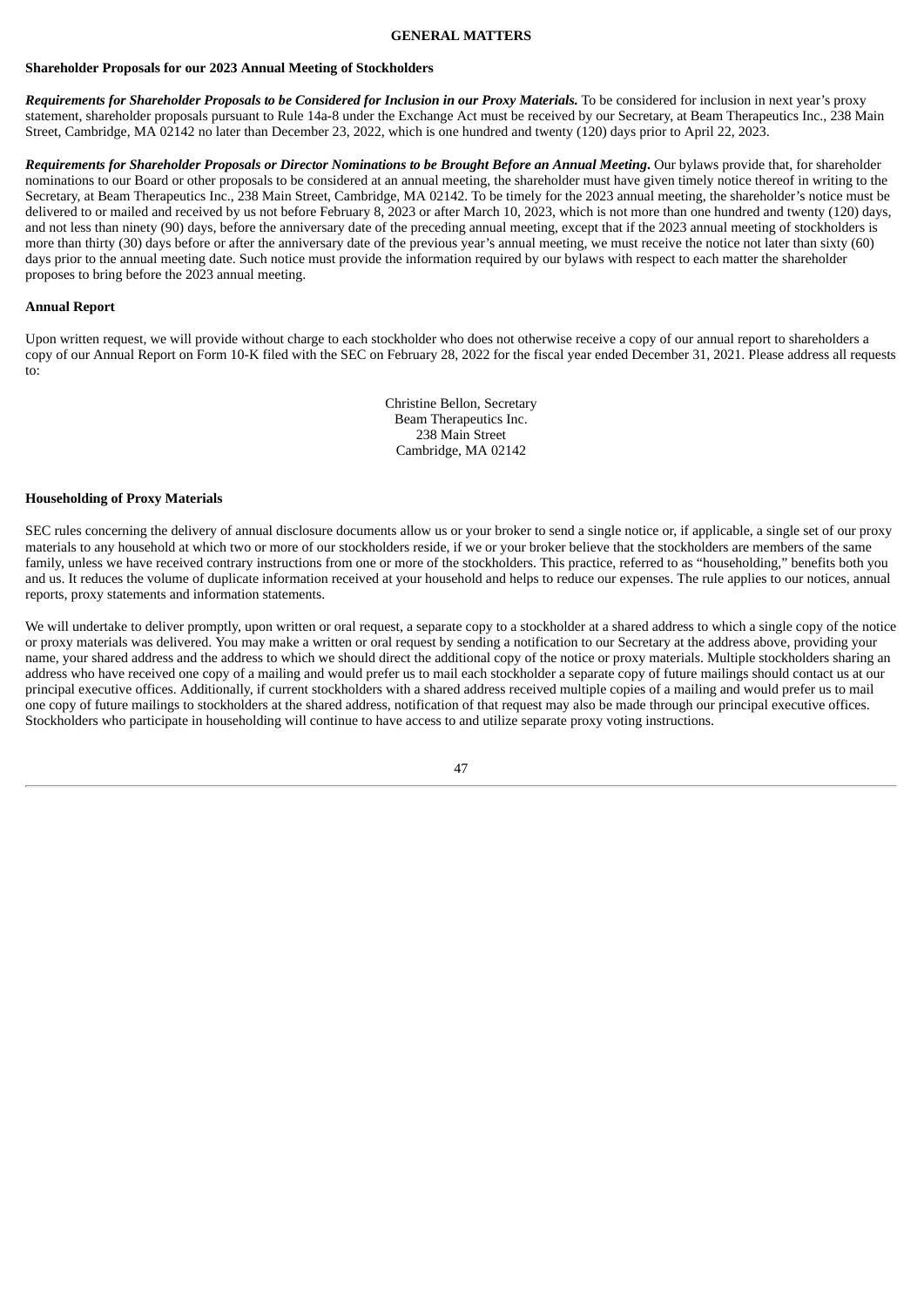# GENERAL MATTERS

## Shareholder Proposals for our 2023 Annual Meeting of Stockholders

***Requirements for Shareholder Proposals to be Considered for Inclusion in our Proxy Materials.*** To be considered for inclusion in next year's proxy statement, shareholder proposals pursuant to Rule 14a-8 under the Exchange Act must be received by our Secretary, at Beam Therapeutics Inc., 238 Main Street, Cambridge, MA 02142 no later than December 23, 2022, which is one hundred and twenty (120) days prior to April 22, 2023.

***Requirements for Shareholder Proposals or Director Nominations to be Brought Before an Annual Meeting*.** Our bylaws provide that, for shareholder nominations to our Board or other proposals to be considered at an annual meeting, the shareholder must have given timely notice thereof in writing to the Secretary, at Beam Therapeutics Inc., 238 Main Street, Cambridge, MA 02142. To be timely for the 2023 annual meeting, the shareholder's notice must be delivered to or mailed and received by us not before February 8, 2023 or after March 10, 2023, which is not more than one hundred and twenty (120) days, and not less than ninety (90) days, before the anniversary date of the preceding annual meeting, except that if the 2023 annual meeting of stockholders is more than thirty (30) days before or after the anniversary date of the previous year's annual meeting, we must receive the notice not later than sixty (60) days prior to the annual meeting date. Such notice must provide the information required by our bylaws with respect to each matter the shareholder proposes to bring before the 2023 annual meeting.

## Annual Report

Upon written request, we will provide without charge to each stockholder who does not otherwise receive a copy of our annual report to shareholders a copy of our Annual Report on Form 10-K filed with the SEC on February 28, 2022 for the fiscal year ended December 31, 2021. Please address all requests to:

Christine Bellon, Secretary
Beam Therapeutics Inc.
238 Main Street
Cambridge, MA 02142

## Householding of Proxy Materials

SEC rules concerning the delivery of annual disclosure documents allow us or your broker to send a single notice or, if applicable, a single set of our proxy materials to any household at which two or more of our stockholders reside, if we or your broker believe that the stockholders are members of the same family, unless we have received contrary instructions from one or more of the stockholders. This practice, referred to as "householding," benefits both you and us. It reduces the volume of duplicate information received at your household and helps to reduce our expenses. The rule applies to our notices, annual reports, proxy statements and information statements.

We will undertake to deliver promptly, upon written or oral request, a separate copy to a stockholder at a shared address to which a single copy of the notice or proxy materials was delivered. You may make a written or oral request by sending a notification to our Secretary at the address above, providing your name, your shared address and the address to which we should direct the additional copy of the notice or proxy materials. Multiple stockholders sharing an address who have received one copy of a mailing and would prefer us to mail each stockholder a separate copy of future mailings should contact us at our principal executive offices. Additionally, if current stockholders with a shared address received multiple copies of a mailing and would prefer us to mail one copy of future mailings to stockholders at the shared address, notification of that request may also be made through our principal executive offices. Stockholders who participate in householding will continue to have access to and utilize separate proxy voting instructions.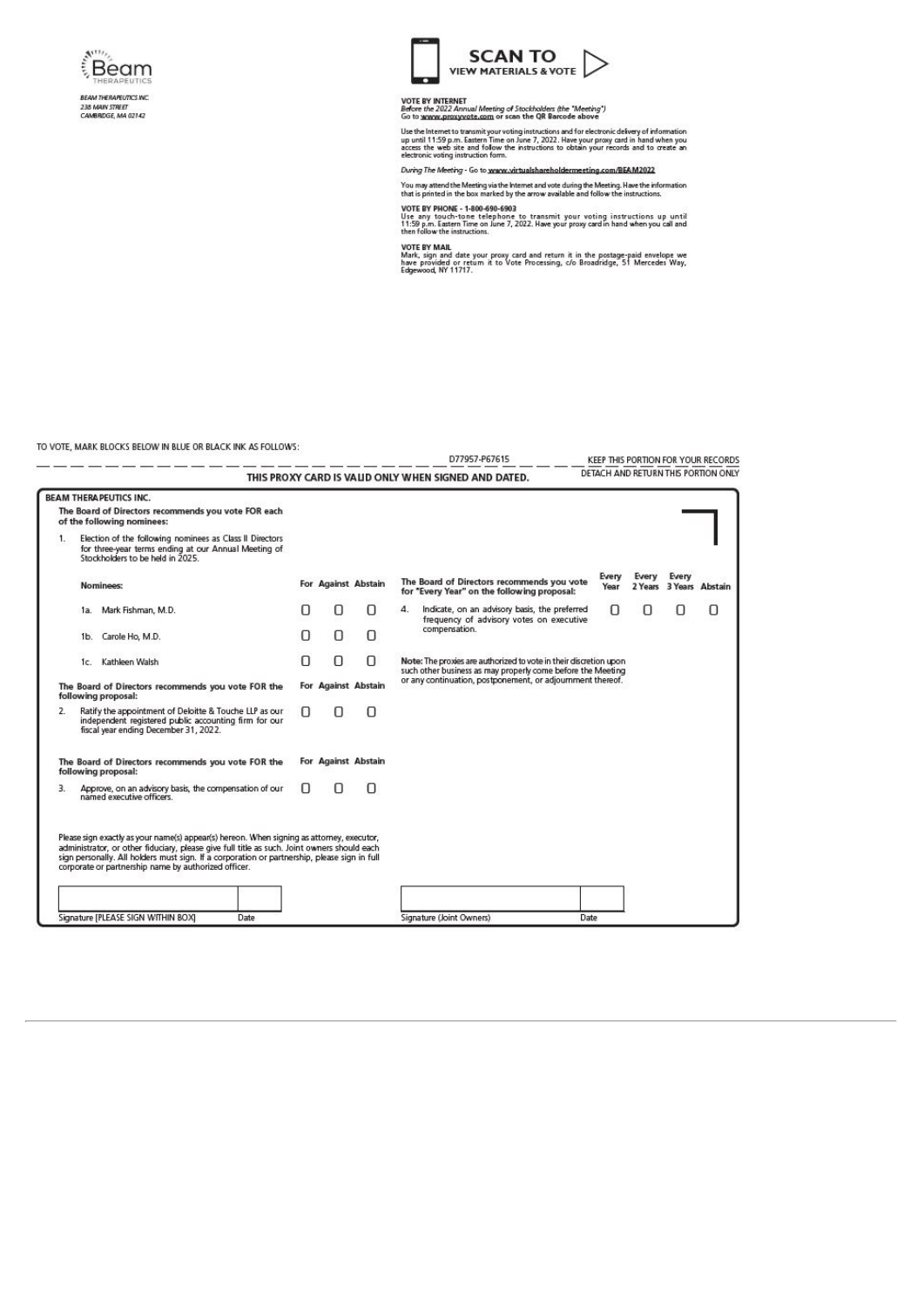Beam THERAPEUTICS

BEAM THERAPEUTICS INC.
238 MAIN STREET
CAMBRIDGE, MA 02142

**SCAN TO VIEW MATERIALS & VOTE**

**VOTE BY INTERNET**
*Before the 2022 Annual Meeting of Stockholders (the "Meeting")*
Go to **www.proxyvote.com** or scan the QR Barcode above

Use the Internet to transmit your voting instructions and for electronic delivery of information up until 11:59 p.m. Eastern Time on June 7, 2022. Have your proxy card in hand when you access the web site and follow the instructions to obtain your records and to create an electronic voting instruction form.

*During The Meeting* - Go to **www.virtualshareholdermeeting.com/BEAM2022**

You may attend the Meeting via the Internet and vote during the Meeting. Have the information that is printed in the box marked by the arrow available and follow the instructions.

**VOTE BY PHONE - 1-800-690-6903**
Use any touch-tone telephone to transmit your voting instructions up until 11:59 p.m. Eastern Time on June 7, 2022. Have your proxy card in hand when you call and then follow the instructions.

**VOTE BY MAIL**
Mark, sign and date your proxy card and return it in the postage-paid envelope we have provided or return it to Vote Processing, c/o Broadridge, 51 Mercedes Way, Edgewood, NY 11717.

TO VOTE, MARK BLOCKS BELOW IN BLUE OR BLACK INK AS FOLLOWS:

D77957-P67615

KEEP THIS PORTION FOR YOUR RECORDS

DETACH AND RETURN THIS PORTION ONLY

**THIS PROXY CARD IS VALID ONLY WHEN SIGNED AND DATED.**

**BEAM THERAPEUTICS INC.**

**The Board of Directors recommends you vote FOR each of the following nominees:**

1. Election of the following nominees as Class II Directors for three-year terms ending at our Annual Meeting of Stockholders to be held in 2025.

| Nominees: | For | Against | Abstain |
|---|---|---|---|
| 1a. Mark Fishman, M.D. | ☐ | ☐ | ☐ |
| 1b. Carole Ho, M.D. | ☐ | ☐ | ☐ |
| 1c. Kathleen Walsh | ☐ | ☐ | ☐ |

**The Board of Directors recommends you vote FOR the following proposal:**

| | For | Against | Abstain |
|---|---|---|---|
| 2. Ratify the appointment of Deloitte & Touche LLP as our independent registered public accounting firm for our fiscal year ending December 31, 2022. | ☐ | ☐ | ☐ |

**The Board of Directors recommends you vote FOR the following proposal:**

| | For | Against | Abstain |
|---|---|---|---|
| 3. Approve, on an advisory basis, the compensation of our named executive officers. | ☐ | ☐ | ☐ |

**The Board of Directors recommends you vote for "Every Year" on the following proposal:**

| | Every Year | Every 2 Years | Every 3 Years | Abstain |
|---|---|---|---|---|
| 4. Indicate, on an advisory basis, the preferred frequency of advisory votes on executive compensation. | ☐ | ☐ | ☐ | ☐ |

**Note:** The proxies are authorized to vote in their discretion upon such other business as may properly come before the Meeting or any continuation, postponement, or adjournment thereof.

Please sign exactly as your name(s) appear(s) hereon. When signing as attorney, executor, administrator, or other fiduciary, please give full title as such. Joint owners should each sign personally. All holders must sign. If a corporation or partnership, please sign in full corporate or partnership name by authorized officer.

| Signature [PLEASE SIGN WITHIN BOX] | Date | Signature (Joint Owners) | Date |
|---|---|---|---|
| | | | |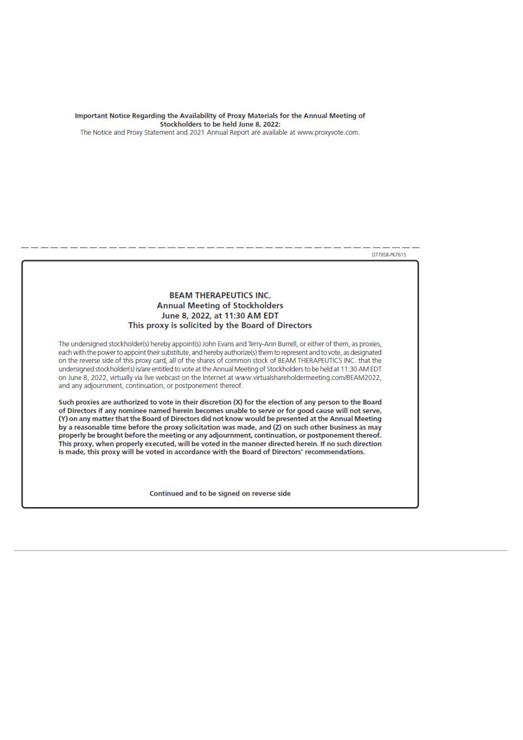**Important Notice Regarding the Availability of Proxy Materials for the Annual Meeting of Stockholders to be held June 8, 2022:**

The Notice and Proxy Statement and 2021 Annual Report are available at www.proxyvote.com.

D77958-P67615

**BEAM THERAPEUTICS INC.**
**Annual Meeting of Stockholders**
**June 8, 2022, at 11:30 AM EDT**
**This proxy is solicited by the Board of Directors**

The undersigned stockholder(s) hereby appoint(s) John Evans and Terry-Ann Burrell, or either of them, as proxies, each with the power to appoint their substitute, and hereby authorize(s) them to represent and to vote, as designated on the reverse side of this proxy card, all of the shares of common stock of BEAM THERAPEUTICS INC. that the undersigned stockholder(s) is/are entitled to vote at the Annual Meeting of Stockholders to be held at 11:30 AM EDT on June 8, 2022, virtually via live webcast on the Internet at www.virtualshareholdermeeting.com/BEAM2022, and any adjournment, continuation, or postponement thereof.

**Such proxies are authorized to vote in their discretion (X) for the election of any person to the Board of Directors if any nominee named herein becomes unable to serve or for good cause will not serve, (Y) on any matter that the Board of Directors did not know would be presented at the Annual Meeting by a reasonable time before the proxy solicitation was made, and (Z) on such other business as may properly be brought before the meeting or any adjournment, continuation, or postponement thereof. This proxy, when properly executed, will be voted in the manner directed herein. If no such direction is made, this proxy will be voted in accordance with the Board of Directors' recommendations.**

**Continued and to be signed on reverse side**